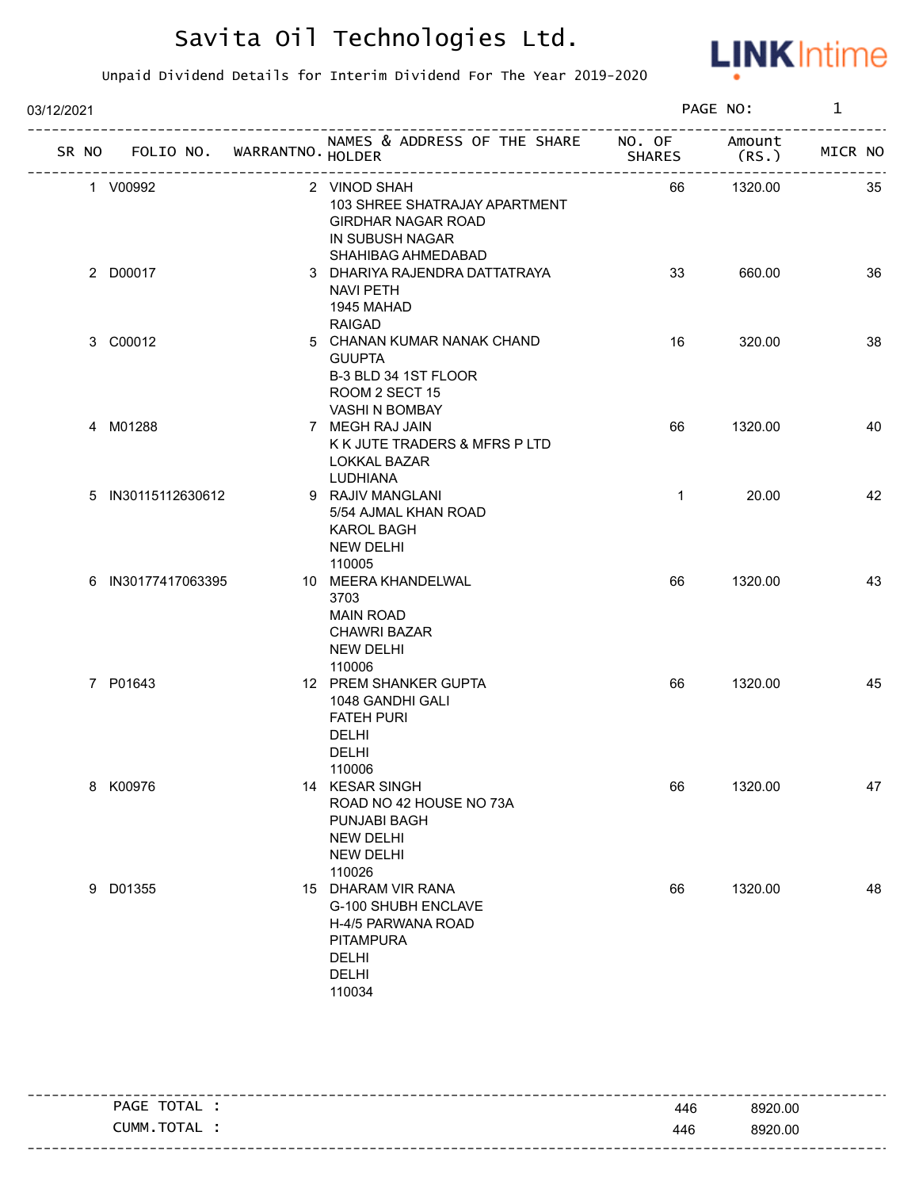# Savita Oil Technologies Ltd.

Unpaid Dividend Details for Interim Dividend For The Year 2019-2020

03/12/2021

PAGE NO: 1

| SR NO | FOLIO NO. | WARRANTNO. | NAMES & ADDRESS OF THE SHARE HOLDER | NO. OF SHARES | Amount (RS.) | MICR NO |
|---|---|---|---|---|---|---|
| 1 | V00992 | 2 | VINOD SHAH<br>103 SHREE SHATRAJAY APARTMENT<br>GIRDHAR NAGAR ROAD<br>IN SUBUSH NAGAR<br>SHAHIBAG AHMEDABAD | 66 | 1320.00 | 35 |
| 2 | D00017 | 3 | DHARIYA RAJENDRA DATTATRAYA<br>NAVI PETH<br>1945 MAHAD<br>RAIGAD | 33 | 660.00 | 36 |
| 3 | C00012 | 5 | CHANAN KUMAR NANAK CHAND<br>GUUPTA<br>B-3 BLD 34 1ST FLOOR<br>ROOM 2 SECT 15<br>VASHI N BOMBAY | 16 | 320.00 | 38 |
| 4 | M01288 | 7 | MEGH RAJ JAIN<br>K K JUTE TRADERS & MFRS P LTD<br>LOKKAL BAZAR<br>LUDHIANA | 66 | 1320.00 | 40 |
| 5 | IN30115112630612 | 9 | RAJIV MANGLANI<br>5/54 AJMAL KHAN ROAD<br>KAROL BAGH<br>NEW DELHI<br>110005 | 1 | 20.00 | 42 |
| 6 | IN30177417063395 | 10 | MEERA KHANDELWAL<br>3703<br>MAIN ROAD<br>CHAWRI BAZAR<br>NEW DELHI<br>110006 | 66 | 1320.00 | 43 |
| 7 | P01643 | 12 | PREM SHANKER GUPTA<br>1048 GANDHI GALI<br>FATEH PURI<br>DELHI<br>DELHI<br>110006 | 66 | 1320.00 | 45 |
| 8 | K00976 | 14 | KESAR SINGH<br>ROAD NO 42 HOUSE NO 73A<br>PUNJABI BAGH<br>NEW DELHI<br>NEW DELHI<br>110026 | 66 | 1320.00 | 47 |
| 9 | D01355 | 15 | DHARAM VIR RANA<br>G-100 SHUBH ENCLAVE<br>H-4/5 PARWANA ROAD<br>PITAMPURA<br>DELHI<br>DELHI<br>110034 | 66 | 1320.00 | 48 |

| | NO. OF SHARES | Amount (RS.) |
|---|---|---|
| PAGE TOTAL : | 446 | 8920.00 |
| CUMM.TOTAL : | 446 | 8920.00 |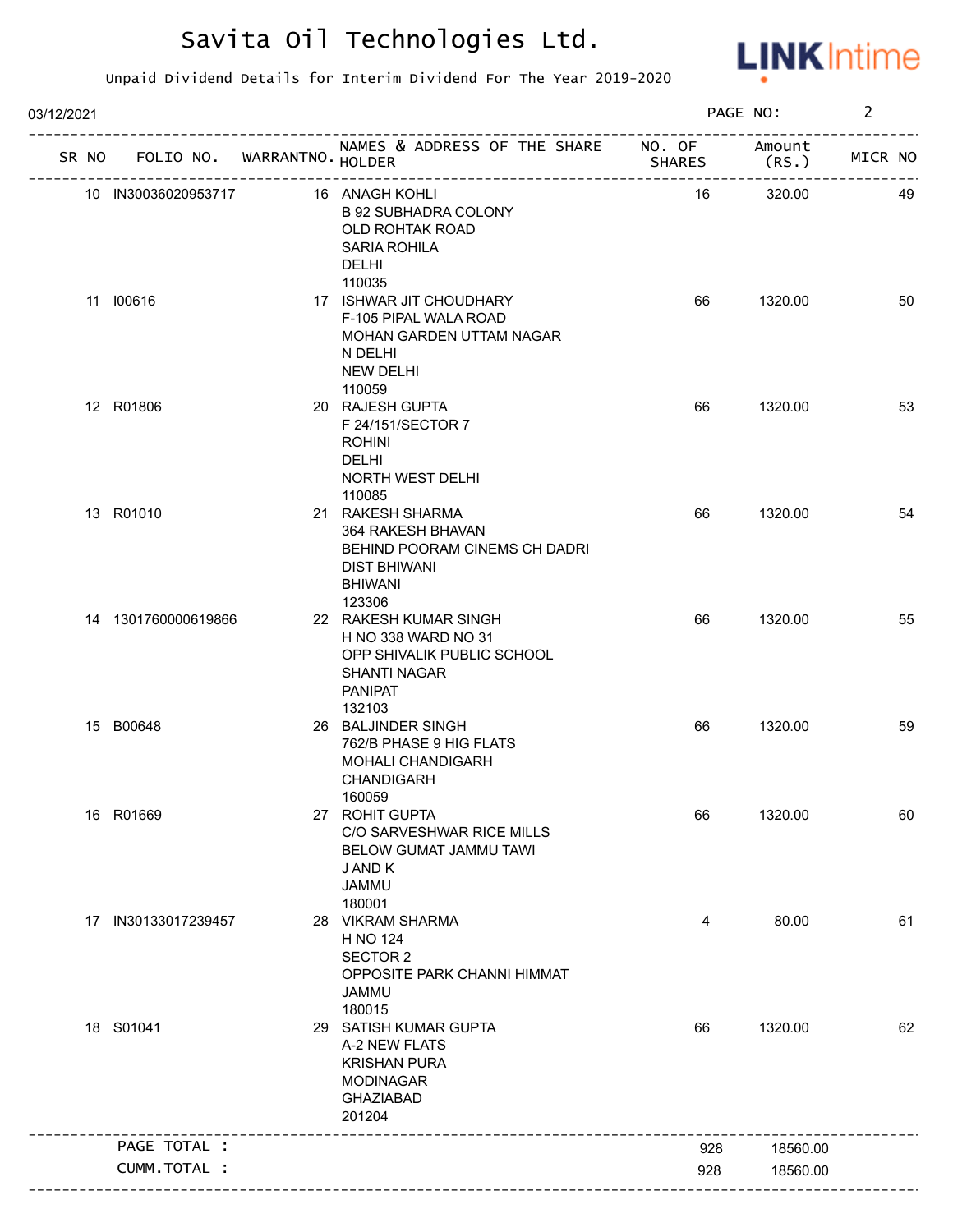# Savita Oil Technologies Ltd.

Unpaid Dividend Details for Interim Dividend For The Year 2019-2020

03/12/2021

| SR NO | FOLIO NO. | WARRANTNO. | NAMES & ADDRESS OF THE SHARE HOLDER | NO. OF SHARES | Amount (RS.) | MICR NO |
|---|---|---|---|---|---|---|
| 10 | IN30036020953717 | 16 | ANAGH KOHLI<br>B 92 SUBHADRA COLONY<br>OLD ROHTAK ROAD<br>SARIA ROHILA<br>DELHI<br>110035 | 16 | 320.00 | 49 |
| 11 | I00616 | 17 | ISHWAR JIT CHOUDHARY<br>F-105 PIPAL WALA ROAD<br>MOHAN GARDEN UTTAM NAGAR<br>N DELHI<br>NEW DELHI<br>110059 | 66 | 1320.00 | 50 |
| 12 | R01806 | 20 | RAJESH GUPTA<br>F 24/151/SECTOR 7<br>ROHINI<br>DELHI<br>NORTH WEST DELHI<br>110085 | 66 | 1320.00 | 53 |
| 13 | R01010 | 21 | RAKESH SHARMA<br>364 RAKESH BHAVAN<br>BEHIND POORAM CINEMS CH DADRI<br>DIST BHIWANI<br>BHIWANI<br>123306 | 66 | 1320.00 | 54 |
| 14 | 1301760000619866 | 22 | RAKESH KUMAR SINGH<br>H NO 338 WARD NO 31<br>OPP SHIVALIK PUBLIC SCHOOL<br>SHANTI NAGAR<br>PANIPAT<br>132103 | 66 | 1320.00 | 55 |
| 15 | B00648 | 26 | BALJINDER SINGH<br>762/B PHASE 9 HIG FLATS<br>MOHALI CHANDIGARH<br>CHANDIGARH<br>160059 | 66 | 1320.00 | 59 |
| 16 | R01669 | 27 | ROHIT GUPTA<br>C/O SARVESHWAR RICE MILLS<br>BELOW GUMAT JAMMU TAWI<br>J AND K<br>JAMMU<br>180001 | 66 | 1320.00 | 60 |
| 17 | IN30133017239457 | 28 | VIKRAM SHARMA<br>H NO 124<br>SECTOR 2<br>OPPOSITE PARK CHANNI HIMMAT<br>JAMMU<br>180015 | 4 | 80.00 | 61 |
| 18 | S01041 | 29 | SATISH KUMAR GUPTA<br>A-2 NEW FLATS<br>KRISHAN PURA<br>MODINAGAR<br>GHAZIABAD<br>201204 | 66 | 1320.00 | 62 |
| | PAGE TOTAL : | | | 928 | 18560.00 | |
| | CUMM.TOTAL : | | | 928 | 18560.00 | |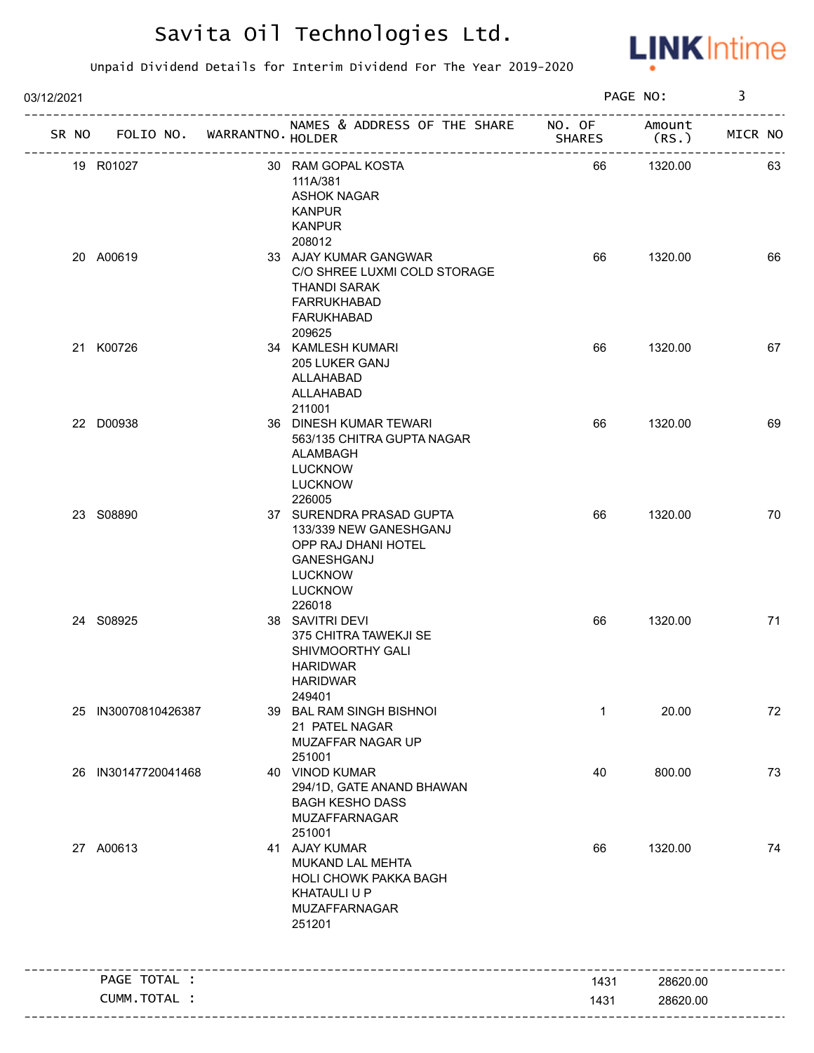# Savita Oil Technologies Ltd.

Unpaid Dividend Details for Interim Dividend For The Year 2019-2020

03/12/2021

| SR NO | FOLIO NO. | WARRANTNO. | NAMES & ADDRESS OF THE SHARE HOLDER | NO. OF SHARES | Amount (RS.) | MICR NO |
|---|---|---|---|---|---|---|
| 19 | R01027 | 30 | RAM GOPAL KOSTA<br>111A/381<br>ASHOK NAGAR<br>KANPUR<br>KANPUR<br>208012 | 66 | 1320.00 | 63 |
| 20 | A00619 | 33 | AJAY KUMAR GANGWAR<br>C/O SHREE LUXMI COLD STORAGE<br>THANDI SARAK<br>FARRUKHABAD<br>FARUKHABAD<br>209625 | 66 | 1320.00 | 66 |
| 21 | K00726 | 34 | KAMLESH KUMARI<br>205 LUKER GANJ<br>ALLAHABAD<br>ALLAHABAD<br>211001 | 66 | 1320.00 | 67 |
| 22 | D00938 | 36 | DINESH KUMAR TEWARI<br>563/135 CHITRA GUPTA NAGAR<br>ALAMBAGH<br>LUCKNOW<br>LUCKNOW<br>226005 | 66 | 1320.00 | 69 |
| 23 | S08890 | 37 | SURENDRA PRASAD GUPTA<br>133/339 NEW GANESHGANJ<br>OPP RAJ DHANI HOTEL<br>GANESHGANJ<br>LUCKNOW<br>LUCKNOW<br>226018 | 66 | 1320.00 | 70 |
| 24 | S08925 | 38 | SAVITRI DEVI<br>375 CHITRA TAWEKJI SE<br>SHIVMOORTHY GALI<br>HARIDWAR<br>HARIDWAR<br>249401 | 66 | 1320.00 | 71 |
| 25 | IN30070810426387 | 39 | BAL RAM SINGH BISHNOI<br>21 PATEL NAGAR<br>MUZAFFAR NAGAR UP<br>251001 | 1 | 20.00 | 72 |
| 26 | IN30147720041468 | 40 | VINOD KUMAR<br>294/1D, GATE ANAND BHAWAN<br>BAGH KESHO DASS<br>MUZAFFARNAGAR<br>251001 | 40 | 800.00 | 73 |
| 27 | A00613 | 41 | AJAY KUMAR<br>MUKAND LAL MEHTA<br>HOLI CHOWK PAKKA BAGH<br>KHATAULI U P<br>MUZAFFARNAGAR<br>251201 | 66 | 1320.00 | 74 |
| | PAGE TOTAL : | | | 1431 | 28620.00 | |
| | CUMM.TOTAL : | | | 1431 | 28620.00 | |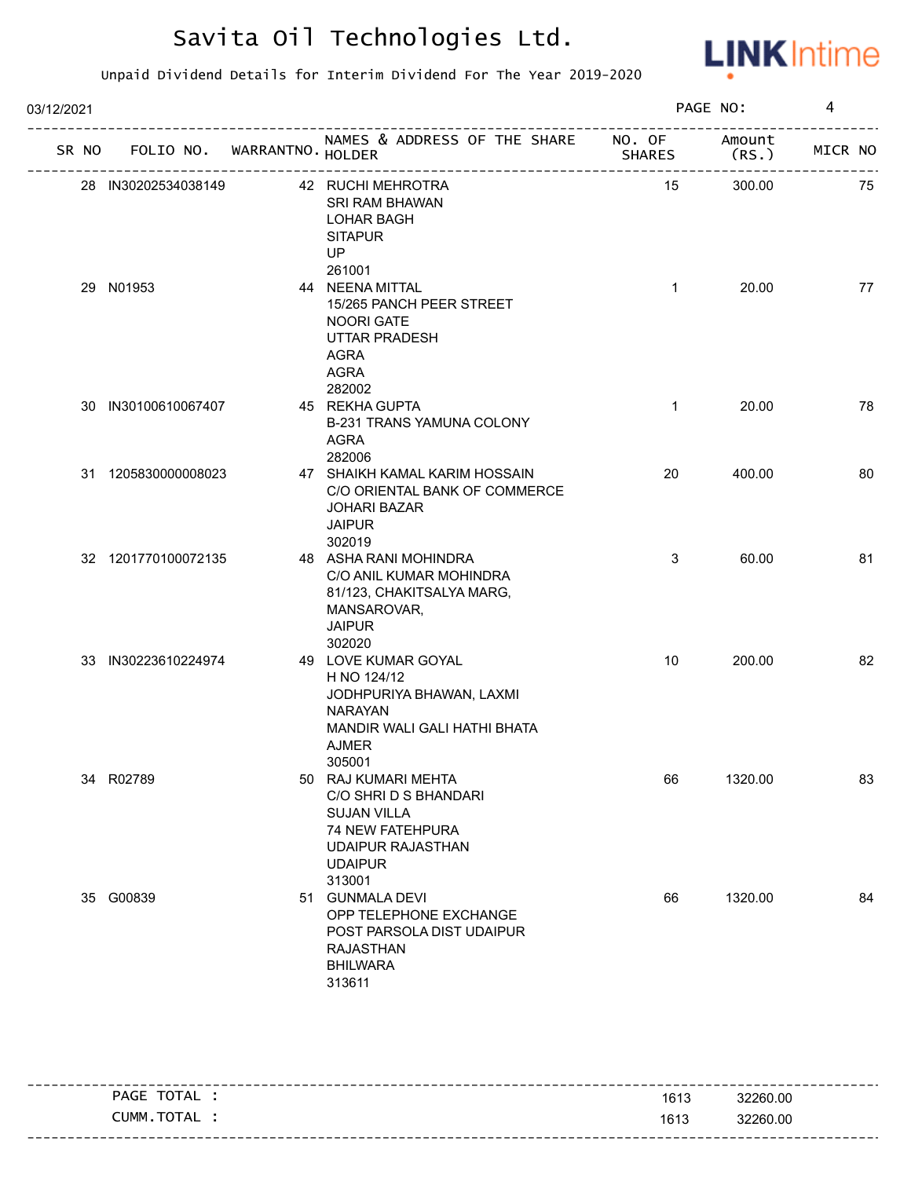# Savita Oil Technologies Ltd.

Unpaid Dividend Details for Interim Dividend For The Year 2019-2020

03/12/2021

| SR NO | FOLIO NO. | WARRANTNO. | NAMES & ADDRESS OF THE SHARE HOLDER | NO. OF SHARES | Amount (RS.) | MICR NO |
|---|---|---|---|---|---|---|
| 28 | IN30202534038149 | 42 | RUCHI MEHROTRA<br>SRI RAM BHAWAN<br>LOHAR BAGH<br>SITAPUR<br>UP<br>261001 | 15 | 300.00 | 75 |
| 29 | N01953 | 44 | NEENA MITTAL<br>15/265 PANCH PEER STREET<br>NOORI GATE<br>UTTAR PRADESH<br>AGRA<br>AGRA<br>282002 | 1 | 20.00 | 77 |
| 30 | IN30100610067407 | 45 | REKHA GUPTA<br>B-231 TRANS YAMUNA COLONY<br>AGRA<br>282006 | 1 | 20.00 | 78 |
| 31 | 1205830000008023 | 47 | SHAIKH KAMAL KARIM HOSSAIN<br>C/O ORIENTAL BANK OF COMMERCE<br>JOHARI BAZAR<br>JAIPUR<br>302019 | 20 | 400.00 | 80 |
| 32 | 1201770100072135 | 48 | ASHA RANI MOHINDRA<br>C/O ANIL KUMAR MOHINDRA<br>81/123, CHAKITSALYA MARG,<br>MANSAROVAR,<br>JAIPUR<br>302020 | 3 | 60.00 | 81 |
| 33 | IN30223610224974 | 49 | LOVE KUMAR GOYAL<br>H NO 124/12<br>JODHPURIYA BHAWAN, LAXMI<br>NARAYAN<br>MANDIR WALI GALI HATHI BHATA<br>AJMER<br>305001 | 10 | 200.00 | 82 |
| 34 | R02789 | 50 | RAJ KUMARI MEHTA<br>C/O SHRI D S BHANDARI<br>SUJAN VILLA<br>74 NEW FATEHPURA<br>UDAIPUR RAJASTHAN<br>UDAIPUR<br>313001 | 66 | 1320.00 | 83 |
| 35 | G00839 | 51 | GUNMALA DEVI<br>OPP TELEPHONE EXCHANGE<br>POST PARSOLA DIST UDAIPUR<br>RAJASTHAN<br>BHILWARA<br>313611 | 66 | 1320.00 | 84 |

| | NO. OF SHARES | Amount (RS.) |
|---|---|---|
| PAGE TOTAL : | 1613 | 32260.00 |
| CUMM.TOTAL : | 1613 | 32260.00 |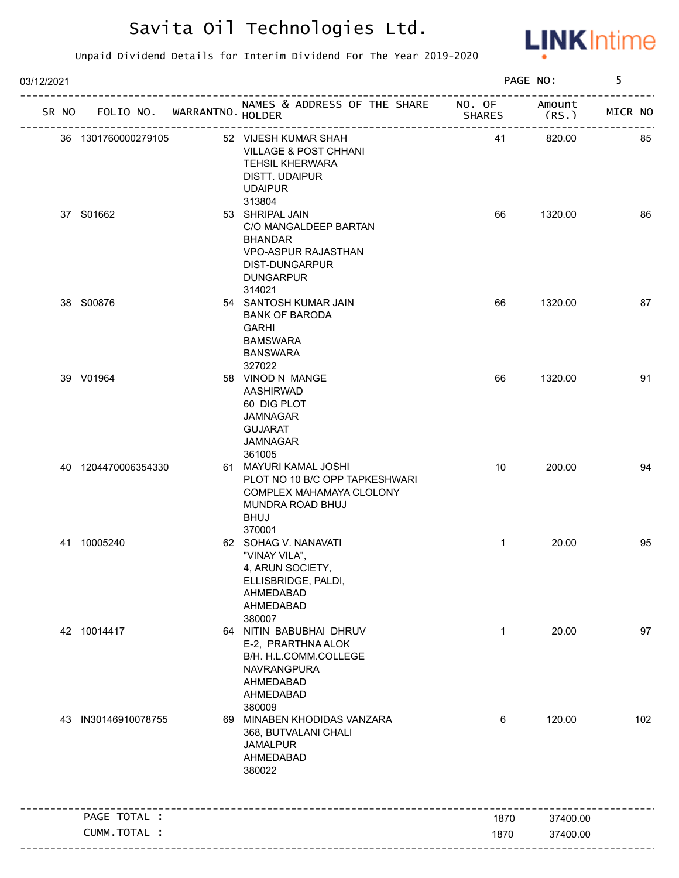# Savita Oil Technologies Ltd.

Unpaid Dividend Details for Interim Dividend For The Year 2019-2020

03/12/2021 PAGE NO: 5

| SR NO | FOLIO NO. | WARRANTNO. | NAMES & ADDRESS OF THE SHARE HOLDER | NO. OF SHARES | Amount (RS.) | MICR NO |
|---|---|---|---|---|---|---|
| 36 | 1301760000279105 | 52 | VIJESH KUMAR SHAH<br>VILLAGE & POST CHHANI<br>TEHSIL KHERWARA<br>DISTT. UDAIPUR<br>UDAIPUR<br>313804 | 41 | 820.00 | 85 |
| 37 | S01662 | 53 | SHRIPAL JAIN<br>C/O MANGALDEEP BARTAN<br>BHANDAR<br>VPO-ASPUR RAJASTHAN<br>DIST-DUNGARPUR<br>DUNGARPUR<br>314021 | 66 | 1320.00 | 86 |
| 38 | S00876 | 54 | SANTOSH KUMAR JAIN<br>BANK OF BARODA<br>GARHI<br>BAMSWARA<br>BANSWARA<br>327022 | 66 | 1320.00 | 87 |
| 39 | V01964 | 58 | VINOD N MANGE<br>AASHIRWAD<br>60 DIG PLOT<br>JAMNAGAR<br>GUJARAT<br>JAMNAGAR<br>361005 | 66 | 1320.00 | 91 |
| 40 | 1204470006354330 | 61 | MAYURI KAMAL JOSHI<br>PLOT NO 10 B/C OPP TAPKESHWARI<br>COMPLEX MAHAMAYA CLOLONY<br>MUNDRA ROAD BHUJ<br>BHUJ<br>370001 | 10 | 200.00 | 94 |
| 41 | 10005240 | 62 | SOHAG V. NANAVATI<br>"VINAY VILA",<br>4, ARUN SOCIETY,<br>ELLISBRIDGE, PALDI,<br>AHMEDABAD<br>AHMEDABAD<br>380007 | 1 | 20.00 | 95 |
| 42 | 10014417 | 64 | NITIN BABUBHAI DHRUV<br>E-2, PRARTHNA ALOK<br>B/H. H.L.COMM.COLLEGE<br>NAVRANGPURA<br>AHMEDABAD<br>AHMEDABAD<br>380009 | 1 | 20.00 | 97 |
| 43 | IN30146910078755 | 69 | MINABEN KHODIDAS VANZARA<br>368, BUTVALANI CHALI<br>JAMALPUR<br>AHMEDABAD<br>380022 | 6 | 120.00 | 102 |
| | PAGE TOTAL : | | | 1870 | 37400.00 | |
| | CUMM.TOTAL : | | | 1870 | 37400.00 | |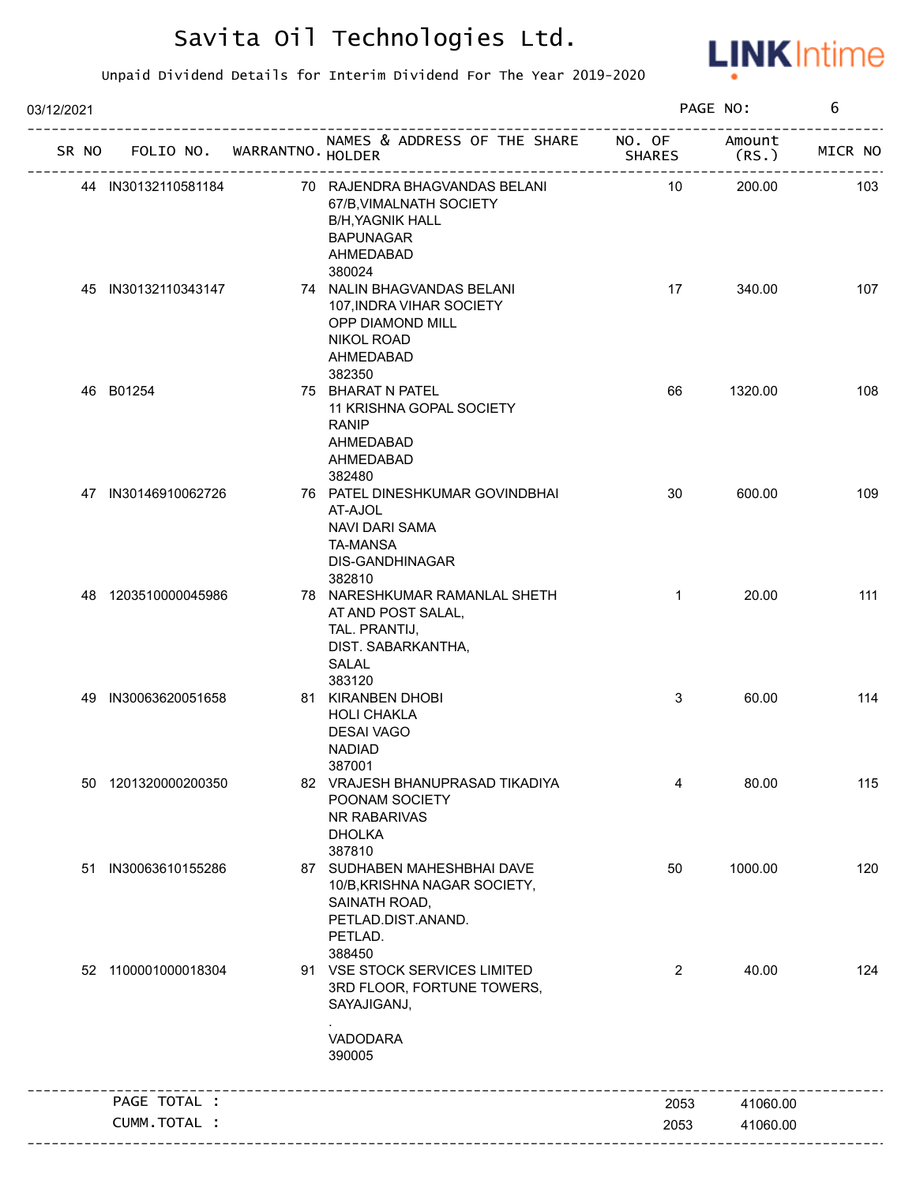# Savita Oil Technologies Ltd.

Unpaid Dividend Details for Interim Dividend For The Year 2019-2020

03/12/2021

| SR NO | FOLIO NO. | WARRANTNO. | NAMES & ADDRESS OF THE SHARE HOLDER | NO. OF SHARES | Amount (RS.) | MICR NO |
|---|---|---|---|---|---|---|
| 44 | IN30132110581184 | 70 | RAJENDRA BHAGVANDAS BELANI<br>67/B,VIMALNATH SOCIETY<br>B/H,YAGNIK HALL<br>BAPUNAGAR<br>AHMEDABAD<br>380024 | 10 | 200.00 | 103 |
| 45 | IN30132110343147 | 74 | NALIN BHAGVANDAS BELANI<br>107,INDRA VIHAR SOCIETY<br>OPP DIAMOND MILL<br>NIKOL ROAD<br>AHMEDABAD<br>382350 | 17 | 340.00 | 107 |
| 46 | B01254 | 75 | BHARAT N PATEL<br>11 KRISHNA GOPAL SOCIETY<br>RANIP<br>AHMEDABAD<br>AHMEDABAD<br>382480 | 66 | 1320.00 | 108 |
| 47 | IN30146910062726 | 76 | PATEL DINESHKUMAR GOVINDBHAI<br>AT-AJOL<br>NAVI DARI SAMA<br>TA-MANSA<br>DIS-GANDHINAGAR<br>382810 | 30 | 600.00 | 109 |
| 48 | 1203510000045986 | 78 | NARESHKUMAR RAMANLAL SHETH<br>AT AND POST SALAL,<br>TAL. PRANTIJ,<br>DIST. SABARKANTHA,<br>SALAL<br>383120 | 1 | 20.00 | 111 |
| 49 | IN30063620051658 | 81 | KIRANBEN DHOBI<br>HOLI CHAKLA<br>DESAI VAGO<br>NADIAD<br>387001 | 3 | 60.00 | 114 |
| 50 | 1201320000200350 | 82 | VRAJESH BHANUPRASAD TIKADIYA<br>POONAM SOCIETY<br>NR RABARIVAS<br>DHOLKA<br>387810 | 4 | 80.00 | 115 |
| 51 | IN30063610155286 | 87 | SUDHABEN MAHESHBHAI DAVE<br>10/B,KRISHNA NAGAR SOCIETY,<br>SAINATH ROAD,<br>PETLAD.DIST.ANAND.<br>PETLAD.<br>388450 | 50 | 1000.00 | 120 |
| 52 | 1100001000018304 | 91 | VSE STOCK SERVICES LIMITED<br>3RD FLOOR, FORTUNE TOWERS,<br>SAYAJIGANJ,<br>.<br>VADODARA<br>390005 | 2 | 40.00 | 124 |
| | PAGE TOTAL : | | | 2053 | 41060.00 | |
| | CUMM.TOTAL : | | | 2053 | 41060.00 | |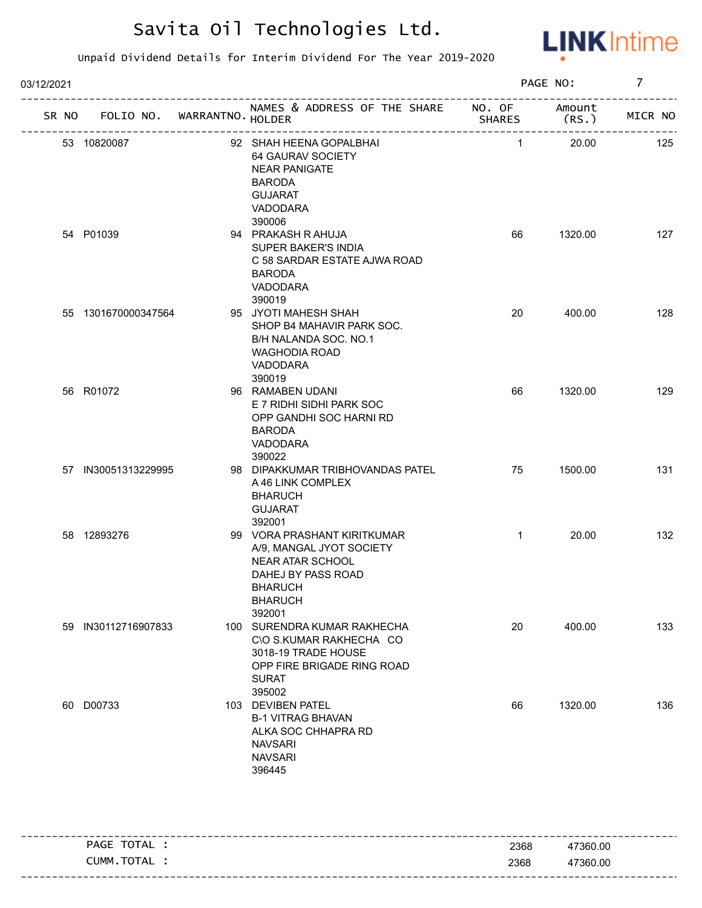# Savita Oil Technologies Ltd.

Unpaid Dividend Details for Interim Dividend For The Year 2019-2020

03/12/2021

| SR NO | FOLIO NO. | WARRANTNO. | NAMES & ADDRESS OF THE SHARE HOLDER | NO. OF SHARES | Amount (RS.) | MICR NO |
|---|---|---|---|---|---|---|
| 53 | 10820087 | 92 | SHAH HEENA GOPALBHAI<br>64 GAURAV SOCIETY<br>NEAR PANIGATE<br>BARODA<br>GUJARAT<br>VADODARA<br>390006 | 1 | 20.00 | 125 |
| 54 | P01039 | 94 | PRAKASH R AHUJA<br>SUPER BAKER'S INDIA<br>C 58 SARDAR ESTATE AJWA ROAD<br>BARODA<br>VADODARA<br>390019 | 66 | 1320.00 | 127 |
| 55 | 1301670000347564 | 95 | JYOTI MAHESH SHAH<br>SHOP B4 MAHAVIR PARK SOC.<br>B/H NALANDA SOC. NO.1<br>WAGHODIA ROAD<br>VADODARA<br>390019 | 20 | 400.00 | 128 |
| 56 | R01072 | 96 | RAMABEN UDANI<br>E 7 RIDHI SIDHI PARK SOC<br>OPP GANDHI SOC HARNI RD<br>BARODA<br>VADODARA<br>390022 | 66 | 1320.00 | 129 |
| 57 | IN30051313229995 | 98 | DIPAKKUMAR TRIBHOVANDAS PATEL<br>A 46 LINK COMPLEX<br>BHARUCH<br>GUJARAT<br>392001 | 75 | 1500.00 | 131 |
| 58 | 12893276 | 99 | VORA PRASHANT KIRITKUMAR<br>A/9, MANGAL JYOT SOCIETY<br>NEAR ATAR SCHOOL<br>DAHEJ BY PASS ROAD<br>BHARUCH<br>BHARUCH<br>392001 | 1 | 20.00 | 132 |
| 59 | IN30112716907833 | 100 | SURENDRA KUMAR RAKHECHA<br>C\O S.KUMAR RAKHECHA CO<br>3018-19 TRADE HOUSE<br>OPP FIRE BRIGADE RING ROAD<br>SURAT<br>395002 | 20 | 400.00 | 133 |
| 60 | D00733 | 103 | DEVIBEN PATEL<br>B-1 VITRAG BHAVAN<br>ALKA SOC CHHAPRA RD<br>NAVSARI<br>NAVSARI<br>396445 | 66 | 1320.00 | 136 |

| | NO. OF SHARES | Amount (RS.) |
|---|---|---|
| PAGE TOTAL : | 2368 | 47360.00 |
| CUMM.TOTAL : | 2368 | 47360.00 |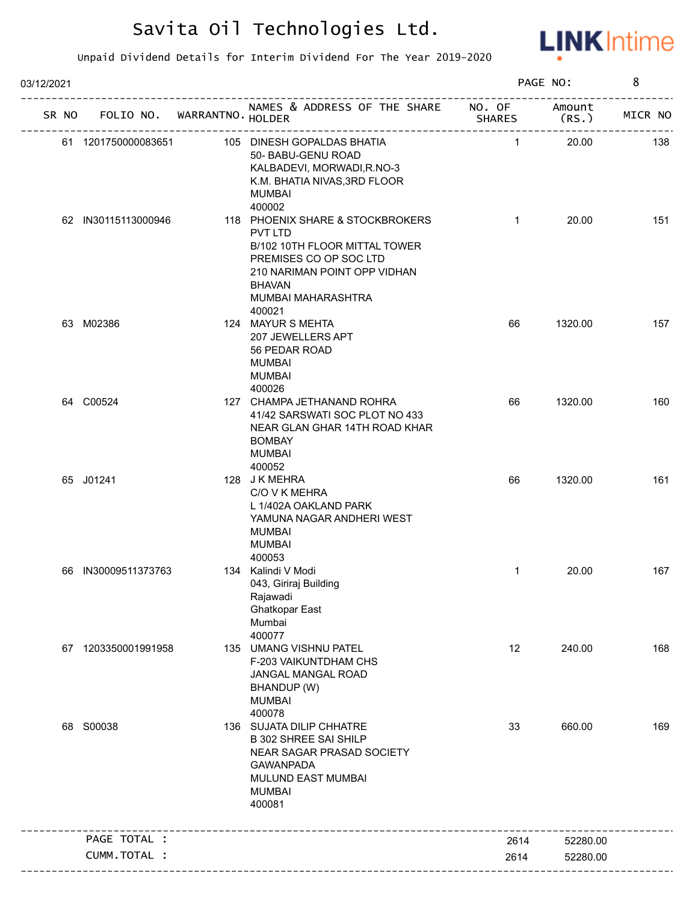# Savita Oil Technologies Ltd.

Unpaid Dividend Details for Interim Dividend For The Year 2019-2020

03/12/2021

| SR NO | FOLIO NO. | WARRANTNO. | NAMES & ADDRESS OF THE SHARE HOLDER | NO. OF SHARES | Amount (RS.) | MICR NO |
|---|---|---|---|---|---|---|
| 61 | 1201750000083651 | 105 | DINESH GOPALDAS BHATIA 50- BABU-GENU ROAD KALBADEVI, MORWADI,R.NO-3 K.M. BHATIA NIVAS,3RD FLOOR MUMBAI 400002 | 1 | 20.00 | 138 |
| 62 | IN30115113000946 | 118 | PHOENIX SHARE & STOCKBROKERS PVT LTD B/102 10TH FLOOR MITTAL TOWER PREMISES CO OP SOC LTD 210 NARIMAN POINT OPP VIDHAN BHAVAN MUMBAI MAHARASHTRA 400021 | 1 | 20.00 | 151 |
| 63 | M02386 | 124 | MAYUR S MEHTA 207 JEWELLERS APT 56 PEDAR ROAD MUMBAI MUMBAI 400026 | 66 | 1320.00 | 157 |
| 64 | C00524 | 127 | CHAMPA JETHANAND ROHRA 41/42 SARSWATI SOC PLOT NO 433 NEAR GLAN GHAR 14TH ROAD KHAR BOMBAY MUMBAI 400052 | 66 | 1320.00 | 160 |
| 65 | J01241 | 128 | J K MEHRA C/O V K MEHRA L 1/402A OAKLAND PARK YAMUNA NAGAR ANDHERI WEST MUMBAI MUMBAI 400053 | 66 | 1320.00 | 161 |
| 66 | IN30009511373763 | 134 | Kalindi V Modi 043, Giriraj Building Rajawadi Ghatkopar East Mumbai 400077 | 1 | 20.00 | 167 |
| 67 | 1203350001991958 | 135 | UMANG VISHNU PATEL F-203 VAIKUNTDHAM CHS JANGAL MANGAL ROAD BHANDUP (W) MUMBAI 400078 | 12 | 240.00 | 168 |
| 68 | S00038 | 136 | SUJATA DILIP CHHATRE B 302 SHREE SAI SHILP NEAR SAGAR PRASAD SOCIETY GAWANPADA MULUND EAST MUMBAI MUMBAI 400081 | 33 | 660.00 | 169 |

| | | |
|---|---|---|
| PAGE TOTAL : | 2614 | 52280.00 |
| CUMM.TOTAL : | 2614 | 52280.00 |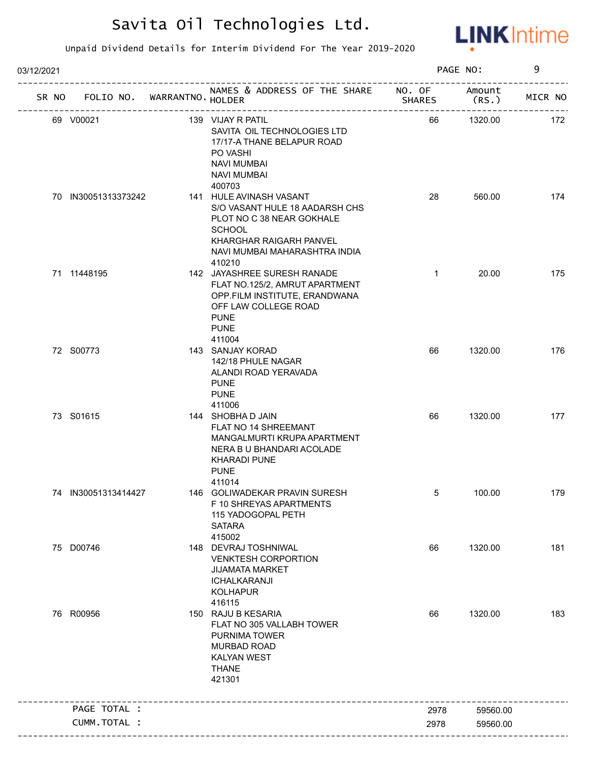# Savita Oil Technologies Ltd.

Unpaid Dividend Details for Interim Dividend For The Year 2019-2020

03/12/2021 PAGE NO: 9

| SR NO | FOLIO NO. | WARRANTNO. | NAMES & ADDRESS OF THE SHARE HOLDER | NO. OF SHARES | Amount (RS.) | MICR NO |
|---|---|---|---|---|---|---|
| 69 | V00021 | 139 | VIJAY R PATIL<br>SAVITA OIL TECHNOLOGIES LTD<br>17/17-A THANE BELAPUR ROAD<br>PO VASHI<br>NAVI MUMBAI<br>NAVI MUMBAI<br>400703 | 66 | 1320.00 | 172 |
| 70 | IN30051313373242 | 141 | HULE AVINASH VASANT<br>S/O VASANT HULE 18 AADARSH CHS<br>PLOT NO C 38 NEAR GOKHALE<br>SCHOOL<br>KHARGHAR RAIGARH PANVEL<br>NAVI MUMBAI MAHARASHTRA INDIA<br>410210 | 28 | 560.00 | 174 |
| 71 | 11448195 | 142 | JAYASHREE SURESH RANADE<br>FLAT NO.125/2, AMRUT APARTMENT<br>OPP.FILM INSTITUTE, ERANDWANA<br>OFF LAW COLLEGE ROAD<br>PUNE<br>PUNE<br>411004 | 1 | 20.00 | 175 |
| 72 | S00773 | 143 | SANJAY KORAD<br>142/18 PHULE NAGAR<br>ALANDI ROAD YERAVADA<br>PUNE<br>PUNE<br>411006 | 66 | 1320.00 | 176 |
| 73 | S01615 | 144 | SHOBHA D JAIN<br>FLAT NO 14 SHREEMANT<br>MANGALMURTI KRUPA APARTMENT<br>NERA B U BHANDARI ACOLADE<br>KHARADI PUNE<br>PUNE<br>411014 | 66 | 1320.00 | 177 |
| 74 | IN30051313414427 | 146 | GOLIWADEKAR PRAVIN SURESH<br>F 10 SHREYAS APARTMENTS<br>115 YADOGOPAL PETH<br>SATARA<br>415002 | 5 | 100.00 | 179 |
| 75 | D00746 | 148 | DEVRAJ TOSHNIWAL<br>VENKTESH CORPORTION<br>JIJAMATA MARKET<br>ICHALKARANJI<br>KOLHAPUR<br>416115 | 66 | 1320.00 | 181 |
| 76 | R00956 | 150 | RAJU B KESARIA<br>FLAT NO 305 VALLABH TOWER<br>PURNIMA TOWER<br>MURBAD ROAD<br>KALYAN WEST<br>THANE<br>421301 | 66 | 1320.00 | 183 |
| | PAGE TOTAL : | | | 2978 | 59560.00 | |
| | CUMM.TOTAL : | | | 2978 | 59560.00 | |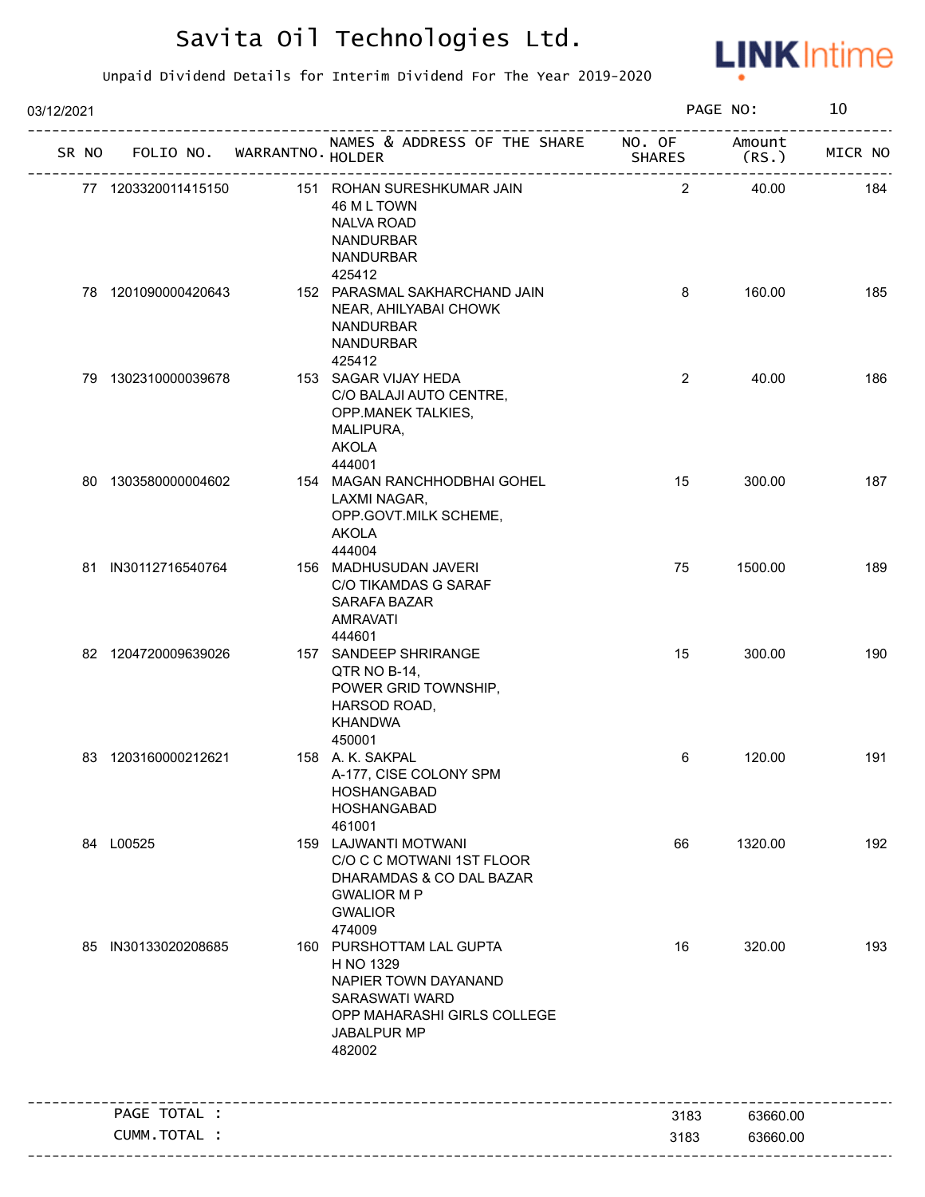# Savita Oil Technologies Ltd.

Unpaid Dividend Details for Interim Dividend For The Year 2019-2020

03/12/2021

| SR NO | FOLIO NO. | WARRANTNO. | NAMES & ADDRESS OF THE SHARE HOLDER | NO. OF SHARES | Amount (RS.) | MICR NO |
|---|---|---|---|---|---|---|
| 77 | 1203320011415150 | 151 | ROHAN SURESHKUMAR JAIN<br>46 M L TOWN<br>NALVA ROAD<br>NANDURBAR<br>NANDURBAR<br>425412 | 2 | 40.00 | 184 |
| 78 | 1201090000420643 | 152 | PARASMAL SAKHARCHAND JAIN<br>NEAR, AHILYABAI CHOWK<br>NANDURBAR<br>NANDURBAR<br>425412 | 8 | 160.00 | 185 |
| 79 | 1302310000039678 | 153 | SAGAR VIJAY HEDA<br>C/O BALAJI AUTO CENTRE,<br>OPP.MANEK TALKIES,<br>MALIPURA,<br>AKOLA<br>444001 | 2 | 40.00 | 186 |
| 80 | 1303580000004602 | 154 | MAGAN RANCHHODBHAI GOHEL<br>LAXMI NAGAR,<br>OPP.GOVT.MILK SCHEME,<br>AKOLA<br>444004 | 15 | 300.00 | 187 |
| 81 | IN30112716540764 | 156 | MADHUSUDAN JAVERI<br>C/O TIKAMDAS G SARAF<br>SARAFA BAZAR<br>AMRAVATI<br>444601 | 75 | 1500.00 | 189 |
| 82 | 1204720009639026 | 157 | SANDEEP SHRIRANGE<br>QTR NO B-14,<br>POWER GRID TOWNSHIP,<br>HARSOD ROAD,<br>KHANDWA<br>450001 | 15 | 300.00 | 190 |
| 83 | 1203160000212621 | 158 | A. K. SAKPAL<br>A-177, CISE COLONY SPM<br>HOSHANGABAD<br>HOSHANGABAD<br>461001 | 6 | 120.00 | 191 |
| 84 | L00525 | 159 | LAJWANTI MOTWANI<br>C/O C C MOTWANI 1ST FLOOR<br>DHARAMDAS & CO DAL BAZAR<br>GWALIOR M P<br>GWALIOR<br>474009 | 66 | 1320.00 | 192 |
| 85 | IN30133020208685 | 160 | PURSHOTTAM LAL GUPTA<br>H NO 1329<br>NAPIER TOWN DAYANAND<br>SARASWATI WARD<br>OPP MAHARASHI GIRLS COLLEGE<br>JABALPUR MP<br>482002 | 16 | 320.00 | 193 |

| | | |
|---|---|---|
| PAGE TOTAL : | 3183 | 63660.00 |
| CUMM.TOTAL : | 3183 | 63660.00 |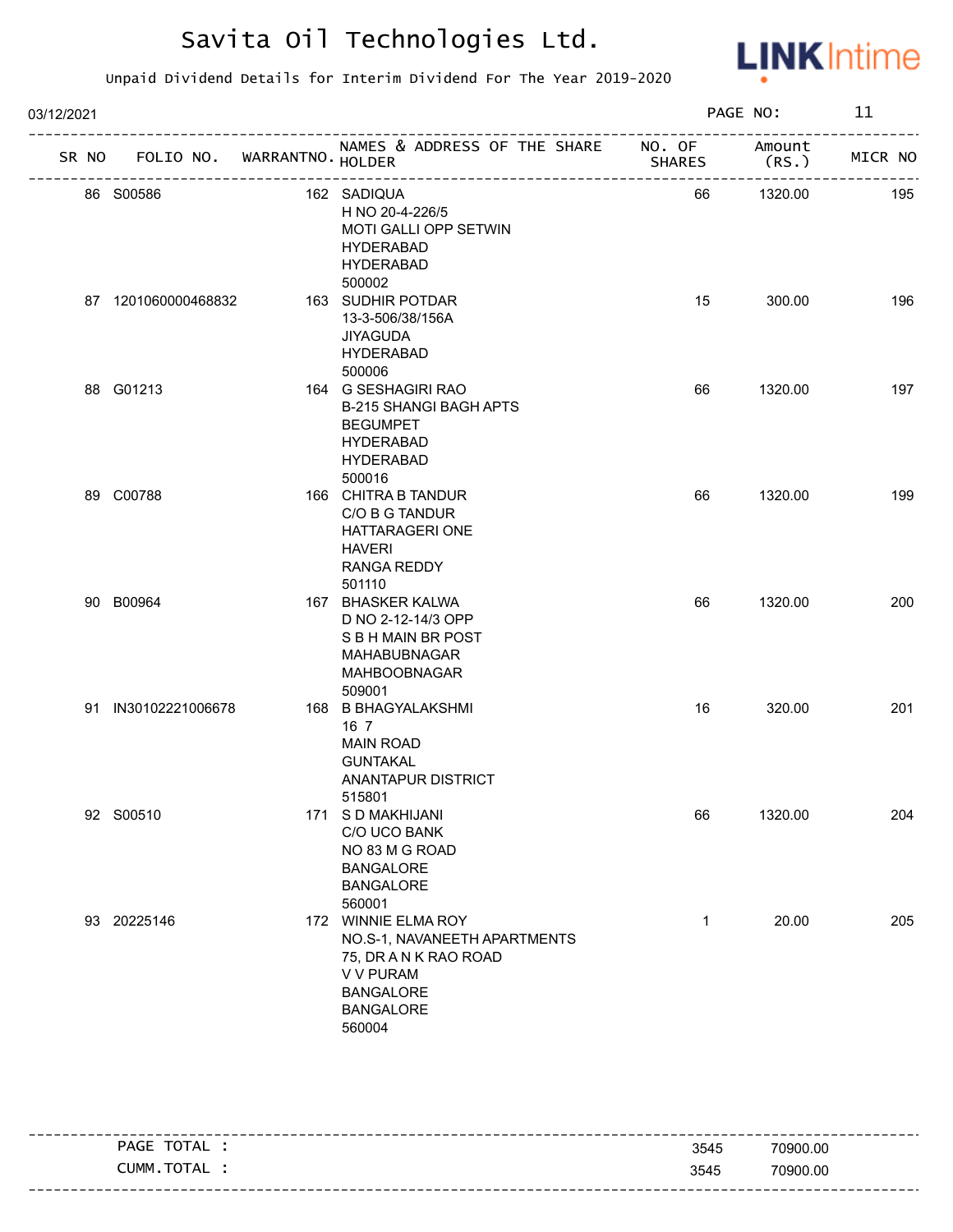# Savita Oil Technologies Ltd.

Unpaid Dividend Details for Interim Dividend For The Year 2019-2020

03/12/2021

| SR NO | FOLIO NO. | WARRANTNO. | NAMES & ADDRESS OF THE SHARE HOLDER | NO. OF SHARES | Amount (RS.) | MICR NO |
|---|---|---|---|---|---|---|
| 86 | S00586 | 162 | SADIQUA<br>H NO 20-4-226/5<br>MOTI GALLI OPP SETWIN<br>HYDERABAD<br>HYDERABAD<br>500002 | 66 | 1320.00 | 195 |
| 87 | 1201060000468832 | 163 | SUDHIR POTDAR<br>13-3-506/38/156A<br>JIYAGUDA<br>HYDERABAD<br>500006 | 15 | 300.00 | 196 |
| 88 | G01213 | 164 | G SESHAGIRI RAO<br>B-215 SHANGI BAGH APTS<br>BEGUMPET<br>HYDERABAD<br>HYDERABAD<br>500016 | 66 | 1320.00 | 197 |
| 89 | C00788 | 166 | CHITRA B TANDUR<br>C/O B G TANDUR<br>HATTARAGERI ONE<br>HAVERI<br>RANGA REDDY<br>501110 | 66 | 1320.00 | 199 |
| 90 | B00964 | 167 | BHASKER KALWA<br>D NO 2-12-14/3 OPP<br>S B H MAIN BR POST<br>MAHABUBNAGAR<br>MAHBOOBNAGAR<br>509001 | 66 | 1320.00 | 200 |
| 91 | IN30102221006678 | 168 | B BHAGYALAKSHMI<br>16 7<br>MAIN ROAD<br>GUNTAKAL<br>ANANTAPUR DISTRICT<br>515801 | 16 | 320.00 | 201 |
| 92 | S00510 | 171 | S D MAKHIJANI<br>C/O UCO BANK<br>NO 83 M G ROAD<br>BANGALORE<br>BANGALORE<br>560001 | 66 | 1320.00 | 204 |
| 93 | 20225146 | 172 | WINNIE ELMA ROY<br>NO.S-1, NAVANEETH APARTMENTS<br>75, DR A N K RAO ROAD<br>V V PURAM<br>BANGALORE<br>BANGALORE<br>560004 | 1 | 20.00 | 205 |

| | NO. OF SHARES | Amount (RS.) |
|---|---|---|
| PAGE TOTAL : | 3545 | 70900.00 |
| CUMM.TOTAL : | 3545 | 70900.00 |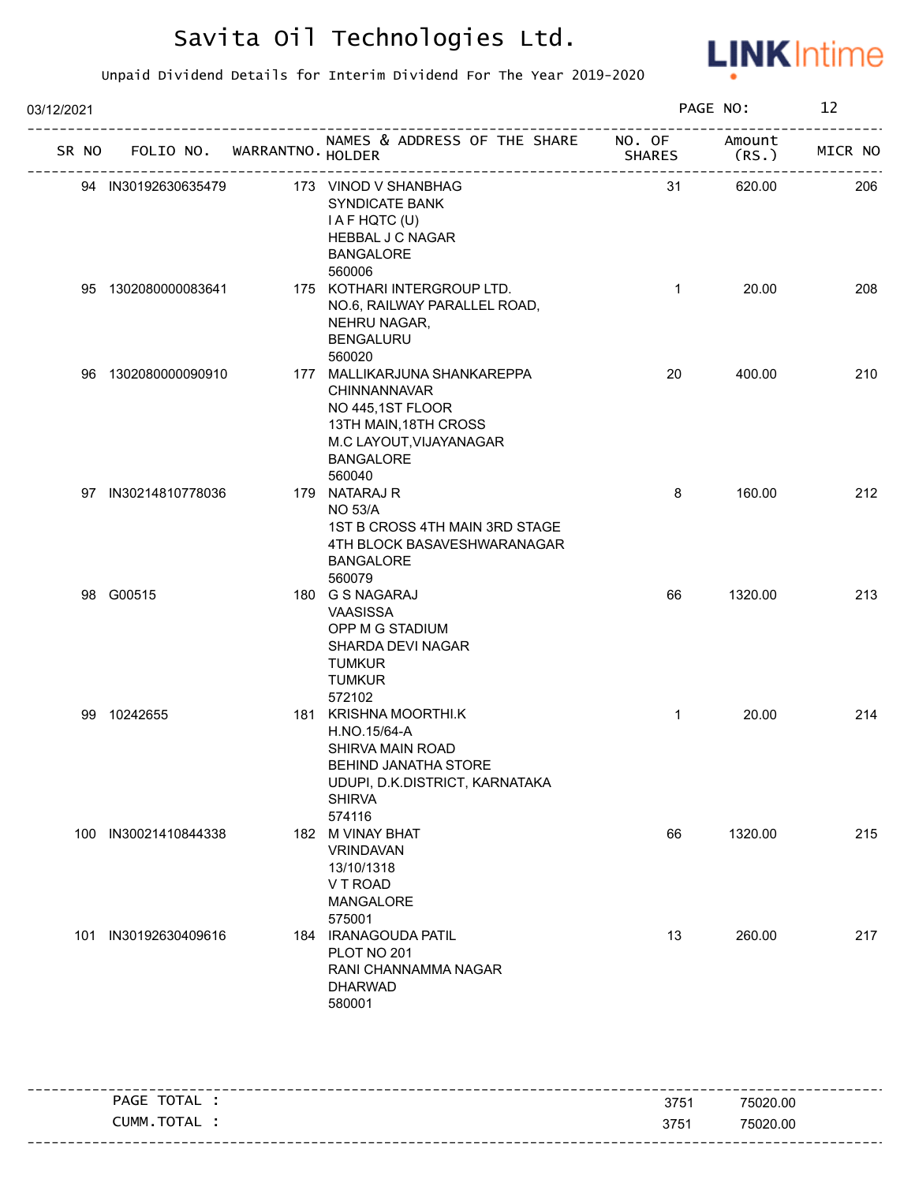# Savita Oil Technologies Ltd.

Unpaid Dividend Details for Interim Dividend For The Year 2019-2020

03/12/2021

| SR NO | FOLIO NO. | WARRANTNO. | NAMES & ADDRESS OF THE SHARE HOLDER | NO. OF SHARES | Amount (RS.) | MICR NO |
|---|---|---|---|---|---|---|
| 94 | IN30192630635479 | 173 | VINOD V SHANBHAG<br>SYNDICATE BANK<br>I A F HQTC (U)<br>HEBBAL J C NAGAR<br>BANGALORE<br>560006 | 31 | 620.00 | 206 |
| 95 | 1302080000083641 | 175 | KOTHARI INTERGROUP LTD.<br>NO.6, RAILWAY PARALLEL ROAD,<br>NEHRU NAGAR,<br>BENGALURU<br>560020 | 1 | 20.00 | 208 |
| 96 | 1302080000090910 | 177 | MALLIKARJUNA SHANKAREPPA<br>CHINNANNAVAR<br>NO 445,1ST FLOOR<br>13TH MAIN,18TH CROSS<br>M.C LAYOUT,VIJAYANAGAR<br>BANGALORE<br>560040 | 20 | 400.00 | 210 |
| 97 | IN30214810778036 | 179 | NATARAJ R<br>NO 53/A<br>1ST B CROSS 4TH MAIN 3RD STAGE<br>4TH BLOCK BASAVESHWARANAGAR<br>BANGALORE<br>560079 | 8 | 160.00 | 212 |
| 98 | G00515 | 180 | G S NAGARAJ<br>VAASISSA<br>OPP M G STADIUM<br>SHARDA DEVI NAGAR<br>TUMKUR<br>TUMKUR<br>572102 | 66 | 1320.00 | 213 |
| 99 | 10242655 | 181 | KRISHNA MOORTHI.K<br>H.NO.15/64-A<br>SHIRVA MAIN ROAD<br>BEHIND JANATHA STORE<br>UDUPI, D.K.DISTRICT, KARNATAKA<br>SHIRVA<br>574116 | 1 | 20.00 | 214 |
| 100 | IN30021410844338 | 182 | M VINAY BHAT<br>VRINDAVAN<br>13/10/1318<br>V T ROAD<br>MANGALORE<br>575001 | 66 | 1320.00 | 215 |
| 101 | IN30192630409616 | 184 | IRANAGOUDA PATIL<br>PLOT NO 201<br>RANI CHANNAMMA NAGAR<br>DHARWAD<br>580001 | 13 | 260.00 | 217 |
| | PAGE TOTAL : | | | 3751 | 75020.00 | |
| | CUMM.TOTAL : | | | 3751 | 75020.00 | |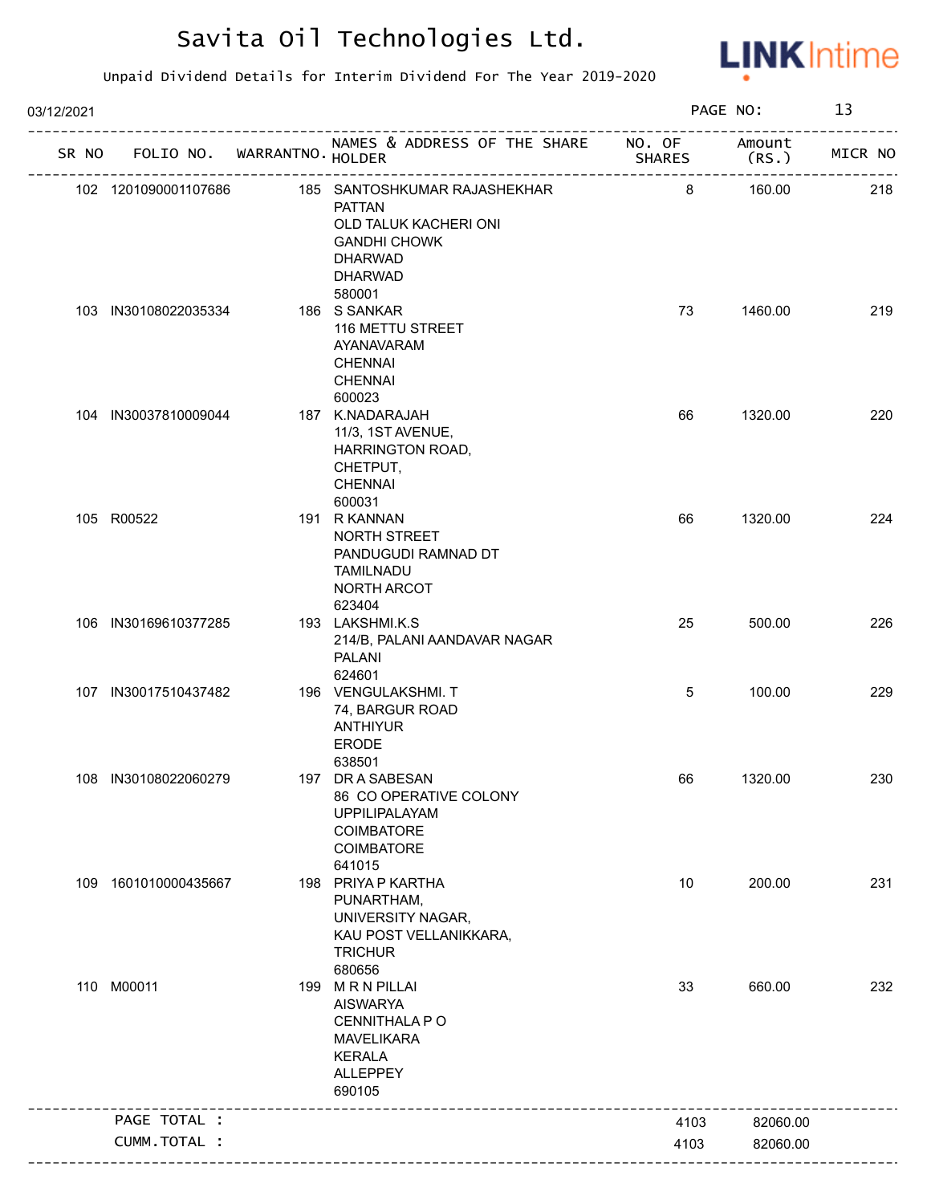# Savita Oil Technologies Ltd.

Unpaid Dividend Details for Interim Dividend For The Year 2019-2020

03/12/2021

| SR NO | FOLIO NO. | WARRANTNO. | NAMES & ADDRESS OF THE SHARE HOLDER | NO. OF SHARES | Amount (RS.) | MICR NO |
|---|---|---|---|---|---|---|
| 102 | 1201090001107686 | 185 | SANTOSHKUMAR RAJASHEKHAR PATTAN OLD TALUK KACHERI ONI GANDHI CHOWK DHARWAD DHARWAD 580001 | 8 | 160.00 | 218 |
| 103 | IN30108022035334 | 186 | S SANKAR 116 METTU STREET AYANAVARAM CHENNAI CHENNAI 600023 | 73 | 1460.00 | 219 |
| 104 | IN30037810009044 | 187 | K.NADARAJAH 11/3, 1ST AVENUE, HARRINGTON ROAD, CHETPUT, CHENNAI 600031 | 66 | 1320.00 | 220 |
| 105 | R00522 | 191 | R KANNAN NORTH STREET PANDUGUDI RAMNAD DT TAMILNADU NORTH ARCOT 623404 | 66 | 1320.00 | 224 |
| 106 | IN30169610377285 | 193 | LAKSHMI.K.S 214/B, PALANI AANDAVAR NAGAR PALANI 624601 | 25 | 500.00 | 226 |
| 107 | IN30017510437482 | 196 | VENGULAKSHMI. T 74, BARGUR ROAD ANTHIYUR ERODE 638501 | 5 | 100.00 | 229 |
| 108 | IN30108022060279 | 197 | DR A SABESAN 86 CO OPERATIVE COLONY UPPILIPALAYAM COIMBATORE COIMBATORE 641015 | 66 | 1320.00 | 230 |
| 109 | 1601010000435667 | 198 | PRIYA P KARTHA PUNARTHAM, UNIVERSITY NAGAR, KAU POST VELLANIKKARA, TRICHUR 680656 | 10 | 200.00 | 231 |
| 110 | M00011 | 199 | M R N PILLAI AISWARYA CENNITHALA P O MAVELIKARA KERALA ALLEPPEY 690105 | 33 | 660.00 | 232 |
| | PAGE TOTAL : | | | 4103 | 82060.00 | |
| | CUMM.TOTAL : | | | 4103 | 82060.00 | |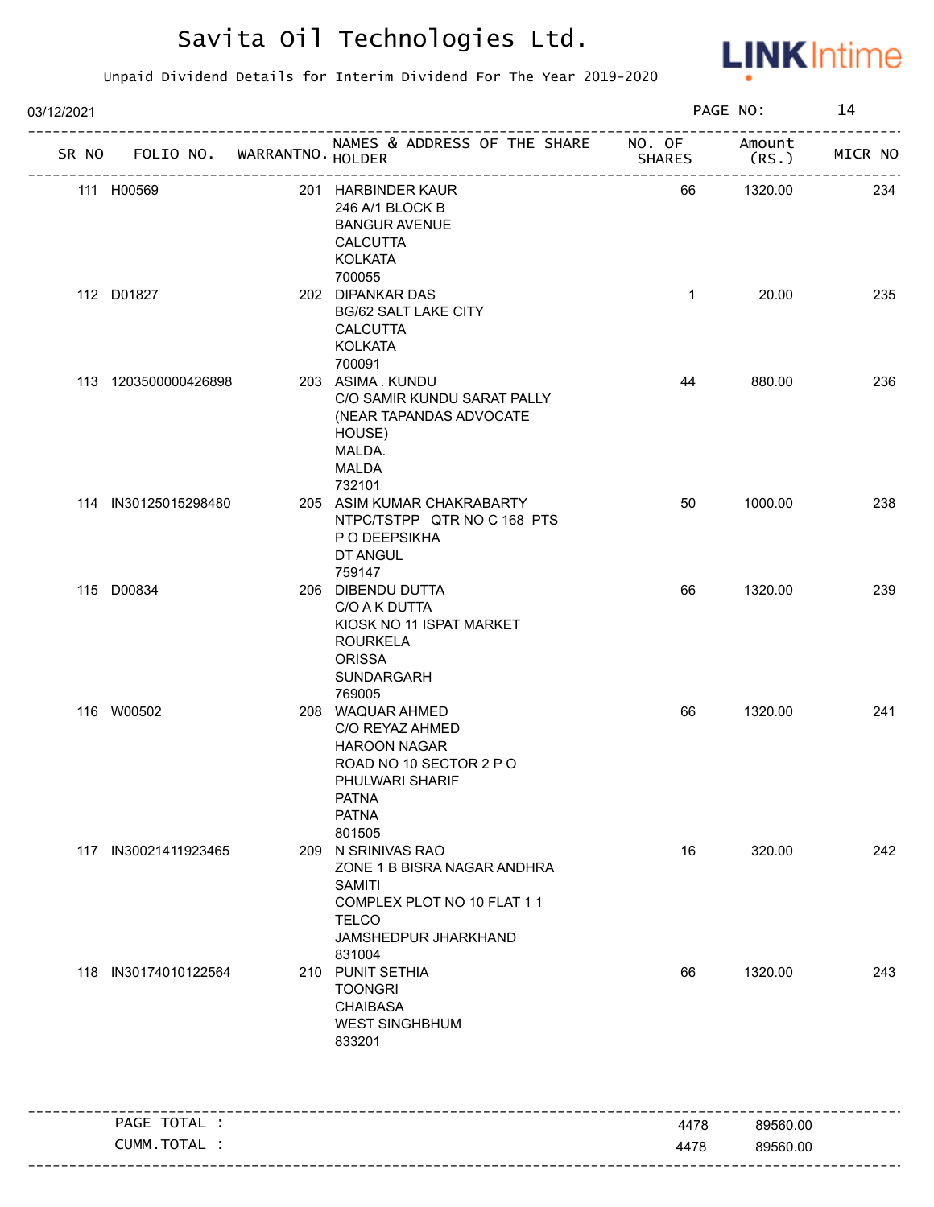# Savita Oil Technologies Ltd.

Unpaid Dividend Details for Interim Dividend For The Year 2019-2020

03/12/2021

| SR NO | FOLIO NO. | WARRANTNO. | NAMES & ADDRESS OF THE SHARE HOLDER | NO. OF SHARES | Amount (RS.) | MICR NO |
|---|---|---|---|---|---|---|
| 111 | H00569 | 201 | HARBINDER KAUR<br>246 A/1 BLOCK B<br>BANGUR AVENUE<br>CALCUTTA<br>KOLKATA<br>700055 | 66 | 1320.00 | 234 |
| 112 | D01827 | 202 | DIPANKAR DAS<br>BG/62 SALT LAKE CITY<br>CALCUTTA<br>KOLKATA<br>700091 | 1 | 20.00 | 235 |
| 113 | 1203500000426898 | 203 | ASIMA . KUNDU<br>C/O SAMIR KUNDU SARAT PALLY<br>(NEAR TAPANDAS ADVOCATE<br>HOUSE)<br>MALDA.<br>MALDA<br>732101 | 44 | 880.00 | 236 |
| 114 | IN30125015298480 | 205 | ASIM KUMAR CHAKRABARTY<br>NTPC/TSTPP QTR NO C 168 PTS<br>P O DEEPSIKHA<br>DT ANGUL<br>759147 | 50 | 1000.00 | 238 |
| 115 | D00834 | 206 | DIBENDU DUTTA<br>C/O A K DUTTA<br>KIOSK NO 11 ISPAT MARKET<br>ROURKELA<br>ORISSA<br>SUNDARGARH<br>769005 | 66 | 1320.00 | 239 |
| 116 | W00502 | 208 | WAQUAR AHMED<br>C/O REYAZ AHMED<br>HAROON NAGAR<br>ROAD NO 10 SECTOR 2 P O<br>PHULWARI SHARIF<br>PATNA<br>PATNA<br>801505 | 66 | 1320.00 | 241 |
| 117 | IN30021411923465 | 209 | N SRINIVAS RAO<br>ZONE 1 B BISRA NAGAR ANDHRA<br>SAMITI<br>COMPLEX PLOT NO 10 FLAT 1 1<br>TELCO<br>JAMSHEDPUR JHARKHAND<br>831004 | 16 | 320.00 | 242 |
| 118 | IN30174010122564 | 210 | PUNIT SETHIA<br>TOONGRI<br>CHAIBASA<br>WEST SINGHBHUM<br>833201 | 66 | 1320.00 | 243 |

| | NO. OF SHARES | Amount (RS.) |
|---|---|---|
| PAGE TOTAL : | 4478 | 89560.00 |
| CUMM.TOTAL : | 4478 | 89560.00 |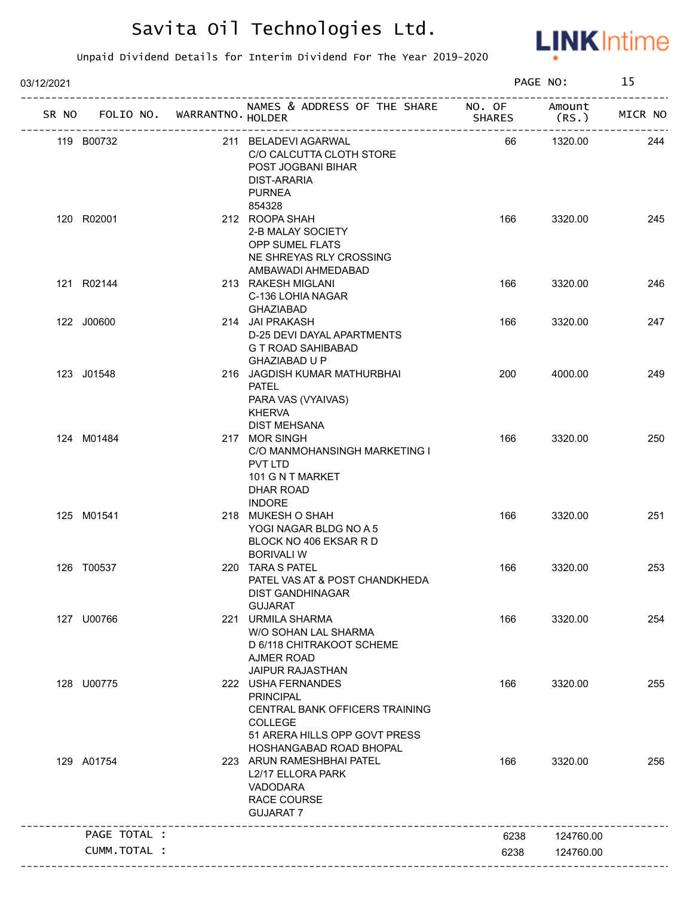# Savita Oil Technologies Ltd.

Unpaid Dividend Details for Interim Dividend For The Year 2019-2020

03/12/2021

| SR NO | FOLIO NO. | WARRANTNO. | NAMES & ADDRESS OF THE SHARE HOLDER | NO. OF SHARES | Amount (RS.) | MICR NO |
|---|---|---|---|---|---|---|
| 119 | B00732 | 211 | BELADEVI AGARWAL<br>C/O CALCUTTA CLOTH STORE<br>POST JOGBANI BIHAR<br>DIST-ARARIA<br>PURNEA<br>854328 | 66 | 1320.00 | 244 |
| 120 | R02001 | 212 | ROOPA SHAH<br>2-B MALAY SOCIETY<br>OPP SUMEL FLATS<br>NE SHREYAS RLY CROSSING<br>AMBAWADI AHMEDABAD | 166 | 3320.00 | 245 |
| 121 | R02144 | 213 | RAKESH MIGLANI<br>C-136 LOHIA NAGAR<br>GHAZIABAD | 166 | 3320.00 | 246 |
| 122 | J00600 | 214 | JAI PRAKASH<br>D-25 DEVI DAYAL APARTMENTS<br>G T ROAD SAHIBABAD<br>GHAZIABAD U P | 166 | 3320.00 | 247 |
| 123 | J01548 | 216 | JAGDISH KUMAR MATHURBHAI<br>PATEL<br>PARA VAS (VYAIVAS)<br>KHERVA<br>DIST MEHSANA | 200 | 4000.00 | 249 |
| 124 | M01484 | 217 | MOR SINGH<br>C/O MANMOHANSINGH MARKETING I<br>PVT LTD<br>101 G N T MARKET<br>DHAR ROAD<br>INDORE | 166 | 3320.00 | 250 |
| 125 | M01541 | 218 | MUKESH O SHAH<br>YOGI NAGAR BLDG NO A 5<br>BLOCK NO 406 EKSAR R D<br>BORIVALI W | 166 | 3320.00 | 251 |
| 126 | T00537 | 220 | TARA S PATEL<br>PATEL VAS AT & POST CHANDKHEDA<br>DIST GANDHINAGAR<br>GUJARAT | 166 | 3320.00 | 253 |
| 127 | U00766 | 221 | URMILA SHARMA<br>W/O SOHAN LAL SHARMA<br>D 6/118 CHITRAKOOT SCHEME<br>AJMER ROAD<br>JAIPUR RAJASTHAN | 166 | 3320.00 | 254 |
| 128 | U00775 | 222 | USHA FERNANDES<br>PRINCIPAL<br>CENTRAL BANK OFFICERS TRAINING<br>COLLEGE<br>51 ARERA HILLS OPP GOVT PRESS<br>HOSHANGABAD ROAD BHOPAL | 166 | 3320.00 | 255 |
| 129 | A01754 | 223 | ARUN RAMESHBHAI PATEL<br>L2/17 ELLORA PARK<br>VADODARA<br>RACE COURSE<br>GUJARAT 7 | 166 | 3320.00 | 256 |
| | PAGE TOTAL : | | | 6238 | 124760.00 | |
| | CUMM.TOTAL : | | | 6238 | 124760.00 | |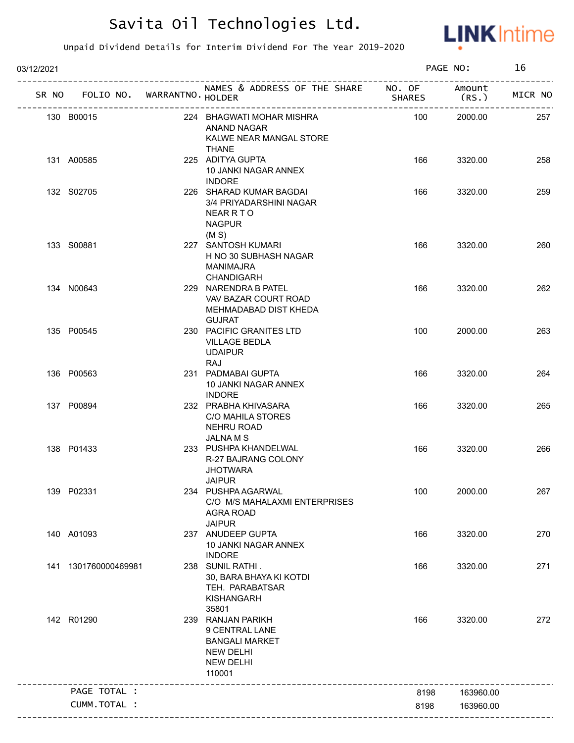# Savita Oil Technologies Ltd.

Unpaid Dividend Details for Interim Dividend For The Year 2019-2020

03/12/2021

| SR NO | FOLIO NO. | WARRANTNO. | NAMES & ADDRESS OF THE SHARE HOLDER | NO. OF SHARES | Amount (RS.) | MICR NO |
|---|---|---|---|---|---|---|
| 130 | B00015 | 224 | BHAGWATI MOHAR MISHRA ANAND NAGAR KALWE NEAR MANGAL STORE THANE | 100 | 2000.00 | 257 |
| 131 | A00585 | 225 | ADITYA GUPTA 10 JANKI NAGAR ANNEX INDORE | 166 | 3320.00 | 258 |
| 132 | S02705 | 226 | SHARAD KUMAR BAGDAI 3/4 PRIYADARSHINI NAGAR NEAR R T O NAGPUR (M S) | 166 | 3320.00 | 259 |
| 133 | S00881 | 227 | SANTOSH KUMARI H NO 30 SUBHASH NAGAR MANIMAJRA CHANDIGARH | 166 | 3320.00 | 260 |
| 134 | N00643 | 229 | NARENDRA B PATEL VAV BAZAR COURT ROAD MEHMADABAD DIST KHEDA GUJRAT | 166 | 3320.00 | 262 |
| 135 | P00545 | 230 | PACIFIC GRANITES LTD VILLAGE BEDLA UDAIPUR RAJ | 100 | 2000.00 | 263 |
| 136 | P00563 | 231 | PADMABAI GUPTA 10 JANKI NAGAR ANNEX INDORE | 166 | 3320.00 | 264 |
| 137 | P00894 | 232 | PRABHA KHIVASARA C/O MAHILA STORES NEHRU ROAD JALNA M S | 166 | 3320.00 | 265 |
| 138 | P01433 | 233 | PUSHPA KHANDELWAL R-27 BAJRANG COLONY JHOTWARA JAIPUR | 166 | 3320.00 | 266 |
| 139 | P02331 | 234 | PUSHPA AGARWAL C/O M/S MAHALAXMI ENTERPRISES AGRA ROAD JAIPUR | 100 | 2000.00 | 267 |
| 140 | A01093 | 237 | ANUDEEP GUPTA 10 JANKI NAGAR ANNEX INDORE | 166 | 3320.00 | 270 |
| 141 | 1301760000469981 | 238 | SUNIL RATHI . 30, BARA BHAYA KI KOTDI TEH. PARABATSAR KISHANGARH 35801 | 166 | 3320.00 | 271 |
| 142 | R01290 | 239 | RANJAN PARIKH 9 CENTRAL LANE BANGALI MARKET NEW DELHI NEW DELHI 110001 | 166 | 3320.00 | 272 |
| | PAGE TOTAL : | | | 8198 | 163960.00 | |
| | CUMM.TOTAL : | | | 8198 | 163960.00 | |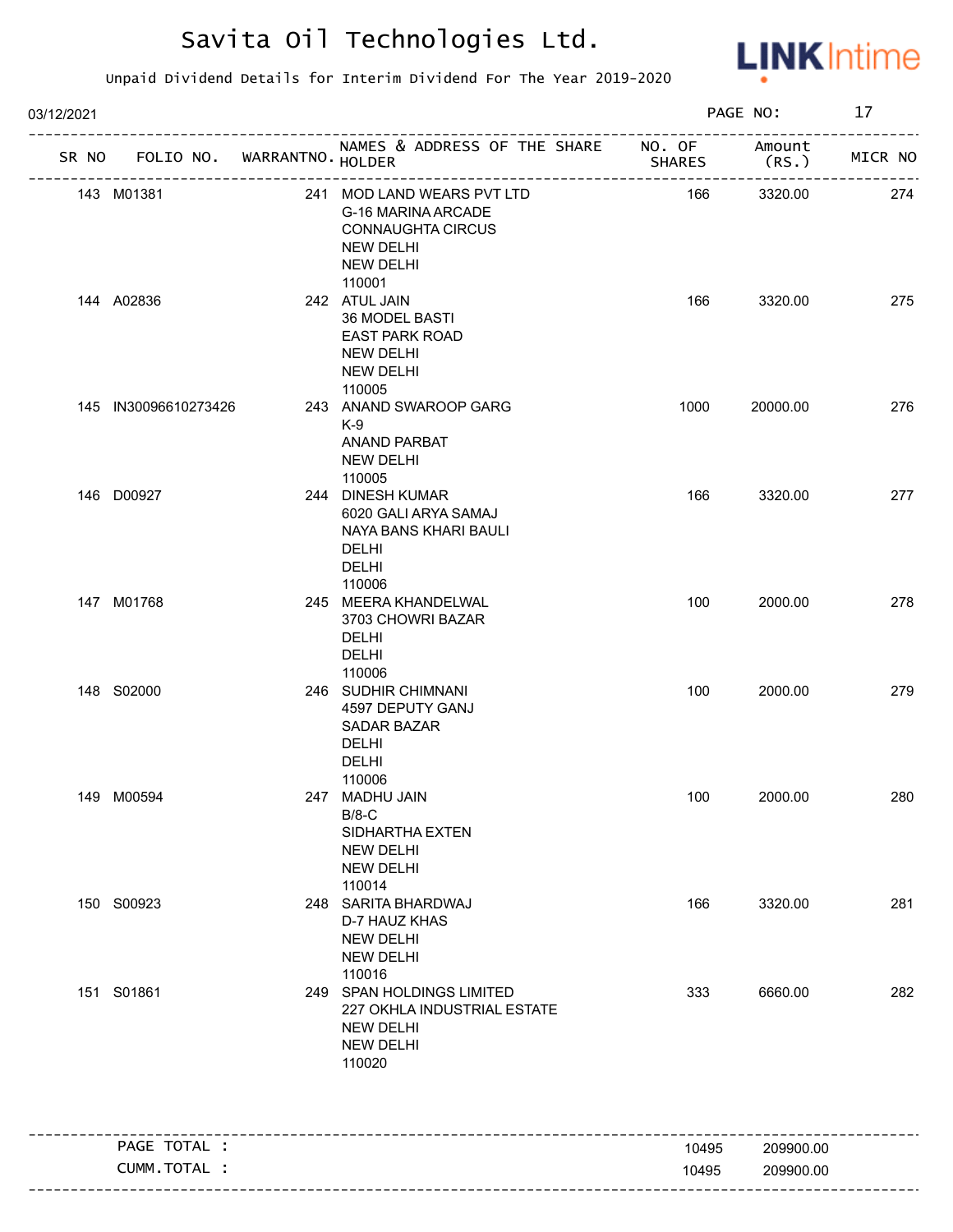# Savita Oil Technologies Ltd.

Unpaid Dividend Details for Interim Dividend For The Year 2019-2020

03/12/2021 PAGE NO: 17

| SR NO | FOLIO NO. | WARRANTNO. | NAMES & ADDRESS OF THE SHARE HOLDER | NO. OF SHARES | Amount (RS.) | MICR NO |
|---|---|---|---|---|---|---|
| 143 | M01381 | 241 | MOD LAND WEARS PVT LTD<br>G-16 MARINA ARCADE<br>CONNAUGHTA CIRCUS<br>NEW DELHI<br>NEW DELHI<br>110001 | 166 | 3320.00 | 274 |
| 144 | A02836 | 242 | ATUL JAIN<br>36 MODEL BASTI<br>EAST PARK ROAD<br>NEW DELHI<br>NEW DELHI<br>110005 | 166 | 3320.00 | 275 |
| 145 | IN30096610273426 | 243 | ANAND SWAROOP GARG<br>K-9<br>ANAND PARBAT<br>NEW DELHI<br>110005 | 1000 | 20000.00 | 276 |
| 146 | D00927 | 244 | DINESH KUMAR<br>6020 GALI ARYA SAMAJ<br>NAYA BANS KHARI BAULI<br>DELHI<br>DELHI<br>110006 | 166 | 3320.00 | 277 |
| 147 | M01768 | 245 | MEERA KHANDELWAL<br>3703 CHOWRI BAZAR<br>DELHI<br>DELHI<br>110006 | 100 | 2000.00 | 278 |
| 148 | S02000 | 246 | SUDHIR CHIMNANI<br>4597 DEPUTY GANJ<br>SADAR BAZAR<br>DELHI<br>DELHI<br>110006 | 100 | 2000.00 | 279 |
| 149 | M00594 | 247 | MADHU JAIN<br>B/8-C<br>SIDHARTHA EXTEN<br>NEW DELHI<br>NEW DELHI<br>110014 | 100 | 2000.00 | 280 |
| 150 | S00923 | 248 | SARITA BHARDWAJ<br>D-7 HAUZ KHAS<br>NEW DELHI<br>NEW DELHI<br>110016 | 166 | 3320.00 | 281 |
| 151 | S01861 | 249 | SPAN HOLDINGS LIMITED<br>227 OKHLA INDUSTRIAL ESTATE<br>NEW DELHI<br>NEW DELHI<br>110020 | 333 | 6660.00 | 282 |

| | | |
|---|---|---|
| PAGE TOTAL : | 10495 | 209900.00 |
| CUMM.TOTAL : | 10495 | 209900.00 |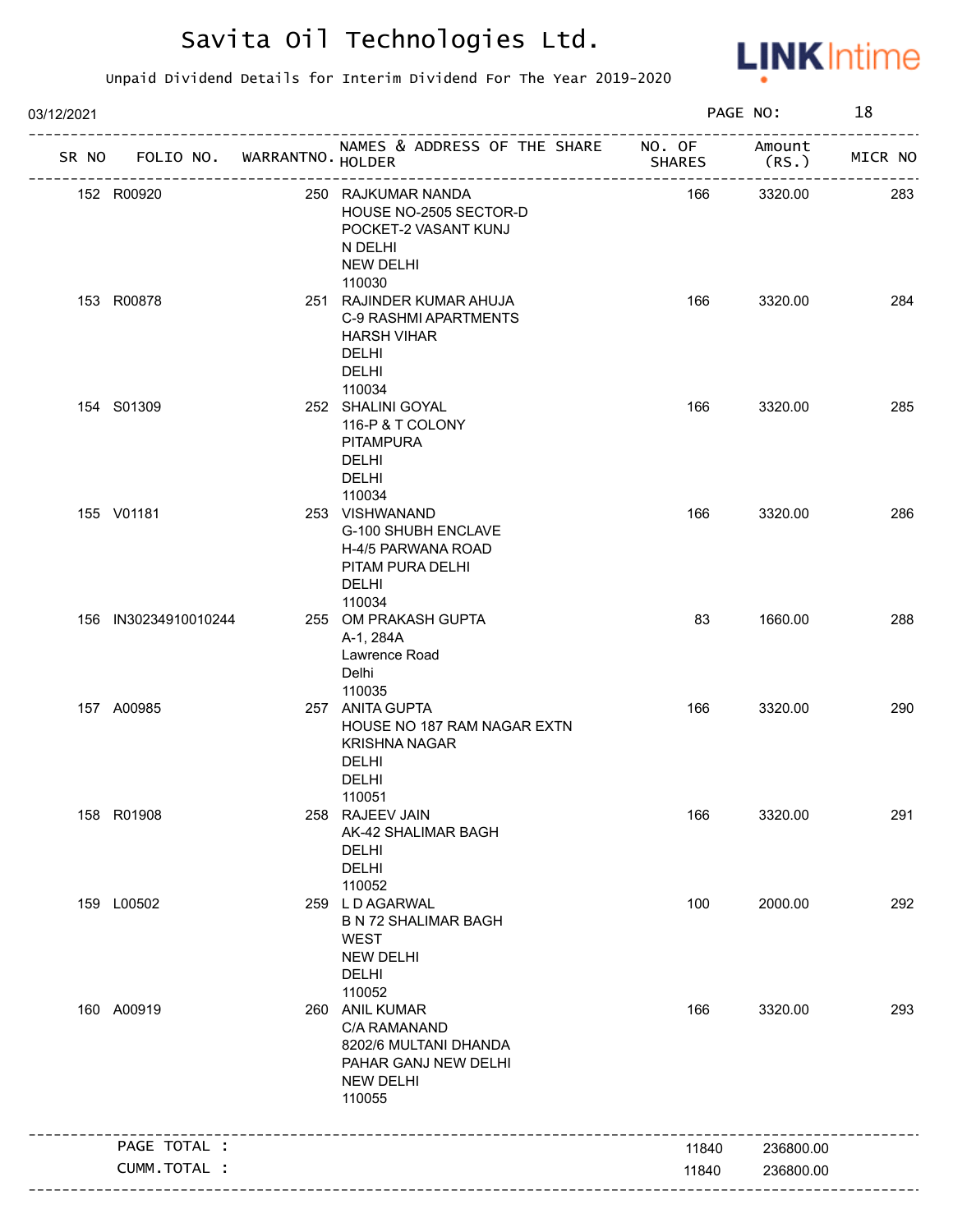# Savita Oil Technologies Ltd.

Unpaid Dividend Details for Interim Dividend For The Year 2019-2020

03/12/2021

| SR NO | FOLIO NO. | WARRANTNO. | NAMES & ADDRESS OF THE SHARE HOLDER | NO. OF SHARES | Amount (RS.) | MICR NO |
|---|---|---|---|---|---|---|
| 152 | R00920 | 250 | RAJKUMAR NANDA<br>HOUSE NO-2505 SECTOR-D<br>POCKET-2 VASANT KUNJ<br>N DELHI<br>NEW DELHI<br>110030 | 166 | 3320.00 | 283 |
| 153 | R00878 | 251 | RAJINDER KUMAR AHUJA<br>C-9 RASHMI APARTMENTS<br>HARSH VIHAR<br>DELHI<br>DELHI<br>110034 | 166 | 3320.00 | 284 |
| 154 | S01309 | 252 | SHALINI GOYAL<br>116-P & T COLONY<br>PITAMPURA<br>DELHI<br>DELHI<br>110034 | 166 | 3320.00 | 285 |
| 155 | V01181 | 253 | VISHWANAND<br>G-100 SHUBH ENCLAVE<br>H-4/5 PARWANA ROAD<br>PITAM PURA DELHI<br>DELHI<br>110034 | 166 | 3320.00 | 286 |
| 156 | IN30234910010244 | 255 | OM PRAKASH GUPTA<br>A-1, 284A<br>Lawrence Road<br>Delhi<br>110035 | 83 | 1660.00 | 288 |
| 157 | A00985 | 257 | ANITA GUPTA<br>HOUSE NO 187 RAM NAGAR EXTN<br>KRISHNA NAGAR<br>DELHI<br>DELHI<br>110051 | 166 | 3320.00 | 290 |
| 158 | R01908 | 258 | RAJEEV JAIN<br>AK-42 SHALIMAR BAGH<br>DELHI<br>DELHI<br>110052 | 166 | 3320.00 | 291 |
| 159 | L00502 | 259 | L D AGARWAL<br>B N 72 SHALIMAR BAGH<br>WEST<br>NEW DELHI<br>DELHI<br>110052 | 100 | 2000.00 | 292 |
| 160 | A00919 | 260 | ANIL KUMAR<br>C/A RAMANAND<br>8202/6 MULTANI DHANDA<br>PAHAR GANJ NEW DELHI<br>NEW DELHI<br>110055 | 166 | 3320.00 | 293 |
| | PAGE TOTAL : | | | 11840 | 236800.00 | |
| | CUMM.TOTAL : | | | 11840 | 236800.00 | |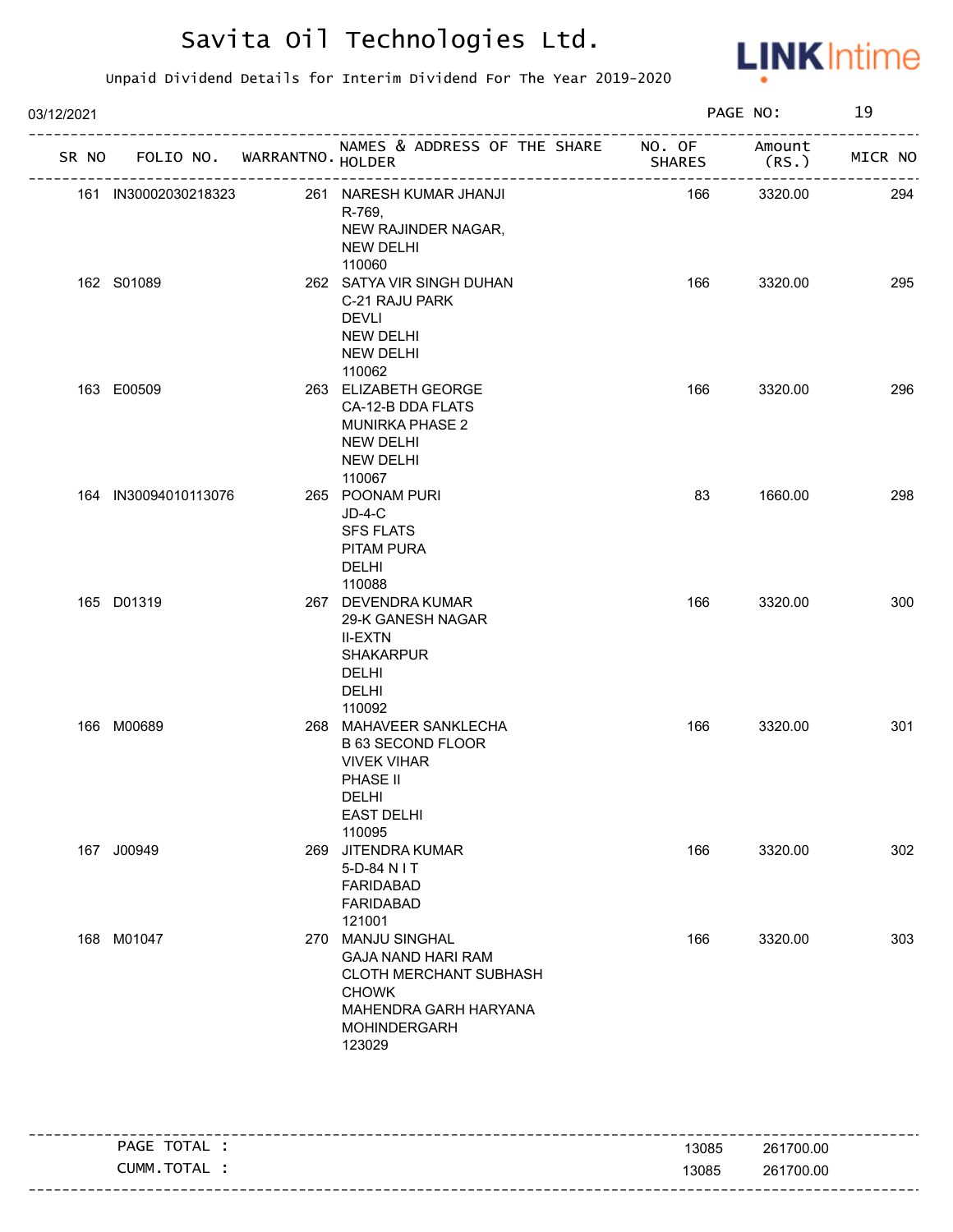# Savita Oil Technologies Ltd.

Unpaid Dividend Details for Interim Dividend For The Year 2019-2020

03/12/2021

| SR NO | FOLIO NO. | WARRANTNO. | NAMES & ADDRESS OF THE SHARE HOLDER | NO. OF SHARES | Amount (RS.) | MICR NO |
|---|---|---|---|---|---|---|
| 161 | IN30002030218323 | 261 | NARESH KUMAR JHANJI<br>R-769,<br>NEW RAJINDER NAGAR,<br>NEW DELHI<br>110060 | 166 | 3320.00 | 294 |
| 162 | S01089 | 262 | SATYA VIR SINGH DUHAN<br>C-21 RAJU PARK<br>DEVLI<br>NEW DELHI<br>NEW DELHI<br>110062 | 166 | 3320.00 | 295 |
| 163 | E00509 | 263 | ELIZABETH GEORGE<br>CA-12-B DDA FLATS<br>MUNIRKA PHASE 2<br>NEW DELHI<br>NEW DELHI<br>110067 | 166 | 3320.00 | 296 |
| 164 | IN30094010113076 | 265 | POONAM PURI<br>JD-4-C<br>SFS FLATS<br>PITAM PURA<br>DELHI<br>110088 | 83 | 1660.00 | 298 |
| 165 | D01319 | 267 | DEVENDRA KUMAR<br>29-K GANESH NAGAR<br>II-EXTN<br>SHAKARPUR<br>DELHI<br>DELHI<br>110092 | 166 | 3320.00 | 300 |
| 166 | M00689 | 268 | MAHAVEER SANKLECHA<br>B 63 SECOND FLOOR<br>VIVEK VIHAR<br>PHASE II<br>DELHI<br>EAST DELHI<br>110095 | 166 | 3320.00 | 301 |
| 167 | J00949 | 269 | JITENDRA KUMAR<br>5-D-84 N I T<br>FARIDABAD<br>FARIDABAD<br>121001 | 166 | 3320.00 | 302 |
| 168 | M01047 | 270 | MANJU SINGHAL<br>GAJA NAND HARI RAM<br>CLOTH MERCHANT SUBHASH<br>CHOWK<br>MAHENDRA GARH HARYANA<br>MOHINDERGARH<br>123029 | 166 | 3320.00 | 303 |

| | | |
|---|---|---|
| PAGE TOTAL : | 13085 | 261700.00 |
| CUMM.TOTAL : | 13085 | 261700.00 |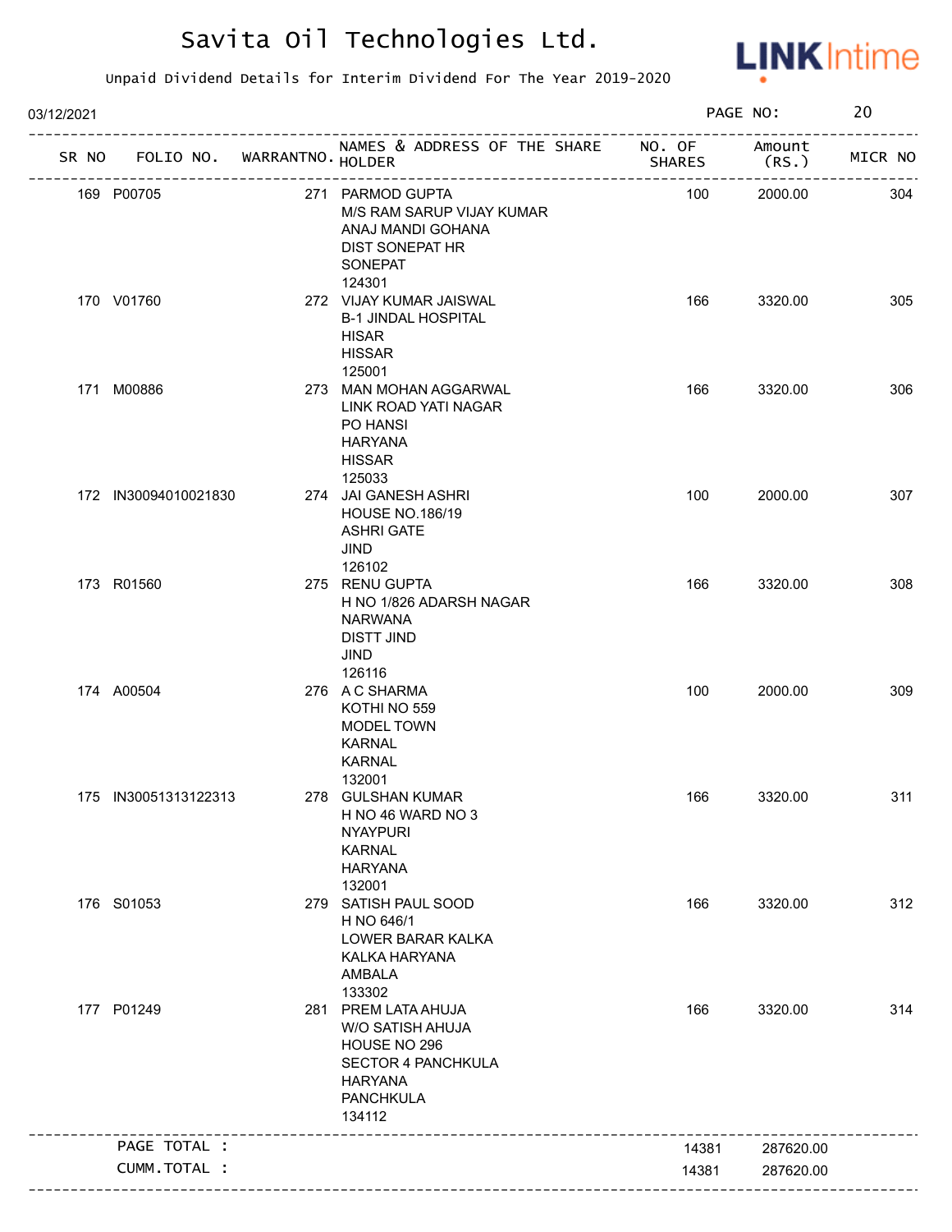# Savita Oil Technologies Ltd.

Unpaid Dividend Details for Interim Dividend For The Year 2019-2020

03/12/2021

| SR NO | FOLIO NO. | WARRANTNO. | NAMES & ADDRESS OF THE SHARE HOLDER | NO. OF SHARES | Amount (RS.) | MICR NO |
|---|---|---|---|---|---|---|
| 169 | P00705 | 271 | PARMOD GUPTA<br>M/S RAM SARUP VIJAY KUMAR<br>ANAJ MANDI GOHANA<br>DIST SONEPAT HR<br>SONEPAT<br>124301 | 100 | 2000.00 | 304 |
| 170 | V01760 | 272 | VIJAY KUMAR JAISWAL<br>B-1 JINDAL HOSPITAL<br>HISAR<br>HISSAR<br>125001 | 166 | 3320.00 | 305 |
| 171 | M00886 | 273 | MAN MOHAN AGGARWAL<br>LINK ROAD YATI NAGAR<br>PO HANSI<br>HARYANA<br>HISSAR<br>125033 | 166 | 3320.00 | 306 |
| 172 | IN30094010021830 | 274 | JAI GANESH ASHRI<br>HOUSE NO.186/19<br>ASHRI GATE<br>JIND<br>126102 | 100 | 2000.00 | 307 |
| 173 | R01560 | 275 | RENU GUPTA<br>H NO 1/826 ADARSH NAGAR<br>NARWANA<br>DISTT JIND<br>JIND<br>126116 | 166 | 3320.00 | 308 |
| 174 | A00504 | 276 | A C SHARMA<br>KOTHI NO 559<br>MODEL TOWN<br>KARNAL<br>KARNAL<br>132001 | 100 | 2000.00 | 309 |
| 175 | IN30051313122313 | 278 | GULSHAN KUMAR<br>H NO 46 WARD NO 3<br>NYAYPURI<br>KARNAL<br>HARYANA<br>132001 | 166 | 3320.00 | 311 |
| 176 | S01053 | 279 | SATISH PAUL SOOD<br>H NO 646/1<br>LOWER BARAR KALKA<br>KALKA HARYANA<br>AMBALA<br>133302 | 166 | 3320.00 | 312 |
| 177 | P01249 | 281 | PREM LATA AHUJA<br>W/O SATISH AHUJA<br>HOUSE NO 296<br>SECTOR 4 PANCHKULA<br>HARYANA<br>PANCHKULA<br>134112 | 166 | 3320.00 | 314 |
| | PAGE TOTAL : | | | 14381 | 287620.00 | |
| | CUMM.TOTAL : | | | 14381 | 287620.00 | |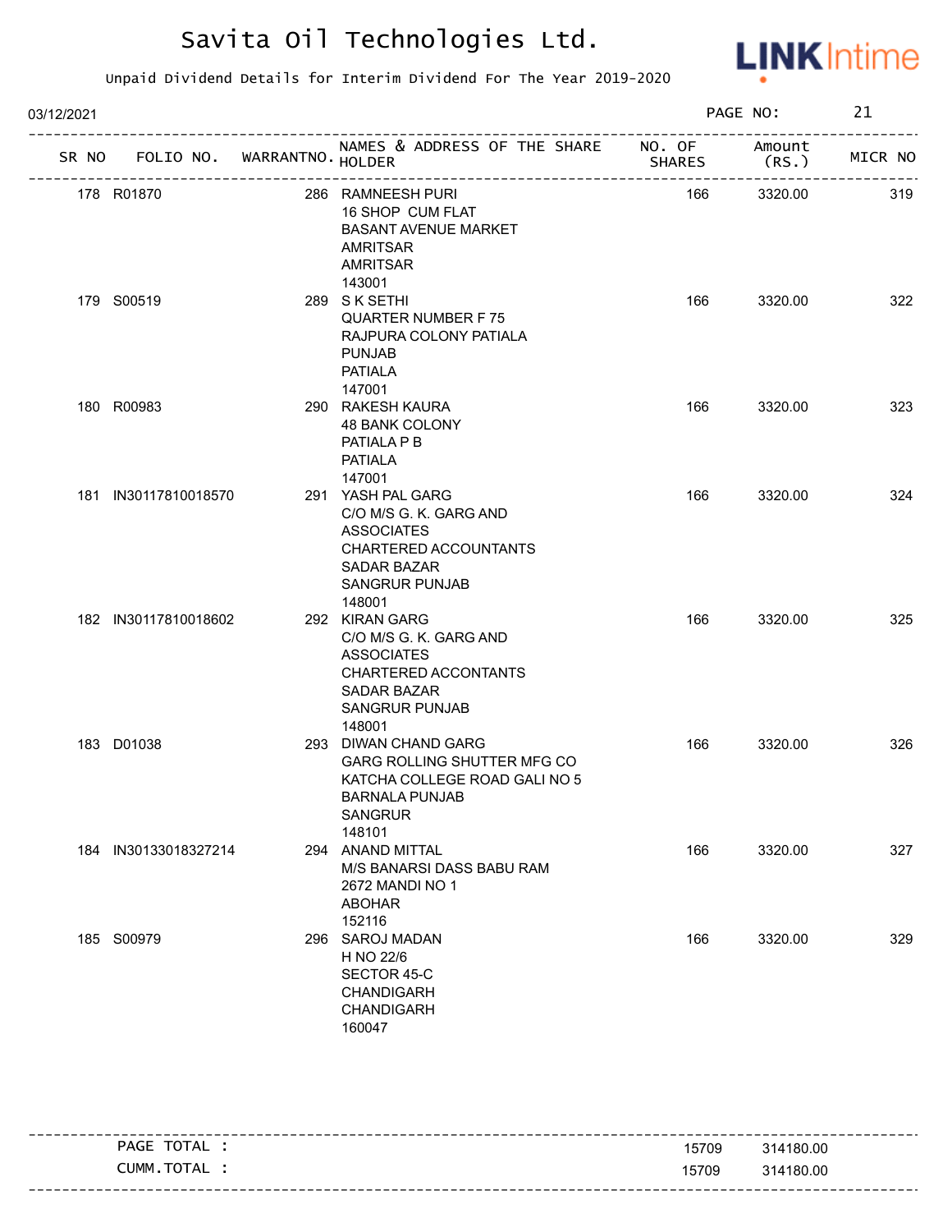# Savita Oil Technologies Ltd.

Unpaid Dividend Details for Interim Dividend For The Year 2019-2020

03/12/2021

| SR NO | FOLIO NO. | WARRANTNO. | NAMES & ADDRESS OF THE SHARE HOLDER | NO. OF SHARES | Amount (RS.) | MICR NO |
|---|---|---|---|---|---|---|
| 178 | R01870 | 286 | RAMNEESH PURI<br>16 SHOP CUM FLAT<br>BASANT AVENUE MARKET<br>AMRITSAR<br>AMRITSAR<br>143001 | 166 | 3320.00 | 319 |
| 179 | S00519 | 289 | S K SETHI<br>QUARTER NUMBER F 75<br>RAJPURA COLONY PATIALA<br>PUNJAB<br>PATIALA<br>147001 | 166 | 3320.00 | 322 |
| 180 | R00983 | 290 | RAKESH KAURA<br>48 BANK COLONY<br>PATIALA P B<br>PATIALA<br>147001 | 166 | 3320.00 | 323 |
| 181 | IN30117810018570 | 291 | YASH PAL GARG<br>C/O M/S G. K. GARG AND<br>ASSOCIATES<br>CHARTERED ACCOUNTANTS<br>SADAR BAZAR<br>SANGRUR PUNJAB<br>148001 | 166 | 3320.00 | 324 |
| 182 | IN30117810018602 | 292 | KIRAN GARG<br>C/O M/S G. K. GARG AND<br>ASSOCIATES<br>CHARTERED ACCONTANTS<br>SADAR BAZAR<br>SANGRUR PUNJAB<br>148001 | 166 | 3320.00 | 325 |
| 183 | D01038 | 293 | DIWAN CHAND GARG<br>GARG ROLLING SHUTTER MFG CO<br>KATCHA COLLEGE ROAD GALI NO 5<br>BARNALA PUNJAB<br>SANGRUR<br>148101 | 166 | 3320.00 | 326 |
| 184 | IN30133018327214 | 294 | ANAND MITTAL<br>M/S BANARSI DASS BABU RAM<br>2672 MANDI NO 1<br>ABOHAR<br>152116 | 166 | 3320.00 | 327 |
| 185 | S00979 | 296 | SAROJ MADAN<br>H NO 22/6<br>SECTOR 45-C<br>CHANDIGARH<br>CHANDIGARH<br>160047 | 166 | 3320.00 | 329 |

| | NO. OF SHARES | Amount (RS.) |
|---|---|---|
| PAGE TOTAL : | 15709 | 314180.00 |
| CUMM.TOTAL : | 15709 | 314180.00 |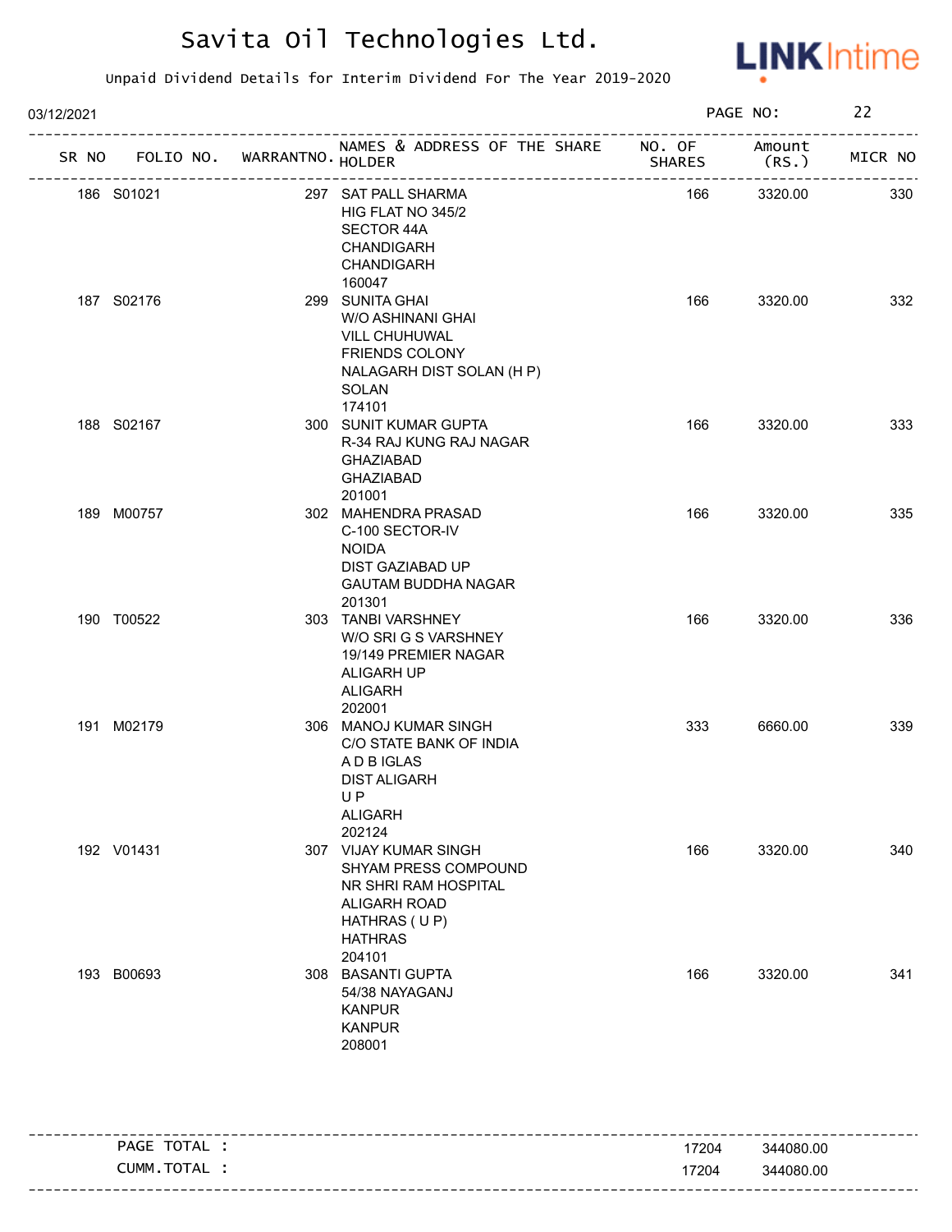# Savita Oil Technologies Ltd.

Unpaid Dividend Details for Interim Dividend For The Year 2019-2020

03/12/2021

| SR NO | FOLIO NO. | WARRANTNO. | NAMES & ADDRESS OF THE SHARE HOLDER | NO. OF SHARES | Amount (RS.) | MICR NO |
|---|---|---|---|---|---|---|
| 186 | S01021 | 297 | SAT PALL SHARMA HIG FLAT NO 345/2 SECTOR 44A CHANDIGARH CHANDIGARH 160047 | 166 | 3320.00 | 330 |
| 187 | S02176 | 299 | SUNITA GHAI W/O ASHINANI GHAI VILL CHUHUWAL FRIENDS COLONY NALAGARH DIST SOLAN (H P) SOLAN 174101 | 166 | 3320.00 | 332 |
| 188 | S02167 | 300 | SUNIT KUMAR GUPTA R-34 RAJ KUNG RAJ NAGAR GHAZIABAD GHAZIABAD 201001 | 166 | 3320.00 | 333 |
| 189 | M00757 | 302 | MAHENDRA PRASAD C-100 SECTOR-IV NOIDA DIST GAZIABAD UP GAUTAM BUDDHA NAGAR 201301 | 166 | 3320.00 | 335 |
| 190 | T00522 | 303 | TANBI VARSHNEY W/O SRI G S VARSHNEY 19/149 PREMIER NAGAR ALIGARH UP ALIGARH 202001 | 166 | 3320.00 | 336 |
| 191 | M02179 | 306 | MANOJ KUMAR SINGH C/O STATE BANK OF INDIA A D B IGLAS DIST ALIGARH U P ALIGARH 202124 | 333 | 6660.00 | 339 |
| 192 | V01431 | 307 | VIJAY KUMAR SINGH SHYAM PRESS COMPOUND NR SHRI RAM HOSPITAL ALIGARH ROAD HATHRAS ( U P) HATHRAS 204101 | 166 | 3320.00 | 340 |
| 193 | B00693 | 308 | BASANTI GUPTA 54/38 NAYAGANJ KANPUR KANPUR 208001 | 166 | 3320.00 | 341 |

| | | |
|---|---|---|
| PAGE TOTAL : | 17204 | 344080.00 |
| CUMM.TOTAL : | 17204 | 344080.00 |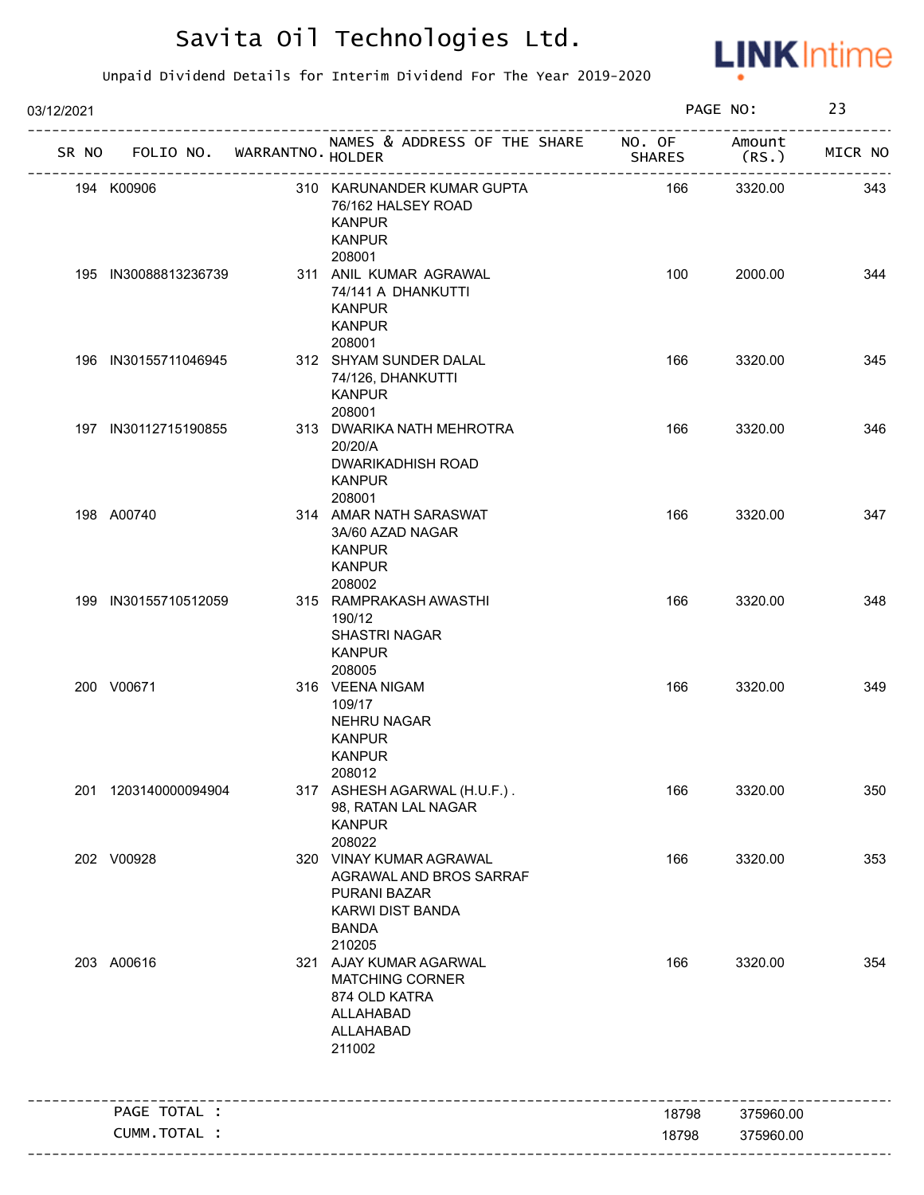# Savita Oil Technologies Ltd.

Unpaid Dividend Details for Interim Dividend For The Year 2019-2020

03/12/2021

| SR NO | FOLIO NO. | WARRANTNO. | NAMES & ADDRESS OF THE SHARE HOLDER | NO. OF SHARES | Amount (RS.) | MICR NO |
|---|---|---|---|---|---|---|
| 194 | K00906 | 310 | KARUNANDER KUMAR GUPTA 76/162 HALSEY ROAD KANPUR KANPUR 208001 | 166 | 3320.00 | 343 |
| 195 | IN30088813236739 | 311 | ANIL KUMAR AGRAWAL 74/141 A DHANKUTTI KANPUR KANPUR 208001 | 100 | 2000.00 | 344 |
| 196 | IN30155711046945 | 312 | SHYAM SUNDER DALAL 74/126, DHANKUTTI KANPUR 208001 | 166 | 3320.00 | 345 |
| 197 | IN30112715190855 | 313 | DWARIKA NATH MEHROTRA 20/20/A DWARIKADHISH ROAD KANPUR 208001 | 166 | 3320.00 | 346 |
| 198 | A00740 | 314 | AMAR NATH SARASWAT 3A/60 AZAD NAGAR KANPUR KANPUR 208002 | 166 | 3320.00 | 347 |
| 199 | IN30155710512059 | 315 | RAMPRAKASH AWASTHI 190/12 SHASTRI NAGAR KANPUR 208005 | 166 | 3320.00 | 348 |
| 200 | V00671 | 316 | VEENA NIGAM 109/17 NEHRU NAGAR KANPUR KANPUR 208012 | 166 | 3320.00 | 349 |
| 201 | 1203140000094904 | 317 | ASHESH AGARWAL (H.U.F.) . 98, RATAN LAL NAGAR KANPUR 208022 | 166 | 3320.00 | 350 |
| 202 | V00928 | 320 | VINAY KUMAR AGRAWAL AGRAWAL AND BROS SARRAF PURANI BAZAR KARWI DIST BANDA BANDA 210205 | 166 | 3320.00 | 353 |
| 203 | A00616 | 321 | AJAY KUMAR AGARWAL MATCHING CORNER 874 OLD KATRA ALLAHABAD ALLAHABAD 211002 | 166 | 3320.00 | 354 |
| | PAGE TOTAL : | | | 18798 | 375960.00 | |
| | CUMM.TOTAL : | | | 18798 | 375960.00 | |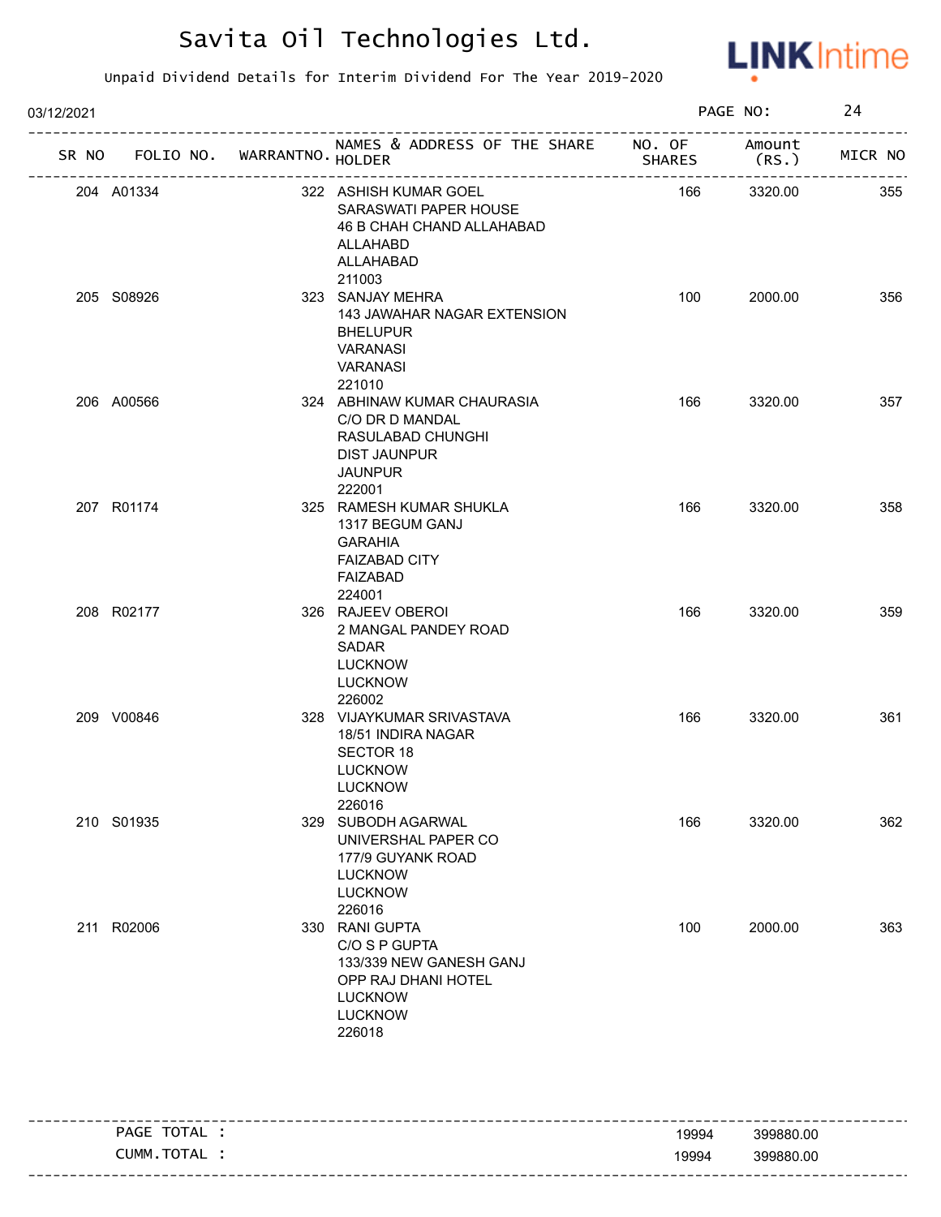# Savita Oil Technologies Ltd.

Unpaid Dividend Details for Interim Dividend For The Year 2019-2020

03/12/2021

| SR NO | FOLIO NO. | WARRANTNO. | NAMES & ADDRESS OF THE SHARE HOLDER | NO. OF SHARES | Amount (RS.) | MICR NO |
|---|---|---|---|---|---|---|
| 204 | A01334 | 322 | ASHISH KUMAR GOEL<br>SARASWATI PAPER HOUSE<br>46 B CHAH CHAND ALLAHABAD<br>ALLAHABD<br>ALLAHABAD<br>211003 | 166 | 3320.00 | 355 |
| 205 | S08926 | 323 | SANJAY MEHRA<br>143 JAWAHAR NAGAR EXTENSION<br>BHELUPUR<br>VARANASI<br>VARANASI<br>221010 | 100 | 2000.00 | 356 |
| 206 | A00566 | 324 | ABHINAW KUMAR CHAURASIA<br>C/O DR D MANDAL<br>RASULABAD CHUNGHI<br>DIST JAUNPUR<br>JAUNPUR<br>222001 | 166 | 3320.00 | 357 |
| 207 | R01174 | 325 | RAMESH KUMAR SHUKLA<br>1317 BEGUM GANJ<br>GARAHIA<br>FAIZABAD CITY<br>FAIZABAD<br>224001 | 166 | 3320.00 | 358 |
| 208 | R02177 | 326 | RAJEEV OBEROI<br>2 MANGAL PANDEY ROAD<br>SADAR<br>LUCKNOW<br>LUCKNOW<br>226002 | 166 | 3320.00 | 359 |
| 209 | V00846 | 328 | VIJAYKUMAR SRIVASTAVA<br>18/51 INDIRA NAGAR<br>SECTOR 18<br>LUCKNOW<br>LUCKNOW<br>226016 | 166 | 3320.00 | 361 |
| 210 | S01935 | 329 | SUBODH AGARWAL<br>UNIVERSHAL PAPER CO<br>177/9 GUYANK ROAD<br>LUCKNOW<br>LUCKNOW<br>226016 | 166 | 3320.00 | 362 |
| 211 | R02006 | 330 | RANI GUPTA<br>C/O S P GUPTA<br>133/339 NEW GANESH GANJ<br>OPP RAJ DHANI HOTEL<br>LUCKNOW<br>LUCKNOW<br>226018 | 100 | 2000.00 | 363 |

| | NO. OF SHARES | Amount (RS.) |
|---|---|---|
| PAGE TOTAL : | 19994 | 399880.00 |
| CUMM.TOTAL : | 19994 | 399880.00 |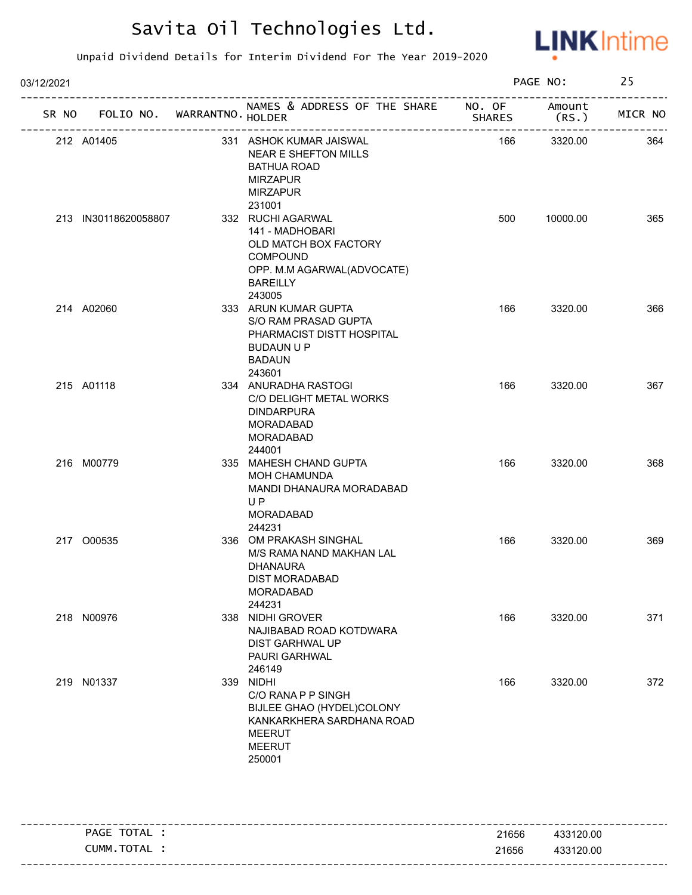# Savita Oil Technologies Ltd.

Unpaid Dividend Details for Interim Dividend For The Year 2019-2020

03/12/2021

| SR NO | FOLIO NO. | WARRANTNO. | NAMES & ADDRESS OF THE SHARE HOLDER | NO. OF SHARES | Amount (RS.) | MICR NO |
|---|---|---|---|---|---|---|
| 212 | A01405 | 331 | ASHOK KUMAR JAISWAL<br>NEAR E SHEFTON MILLS<br>BATHUA ROAD<br>MIRZAPUR<br>MIRZAPUR<br>231001 | 166 | 3320.00 | 364 |
| 213 | IN30118620058807 | 332 | RUCHI AGARWAL<br>141 - MADHOBARI<br>OLD MATCH BOX FACTORY<br>COMPOUND<br>OPP. M.M AGARWAL(ADVOCATE)<br>BAREILLY<br>243005 | 500 | 10000.00 | 365 |
| 214 | A02060 | 333 | ARUN KUMAR GUPTA<br>S/O RAM PRASAD GUPTA<br>PHARMACIST DISTT HOSPITAL<br>BUDAUN U P<br>BADAUN<br>243601 | 166 | 3320.00 | 366 |
| 215 | A01118 | 334 | ANURADHA RASTOGI<br>C/O DELIGHT METAL WORKS<br>DINDARPURA<br>MORADABAD<br>MORADABAD<br>244001 | 166 | 3320.00 | 367 |
| 216 | M00779 | 335 | MAHESH CHAND GUPTA<br>MOH CHAMUNDA<br>MANDI DHANAURA MORADABAD<br>U P<br>MORADABAD<br>244231 | 166 | 3320.00 | 368 |
| 217 | O00535 | 336 | OM PRAKASH SINGHAL<br>M/S RAMA NAND MAKHAN LAL<br>DHANAURA<br>DIST MORADABAD<br>MORADABAD<br>244231 | 166 | 3320.00 | 369 |
| 218 | N00976 | 338 | NIDHI GROVER<br>NAJIBABAD ROAD KOTDWARA<br>DIST GARHWAL UP<br>PAURI GARHWAL<br>246149 | 166 | 3320.00 | 371 |
| 219 | N01337 | 339 | NIDHI<br>C/O RANA P P SINGH<br>BIJLEE GHAO (HYDEL)COLONY<br>KANKARKHERA SARDHANA ROAD<br>MEERUT<br>MEERUT<br>250001 | 166 | 3320.00 | 372 |

| | NO. OF SHARES | Amount (RS.) |
|---|---|---|
| PAGE TOTAL : | 21656 | 433120.00 |
| CUMM.TOTAL : | 21656 | 433120.00 |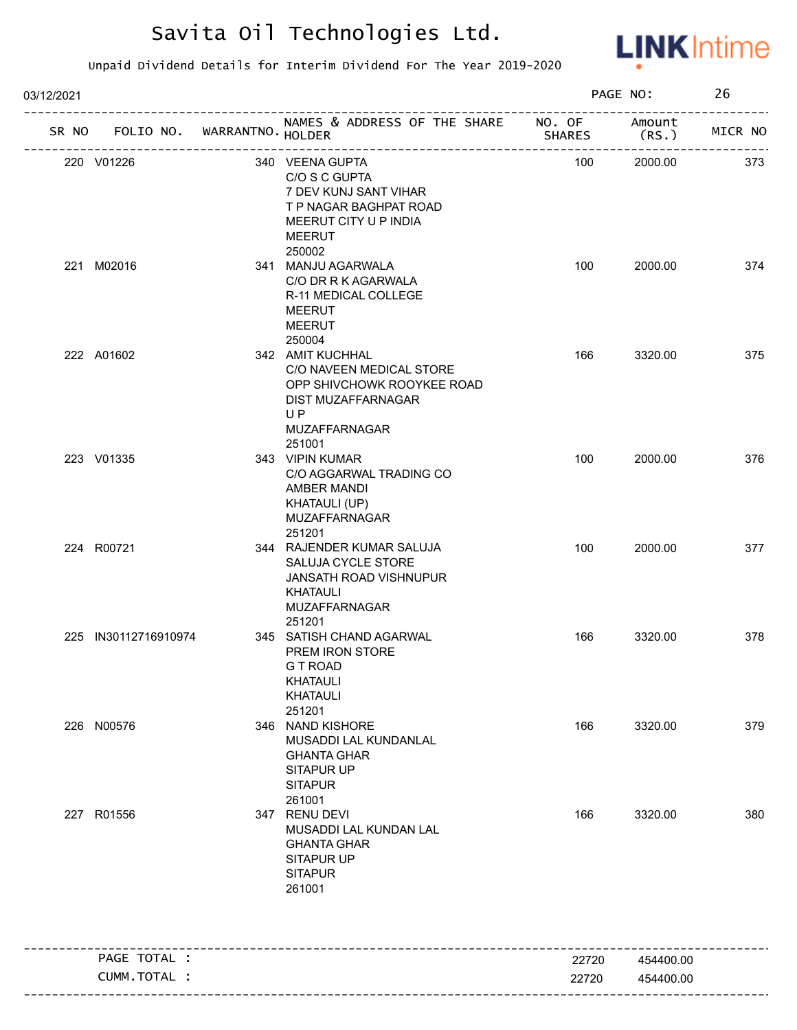# Savita Oil Technologies Ltd.

Unpaid Dividend Details for Interim Dividend For The Year 2019-2020

03/12/2021

| SR NO | FOLIO NO. | WARRANTNO. | NAMES & ADDRESS OF THE SHARE HOLDER | NO. OF SHARES | Amount (RS.) | MICR NO |
|---|---|---|---|---|---|---|
| 220 | V01226 | 340 | VEENA GUPTA<br>C/O S C GUPTA<br>7 DEV KUNJ SANT VIHAR<br>T P NAGAR BAGHPAT ROAD<br>MEERUT CITY U P INDIA<br>MEERUT<br>250002 | 100 | 2000.00 | 373 |
| 221 | M02016 | 341 | MANJU AGARWALA<br>C/O DR R K AGARWALA<br>R-11 MEDICAL COLLEGE<br>MEERUT<br>MEERUT<br>250004 | 100 | 2000.00 | 374 |
| 222 | A01602 | 342 | AMIT KUCHHAL<br>C/O NAVEEN MEDICAL STORE<br>OPP SHIVCHOWK ROOYKEE ROAD<br>DIST MUZAFFARNAGAR<br>U P<br>MUZAFFARNAGAR<br>251001 | 166 | 3320.00 | 375 |
| 223 | V01335 | 343 | VIPIN KUMAR<br>C/O AGGARWAL TRADING CO<br>AMBER MANDI<br>KHATAULI (UP)<br>MUZAFFARNAGAR<br>251201 | 100 | 2000.00 | 376 |
| 224 | R00721 | 344 | RAJENDER KUMAR SALUJA<br>SALUJA CYCLE STORE<br>JANSATH ROAD VISHNUPUR<br>KHATAULI<br>MUZAFFARNAGAR<br>251201 | 100 | 2000.00 | 377 |
| 225 | IN30112716910974 | 345 | SATISH CHAND AGARWAL<br>PREM IRON STORE<br>G T ROAD<br>KHATAULI<br>KHATAULI<br>251201 | 166 | 3320.00 | 378 |
| 226 | N00576 | 346 | NAND KISHORE<br>MUSADDI LAL KUNDANLAL<br>GHANTA GHAR<br>SITAPUR UP<br>SITAPUR<br>261001 | 166 | 3320.00 | 379 |
| 227 | R01556 | 347 | RENU DEVI<br>MUSADDI LAL KUNDAN LAL<br>GHANTA GHAR<br>SITAPUR UP<br>SITAPUR<br>261001 | 166 | 3320.00 | 380 |
| | PAGE TOTAL : | | | 22720 | 454400.00 | |
| | CUMM.TOTAL : | | | 22720 | 454400.00 | |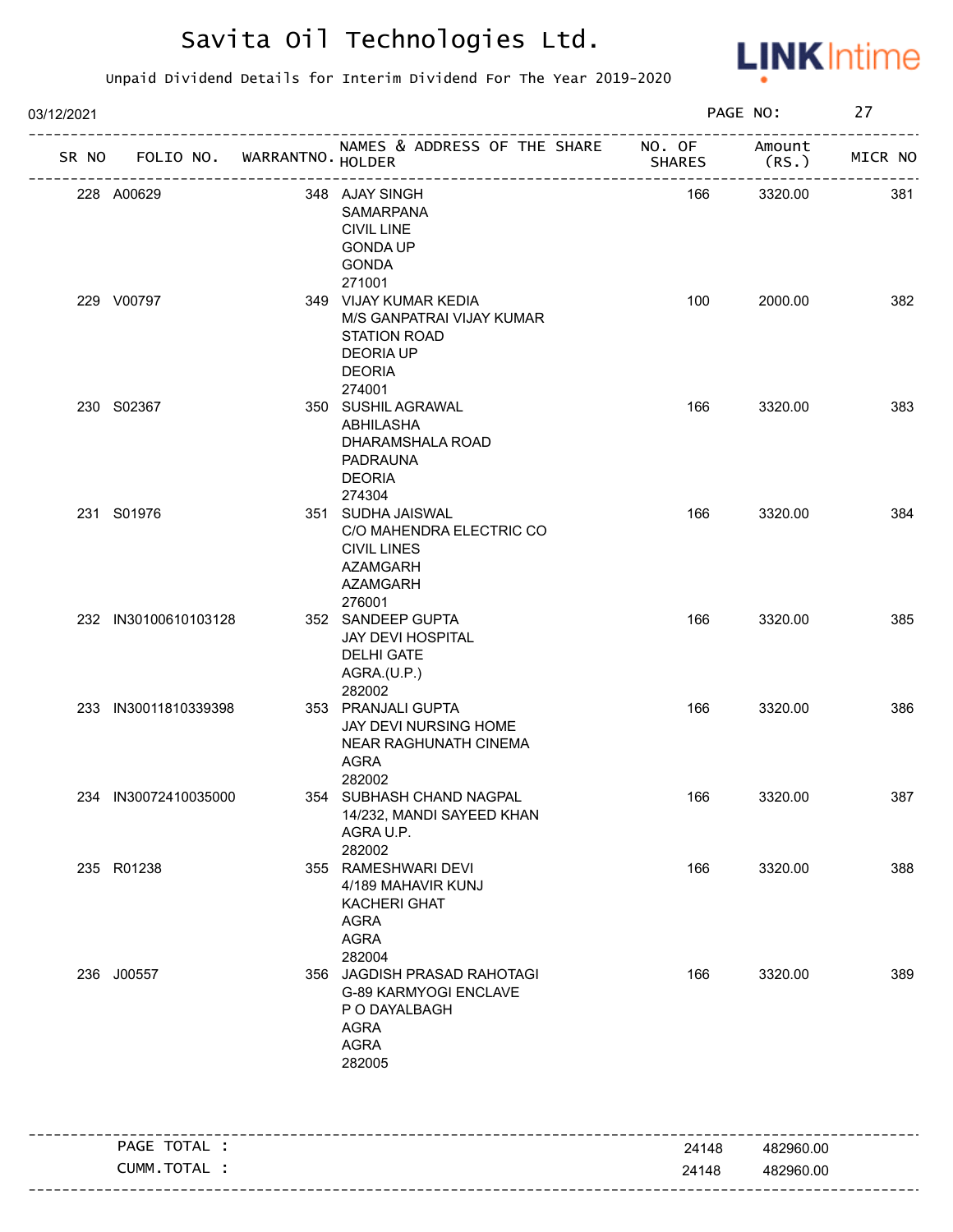# Savita Oil Technologies Ltd.

Unpaid Dividend Details for Interim Dividend For The Year 2019-2020

03/12/2021

| SR NO | FOLIO NO. | WARRANTNO. | NAMES & ADDRESS OF THE SHARE HOLDER | NO. OF SHARES | Amount (RS.) | MICR NO |
|---|---|---|---|---|---|---|
| 228 | A00629 | 348 | AJAY SINGH<br>SAMARPANA<br>CIVIL LINE<br>GONDA UP<br>GONDA<br>271001 | 166 | 3320.00 | 381 |
| 229 | V00797 | 349 | VIJAY KUMAR KEDIA<br>M/S GANPATRAI VIJAY KUMAR<br>STATION ROAD<br>DEORIA UP<br>DEORIA<br>274001 | 100 | 2000.00 | 382 |
| 230 | S02367 | 350 | SUSHIL AGRAWAL<br>ABHILASHA<br>DHARAMSHALA ROAD<br>PADRAUNA<br>DEORIA<br>274304 | 166 | 3320.00 | 383 |
| 231 | S01976 | 351 | SUDHA JAISWAL<br>C/O MAHENDRA ELECTRIC CO<br>CIVIL LINES<br>AZAMGARH<br>AZAMGARH<br>276001 | 166 | 3320.00 | 384 |
| 232 | IN30100610103128 | 352 | SANDEEP GUPTA<br>JAY DEVI HOSPITAL<br>DELHI GATE<br>AGRA.(U.P.)<br>282002 | 166 | 3320.00 | 385 |
| 233 | IN30011810339398 | 353 | PRANJALI GUPTA<br>JAY DEVI NURSING HOME<br>NEAR RAGHUNATH CINEMA<br>AGRA<br>282002 | 166 | 3320.00 | 386 |
| 234 | IN30072410035000 | 354 | SUBHASH CHAND NAGPAL<br>14/232, MANDI SAYEED KHAN<br>AGRA U.P.<br>282002 | 166 | 3320.00 | 387 |
| 235 | R01238 | 355 | RAMESHWARI DEVI<br>4/189 MAHAVIR KUNJ<br>KACHERI GHAT<br>AGRA<br>AGRA<br>282004 | 166 | 3320.00 | 388 |
| 236 | J00557 | 356 | JAGDISH PRASAD RAHOTAGI<br>G-89 KARMYOGI ENCLAVE<br>P O DAYALBAGH<br>AGRA<br>AGRA<br>282005 | 166 | 3320.00 | 389 |

| | NO. OF SHARES | Amount (RS.) |
|---|---|---|
| PAGE TOTAL : | 24148 | 482960.00 |
| CUMM.TOTAL : | 24148 | 482960.00 |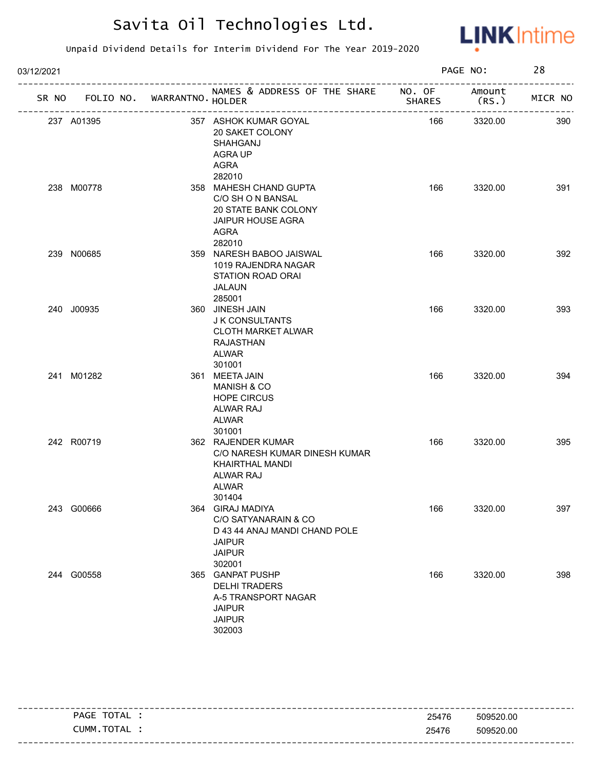# Savita Oil Technologies Ltd.

Unpaid Dividend Details for Interim Dividend For The Year 2019-2020

03/12/2021

| SR NO | FOLIO NO. | WARRANTNO. | NAMES & ADDRESS OF THE SHARE HOLDER | NO. OF SHARES | Amount (RS.) | MICR NO |
|---|---|---|---|---|---|---|
| 237 | A01395 | 357 | ASHOK KUMAR GOYAL<br>20 SAKET COLONY<br>SHAHGANJ<br>AGRA UP<br>AGRA<br>282010 | 166 | 3320.00 | 390 |
| 238 | M00778 | 358 | MAHESH CHAND GUPTA<br>C/O SH O N BANSAL<br>20 STATE BANK COLONY<br>JAIPUR HOUSE AGRA<br>AGRA<br>282010 | 166 | 3320.00 | 391 |
| 239 | N00685 | 359 | NARESH BABOO JAISWAL<br>1019 RAJENDRA NAGAR<br>STATION ROAD ORAI<br>JALAUN<br>285001 | 166 | 3320.00 | 392 |
| 240 | J00935 | 360 | JINESH JAIN<br>J K CONSULTANTS<br>CLOTH MARKET ALWAR<br>RAJASTHAN<br>ALWAR<br>301001 | 166 | 3320.00 | 393 |
| 241 | M01282 | 361 | MEETA JAIN<br>MANISH & CO<br>HOPE CIRCUS<br>ALWAR RAJ<br>ALWAR<br>301001 | 166 | 3320.00 | 394 |
| 242 | R00719 | 362 | RAJENDER KUMAR<br>C/O NARESH KUMAR DINESH KUMAR<br>KHAIRTHAL MANDI<br>ALWAR RAJ<br>ALWAR<br>301404 | 166 | 3320.00 | 395 |
| 243 | G00666 | 364 | GIRAJ MADIYA<br>C/O SATYANARAIN & CO<br>D 43 44 ANAJ MANDI CHAND POLE<br>JAIPUR<br>JAIPUR<br>302001 | 166 | 3320.00 | 397 |
| 244 | G00558 | 365 | GANPAT PUSHP<br>DELHI TRADERS<br>A-5 TRANSPORT NAGAR<br>JAIPUR<br>JAIPUR<br>302003 | 166 | 3320.00 | 398 |

| | NO. OF SHARES | Amount (RS.) |
|---|---|---|
| PAGE TOTAL : | 25476 | 509520.00 |
| CUMM.TOTAL : | 25476 | 509520.00 |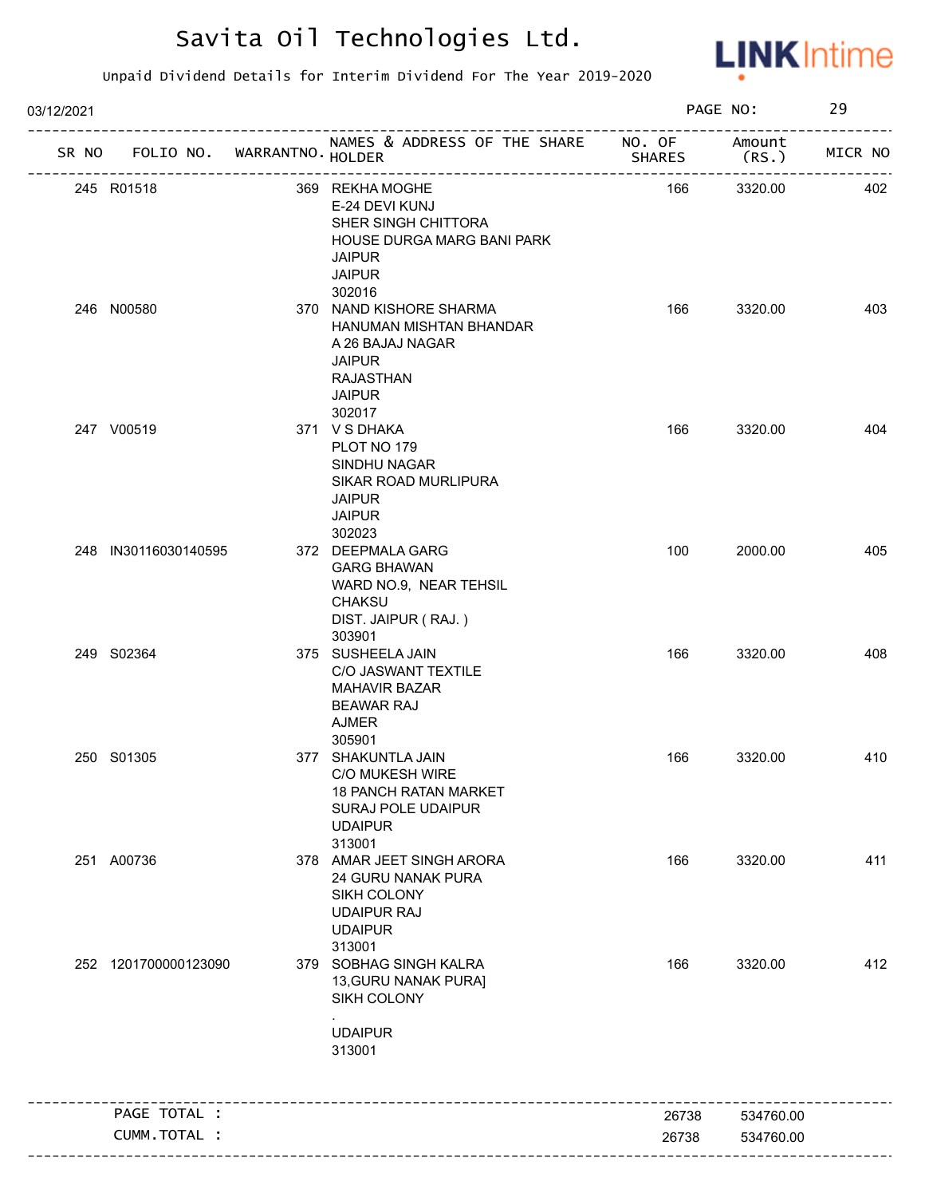# Savita Oil Technologies Ltd.

Unpaid Dividend Details for Interim Dividend For The Year 2019-2020

03/12/2021

| SR NO | FOLIO NO. | WARRANTNO. | NAMES & ADDRESS OF THE SHARE HOLDER | NO. OF SHARES | Amount (RS.) | MICR NO |
|---|---|---|---|---|---|---|
| 245 | R01518 | 369 | REKHA MOGHE<br>E-24 DEVI KUNJ<br>SHER SINGH CHITTORA<br>HOUSE DURGA MARG BANI PARK<br>JAIPUR<br>JAIPUR<br>302016 | 166 | 3320.00 | 402 |
| 246 | N00580 | 370 | NAND KISHORE SHARMA<br>HANUMAN MISHTAN BHANDAR<br>A 26 BAJAJ NAGAR<br>JAIPUR<br>RAJASTHAN<br>JAIPUR<br>302017 | 166 | 3320.00 | 403 |
| 247 | V00519 | 371 | V S DHAKA<br>PLOT NO 179<br>SINDHU NAGAR<br>SIKAR ROAD MURLIPURA<br>JAIPUR<br>JAIPUR<br>302023 | 166 | 3320.00 | 404 |
| 248 | IN30116030140595 | 372 | DEEPMALA GARG<br>GARG BHAWAN<br>WARD NO.9, NEAR TEHSIL<br>CHAKSU<br>DIST. JAIPUR ( RAJ. )<br>303901 | 100 | 2000.00 | 405 |
| 249 | S02364 | 375 | SUSHEELA JAIN<br>C/O JASWANT TEXTILE<br>MAHAVIR BAZAR<br>BEAWAR RAJ<br>AJMER<br>305901 | 166 | 3320.00 | 408 |
| 250 | S01305 | 377 | SHAKUNTLA JAIN<br>C/O MUKESH WIRE<br>18 PANCH RATAN MARKET<br>SURAJ POLE UDAIPUR<br>UDAIPUR<br>313001 | 166 | 3320.00 | 410 |
| 251 | A00736 | 378 | AMAR JEET SINGH ARORA<br>24 GURU NANAK PURA<br>SIKH COLONY<br>UDAIPUR RAJ<br>UDAIPUR<br>313001 | 166 | 3320.00 | 411 |
| 252 | 1201700000123090 | 379 | SOBHAG SINGH KALRA<br>13,GURU NANAK PURA]<br>SIKH COLONY<br>.<br>UDAIPUR<br>313001 | 166 | 3320.00 | 412 |
| | PAGE TOTAL : | | | 26738 | 534760.00 | |
| | CUMM.TOTAL : | | | 26738 | 534760.00 | |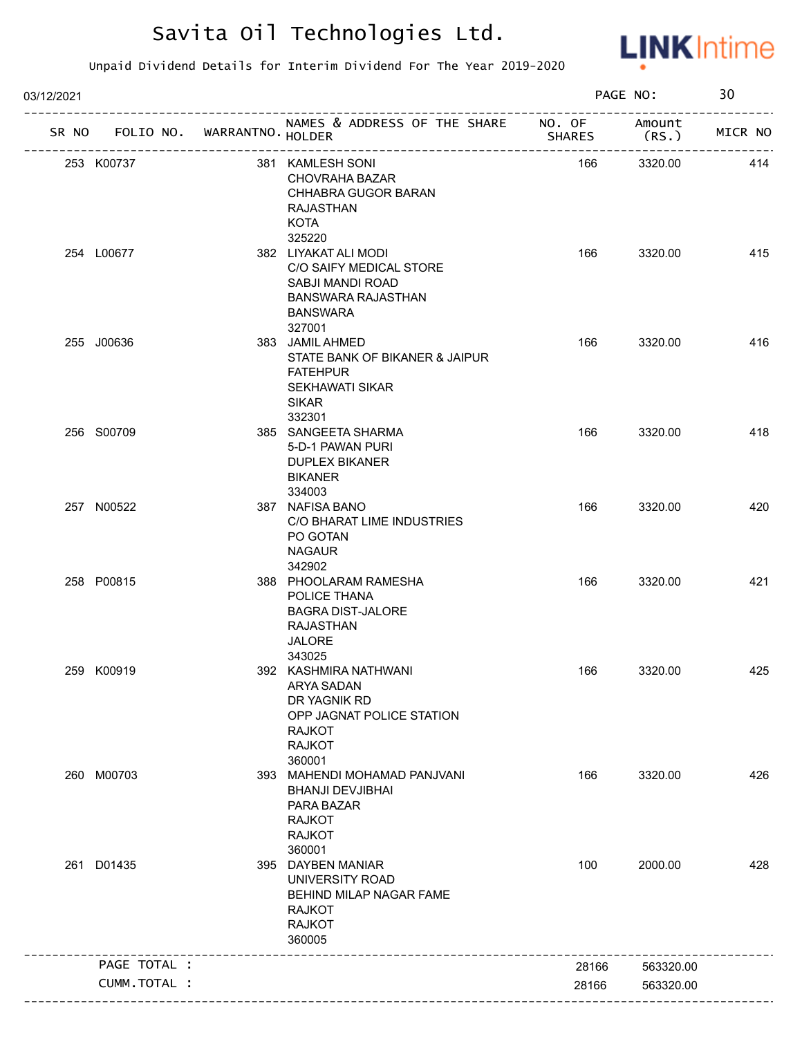# Savita Oil Technologies Ltd.

Unpaid Dividend Details for Interim Dividend For The Year 2019-2020

03/12/2021

| SR NO | FOLIO NO. | WARRANTNO. | NAMES & ADDRESS OF THE SHARE HOLDER | NO. OF SHARES | Amount (RS.) | MICR NO |
|---|---|---|---|---|---|---|
| 253 | K00737 | 381 | KAMLESH SONI<br>CHOVRAHA BAZAR<br>CHHABRA GUGOR BARAN<br>RAJASTHAN<br>KOTA<br>325220 | 166 | 3320.00 | 414 |
| 254 | L00677 | 382 | LIYAKAT ALI MODI<br>C/O SAIFY MEDICAL STORE<br>SABJI MANDI ROAD<br>BANSWARA RAJASTHAN<br>BANSWARA<br>327001 | 166 | 3320.00 | 415 |
| 255 | J00636 | 383 | JAMIL AHMED<br>STATE BANK OF BIKANER & JAIPUR<br>FATEHPUR<br>SEKHAWATI SIKAR<br>SIKAR<br>332301 | 166 | 3320.00 | 416 |
| 256 | S00709 | 385 | SANGEETA SHARMA<br>5-D-1 PAWAN PURI<br>DUPLEX BIKANER<br>BIKANER<br>334003 | 166 | 3320.00 | 418 |
| 257 | N00522 | 387 | NAFISA BANO<br>C/O BHARAT LIME INDUSTRIES<br>PO GOTAN<br>NAGAUR<br>342902 | 166 | 3320.00 | 420 |
| 258 | P00815 | 388 | PHOOLARAM RAMESHA<br>POLICE THANA<br>BAGRA DIST-JALORE<br>RAJASTHAN<br>JALORE<br>343025 | 166 | 3320.00 | 421 |
| 259 | K00919 | 392 | KASHMIRA NATHWANI<br>ARYA SADAN<br>DR YAGNIK RD<br>OPP JAGNAT POLICE STATION<br>RAJKOT<br>RAJKOT<br>360001 | 166 | 3320.00 | 425 |
| 260 | M00703 | 393 | MAHENDI MOHAMAD PANJVANI<br>BHANJI DEVJIBHAI<br>PARA BAZAR<br>RAJKOT<br>RAJKOT<br>360001 | 166 | 3320.00 | 426 |
| 261 | D01435 | 395 | DAYBEN MANIAR<br>UNIVERSITY ROAD<br>BEHIND MILAP NAGAR FAME<br>RAJKOT<br>RAJKOT<br>360005 | 100 | 2000.00 | 428 |
| | PAGE TOTAL : | | | 28166 | 563320.00 | |
| | CUMM.TOTAL : | | | 28166 | 563320.00 | |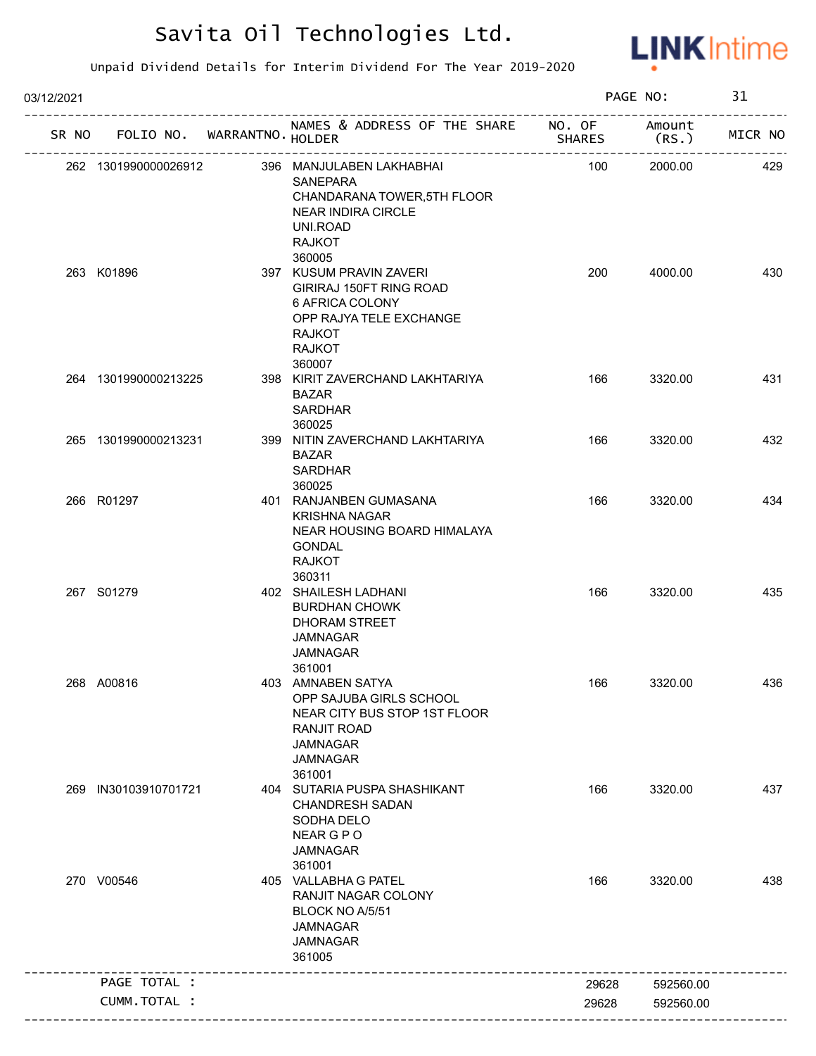# Savita Oil Technologies Ltd.

Unpaid Dividend Details for Interim Dividend For The Year 2019-2020

03/12/2021

| SR NO | FOLIO NO. | WARRANTNO. | NAMES & ADDRESS OF THE SHARE HOLDER | NO. OF SHARES | Amount (RS.) | MICR NO |
|---|---|---|---|---|---|---|
| 262 | 1301990000026912 | 396 | MANJULABEN LAKHABHAI SANEPARA CHANDARANA TOWER,5TH FLOOR NEAR INDIRA CIRCLE UNI.ROAD RAJKOT 360005 | 100 | 2000.00 | 429 |
| 263 | K01896 | 397 | KUSUM PRAVIN ZAVERI GIRIRAJ 150FT RING ROAD 6 AFRICA COLONY OPP RAJYA TELE EXCHANGE RAJKOT RAJKOT 360007 | 200 | 4000.00 | 430 |
| 264 | 1301990000213225 | 398 | KIRIT ZAVERCHAND LAKHTARIYA BAZAR SARDHAR 360025 | 166 | 3320.00 | 431 |
| 265 | 1301990000213231 | 399 | NITIN ZAVERCHAND LAKHTARIYA BAZAR SARDHAR 360025 | 166 | 3320.00 | 432 |
| 266 | R01297 | 401 | RANJANBEN GUMASANA KRISHNA NAGAR NEAR HOUSING BOARD HIMALAYA GONDAL RAJKOT 360311 | 166 | 3320.00 | 434 |
| 267 | S01279 | 402 | SHAILESH LADHANI BURDHAN CHOWK DHORAM STREET JAMNAGAR JAMNAGAR 361001 | 166 | 3320.00 | 435 |
| 268 | A00816 | 403 | AMNABEN SATYA OPP SAJUBA GIRLS SCHOOL NEAR CITY BUS STOP 1ST FLOOR RANJIT ROAD JAMNAGAR JAMNAGAR 361001 | 166 | 3320.00 | 436 |
| 269 | IN30103910701721 | 404 | SUTARIA PUSPA SHASHIKANT CHANDRESH SADAN SODHA DELO NEAR G P O JAMNAGAR 361001 | 166 | 3320.00 | 437 |
| 270 | V00546 | 405 | VALLABHA G PATEL RANJIT NAGAR COLONY BLOCK NO A/5/51 JAMNAGAR JAMNAGAR 361005 | 166 | 3320.00 | 438 |
| | PAGE TOTAL : | | | 29628 | 592560.00 | |
| | CUMM.TOTAL : | | | 29628 | 592560.00 | |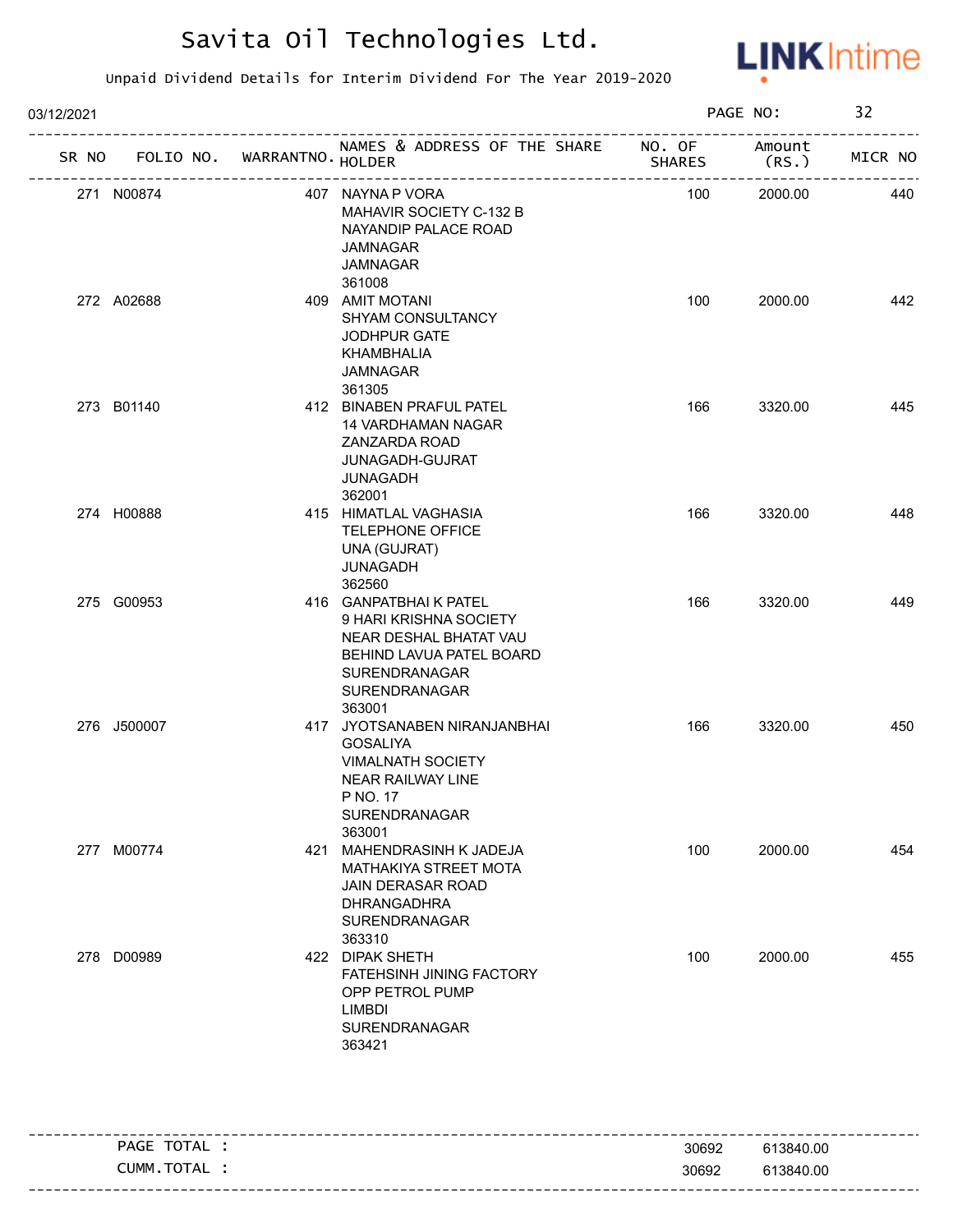# Savita Oil Technologies Ltd.

Unpaid Dividend Details for Interim Dividend For The Year 2019-2020

03/12/2021

| SR NO | FOLIO NO. | WARRANTNO. | NAMES & ADDRESS OF THE SHARE HOLDER | NO. OF SHARES | Amount (RS.) | MICR NO |
|---|---|---|---|---|---|---|
| 271 | N00874 | 407 | NAYNA P VORA MAHAVIR SOCIETY C-132 B NAYANDIP PALACE ROAD JAMNAGAR JAMNAGAR 361008 | 100 | 2000.00 | 440 |
| 272 | A02688 | 409 | AMIT MOTANI SHYAM CONSULTANCY JODHPUR GATE KHAMBHALIA JAMNAGAR 361305 | 100 | 2000.00 | 442 |
| 273 | B01140 | 412 | BINABEN PRAFUL PATEL 14 VARDHAMAN NAGAR ZANZARDA ROAD JUNAGADH-GUJRAT JUNAGADH 362001 | 166 | 3320.00 | 445 |
| 274 | H00888 | 415 | HIMATLAL VAGHASIA TELEPHONE OFFICE UNA (GUJRAT) JUNAGADH 362560 | 166 | 3320.00 | 448 |
| 275 | G00953 | 416 | GANPATBHAI K PATEL 9 HARI KRISHNA SOCIETY NEAR DESHAL BHATAT VAU BEHIND LAVUA PATEL BOARD SURENDRANAGAR SURENDRANAGAR 363001 | 166 | 3320.00 | 449 |
| 276 | J500007 | 417 | JYOTSANABEN NIRANJANBHAI GOSALIYA VIMALNATH SOCIETY NEAR RAILWAY LINE P NO. 17 SURENDRANAGAR 363001 | 166 | 3320.00 | 450 |
| 277 | M00774 | 421 | MAHENDRASINH K JADEJA MATHAKIYA STREET MOTA JAIN DERASAR ROAD DHRANGADHRA SURENDRANAGAR 363310 | 100 | 2000.00 | 454 |
| 278 | D00989 | 422 | DIPAK SHETH FATEHSINH JINING FACTORY OPP PETROL PUMP LIMBDI SURENDRANAGAR 363421 | 100 | 2000.00 | 455 |

| | | |
|---|---|---|
| PAGE TOTAL : | 30692 | 613840.00 |
| CUMM.TOTAL : | 30692 | 613840.00 |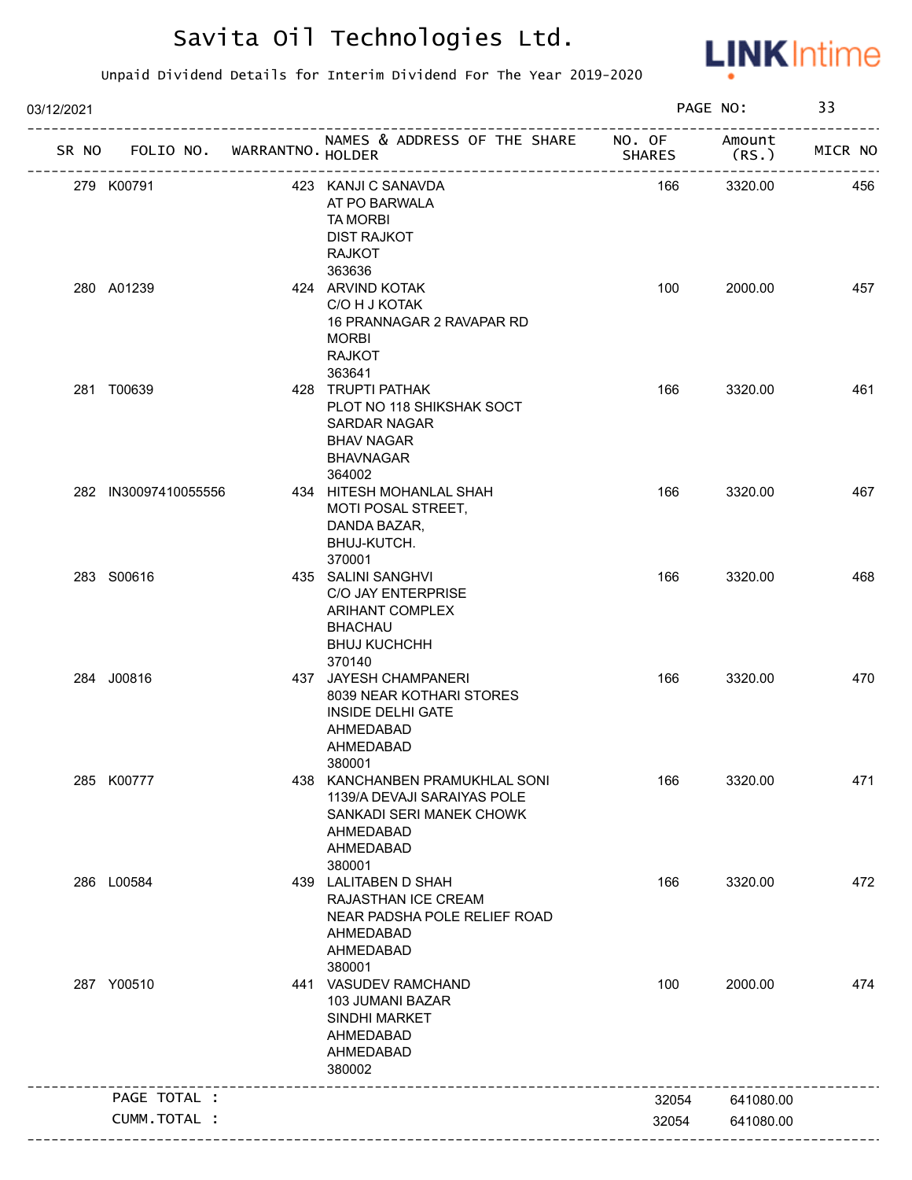# Savita Oil Technologies Ltd.

Unpaid Dividend Details for Interim Dividend For The Year 2019-2020

03/12/2021

| SR NO | FOLIO NO. | WARRANTNO. | NAMES & ADDRESS OF THE SHARE HOLDER | NO. OF SHARES | Amount (RS.) | MICR NO |
|---|---|---|---|---|---|---|
| 279 | K00791 | 423 | KANJI C SANAVDA<br>AT PO BARWALA<br>TA MORBI<br>DIST RAJKOT<br>RAJKOT<br>363636 | 166 | 3320.00 | 456 |
| 280 | A01239 | 424 | ARVIND KOTAK<br>C/O H J KOTAK<br>16 PRANNAGAR 2 RAVAPAR RD<br>MORBI<br>RAJKOT<br>363641 | 100 | 2000.00 | 457 |
| 281 | T00639 | 428 | TRUPTI PATHAK<br>PLOT NO 118 SHIKSHAK SOCT<br>SARDAR NAGAR<br>BHAV NAGAR<br>BHAVNAGAR<br>364002 | 166 | 3320.00 | 461 |
| 282 | IN30097410055556 | 434 | HITESH MOHANLAL SHAH<br>MOTI POSAL STREET,<br>DANDA BAZAR,<br>BHUJ-KUTCH.<br>370001 | 166 | 3320.00 | 467 |
| 283 | S00616 | 435 | SALINI SANGHVI<br>C/O JAY ENTERPRISE<br>ARIHANT COMPLEX<br>BHACHAU<br>BHUJ KUCHCHH<br>370140 | 166 | 3320.00 | 468 |
| 284 | J00816 | 437 | JAYESH CHAMPANERI<br>8039 NEAR KOTHARI STORES<br>INSIDE DELHI GATE<br>AHMEDABAD<br>AHMEDABAD<br>380001 | 166 | 3320.00 | 470 |
| 285 | K00777 | 438 | KANCHANBEN PRAMUKHLAL SONI<br>1139/A DEVAJI SARAIYAS POLE<br>SANKADI SERI MANEK CHOWK<br>AHMEDABAD<br>AHMEDABAD<br>380001 | 166 | 3320.00 | 471 |
| 286 | L00584 | 439 | LALITABEN D SHAH<br>RAJASTHAN ICE CREAM<br>NEAR PADSHA POLE RELIEF ROAD<br>AHMEDABAD<br>AHMEDABAD<br>380001 | 166 | 3320.00 | 472 |
| 287 | Y00510 | 441 | VASUDEV RAMCHAND<br>103 JUMANI BAZAR<br>SINDHI MARKET<br>AHMEDABAD<br>AHMEDABAD<br>380002 | 100 | 2000.00 | 474 |
| | PAGE TOTAL : | | | 32054 | 641080.00 | |
| | CUMM.TOTAL : | | | 32054 | 641080.00 | |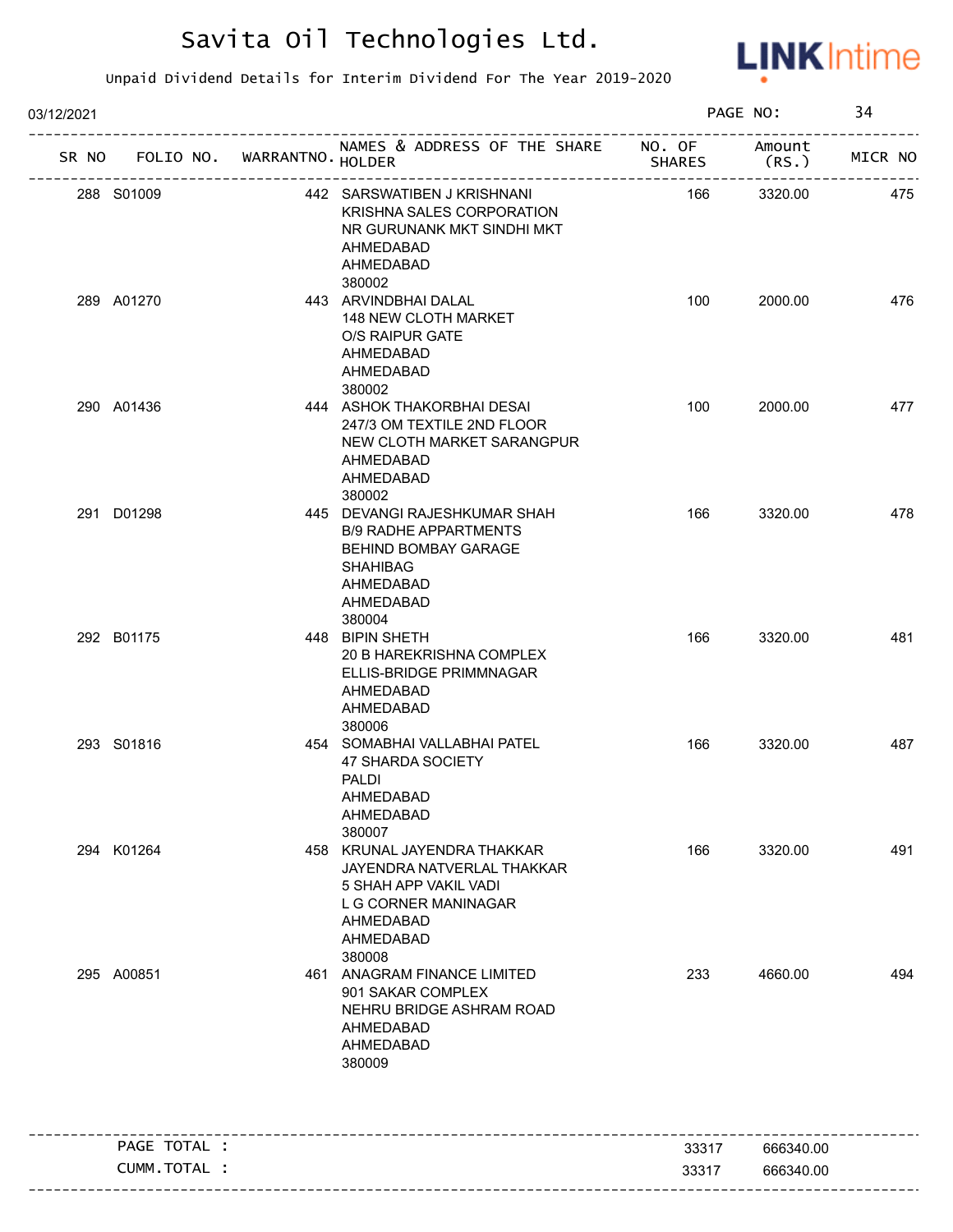# Savita Oil Technologies Ltd.

Unpaid Dividend Details for Interim Dividend For The Year 2019-2020

03/12/2021

| SR NO | FOLIO NO. | WARRANTNO. | NAMES & ADDRESS OF THE SHARE HOLDER | NO. OF SHARES | Amount (RS.) | MICR NO |
|---|---|---|---|---|---|---|
| 288 | S01009 | 442 | SARSWATIBEN J KRISHNANI KRISHNA SALES CORPORATION NR GURUNANK MKT SINDHI MKT AHMEDABAD AHMEDABAD 380002 | 166 | 3320.00 | 475 |
| 289 | A01270 | 443 | ARVINDBHAI DALAL 148 NEW CLOTH MARKET O/S RAIPUR GATE AHMEDABAD AHMEDABAD 380002 | 100 | 2000.00 | 476 |
| 290 | A01436 | 444 | ASHOK THAKORBHAI DESAI 247/3 OM TEXTILE 2ND FLOOR NEW CLOTH MARKET SARANGPUR AHMEDABAD AHMEDABAD 380002 | 100 | 2000.00 | 477 |
| 291 | D01298 | 445 | DEVANGI RAJESHKUMAR SHAH B/9 RADHE APPARTMENTS BEHIND BOMBAY GARAGE SHAHIBAG AHMEDABAD AHMEDABAD 380004 | 166 | 3320.00 | 478 |
| 292 | B01175 | 448 | BIPIN SHETH 20 B HAREKRISHNA COMPLEX ELLIS-BRIDGE PRIMMNAGAR AHMEDABAD AHMEDABAD 380006 | 166 | 3320.00 | 481 |
| 293 | S01816 | 454 | SOMABHAI VALLABHAI PATEL 47 SHARDA SOCIETY PALDI AHMEDABAD AHMEDABAD 380007 | 166 | 3320.00 | 487 |
| 294 | K01264 | 458 | KRUNAL JAYENDRA THAKKAR JAYENDRA NATVERLAL THAKKAR 5 SHAH APP VAKIL VADI L G CORNER MANINAGAR AHMEDABAD AHMEDABAD 380008 | 166 | 3320.00 | 491 |
| 295 | A00851 | 461 | ANAGRAM FINANCE LIMITED 901 SAKAR COMPLEX NEHRU BRIDGE ASHRAM ROAD AHMEDABAD AHMEDABAD 380009 | 233 | 4660.00 | 494 |

| | NO. OF SHARES | Amount (RS.) |
|---|---|---|
| PAGE TOTAL : | 33317 | 666340.00 |
| CUMM.TOTAL : | 33317 | 666340.00 |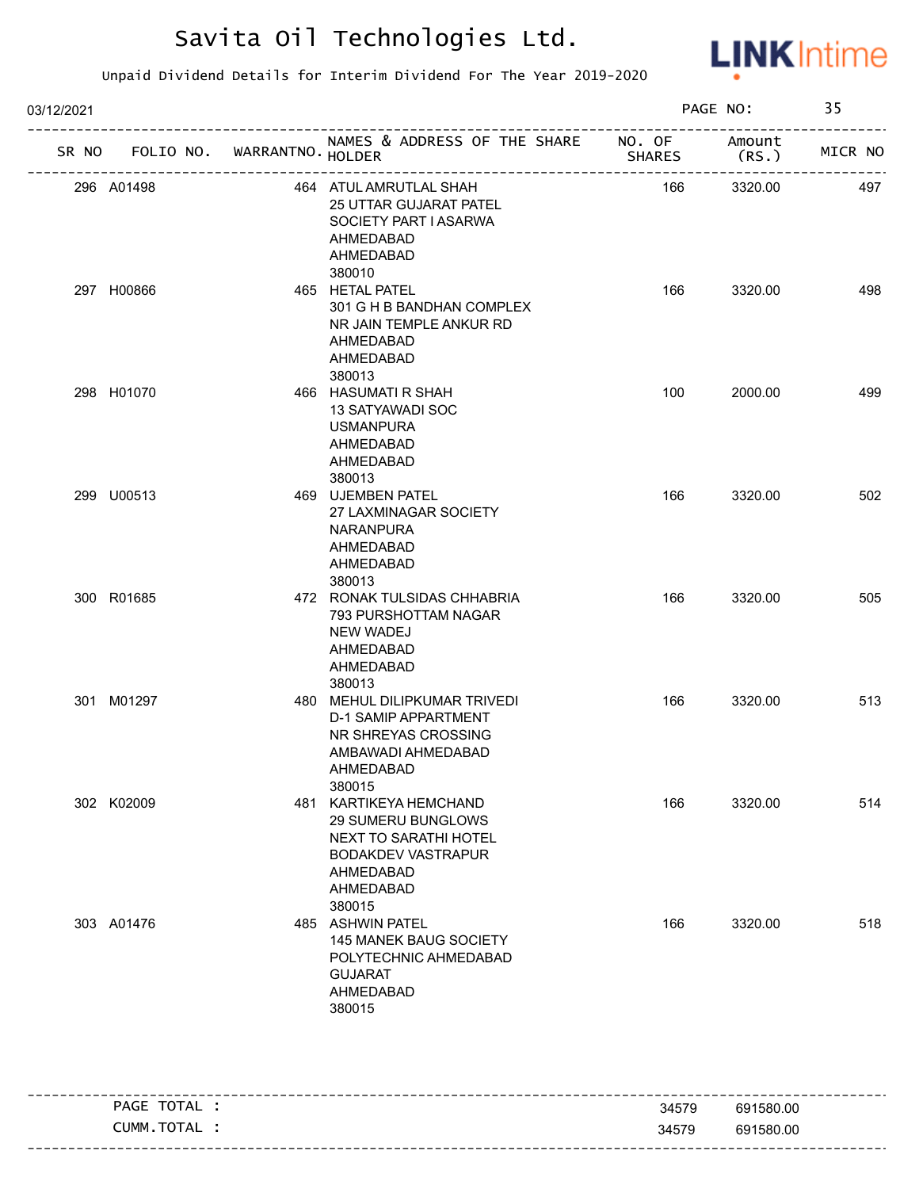# Savita Oil Technologies Ltd.

Unpaid Dividend Details for Interim Dividend For The Year 2019-2020

03/12/2021 PAGE NO: 35

| SR NO | FOLIO NO. | WARRANTNO. | NAMES & ADDRESS OF THE SHARE HOLDER | NO. OF SHARES | Amount (RS.) | MICR NO |
|---|---|---|---|---|---|---|
| 296 | A01498 | 464 | ATUL AMRUTLAL SHAH 25 UTTAR GUJARAT PATEL SOCIETY PART I ASARWA AHMEDABAD AHMEDABAD 380010 | 166 | 3320.00 | 497 |
| 297 | H00866 | 465 | HETAL PATEL 301 G H B BANDHAN COMPLEX NR JAIN TEMPLE ANKUR RD AHMEDABAD AHMEDABAD 380013 | 166 | 3320.00 | 498 |
| 298 | H01070 | 466 | HASUMATI R SHAH 13 SATYAWADI SOC USMANPURA AHMEDABAD AHMEDABAD 380013 | 100 | 2000.00 | 499 |
| 299 | U00513 | 469 | UJEMBEN PATEL 27 LAXMINAGAR SOCIETY NARANPURA AHMEDABAD AHMEDABAD 380013 | 166 | 3320.00 | 502 |
| 300 | R01685 | 472 | RONAK TULSIDAS CHHABRIA 793 PURSHOTTAM NAGAR NEW WADEJ AHMEDABAD AHMEDABAD 380013 | 166 | 3320.00 | 505 |
| 301 | M01297 | 480 | MEHUL DILIPKUMAR TRIVEDI D-1 SAMIP APPARTMENT NR SHREYAS CROSSING AMBAWADI AHMEDABAD AHMEDABAD 380015 | 166 | 3320.00 | 513 |
| 302 | K02009 | 481 | KARTIKEYA HEMCHAND 29 SUMERU BUNGLOWS NEXT TO SARATHI HOTEL BODAKDEV VASTRAPUR AHMEDABAD AHMEDABAD 380015 | 166 | 3320.00 | 514 |
| 303 | A01476 | 485 | ASHWIN PATEL 145 MANEK BAUG SOCIETY POLYTECHNIC AHMEDABAD GUJARAT AHMEDABAD 380015 | 166 | 3320.00 | 518 |

| | NO. OF SHARES | Amount (RS.) |
|---|---|---|
| PAGE TOTAL : | 34579 | 691580.00 |
| CUMM.TOTAL : | 34579 | 691580.00 |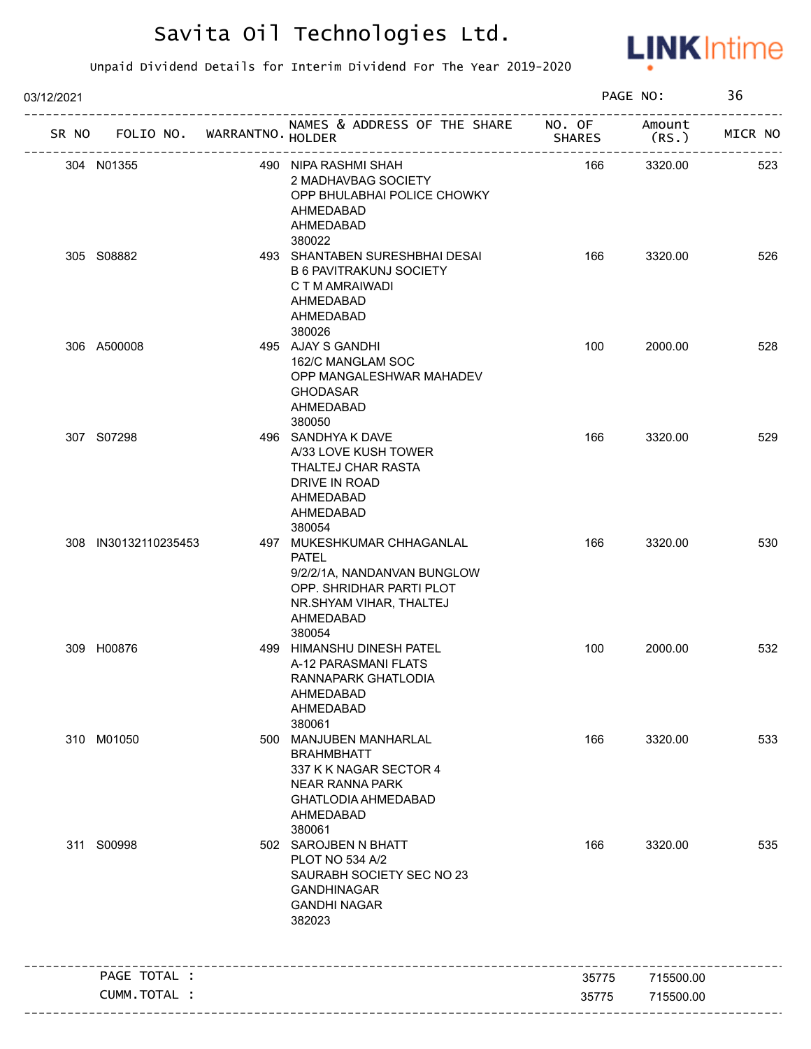# Savita Oil Technologies Ltd.

Unpaid Dividend Details for Interim Dividend For The Year 2019-2020

03/12/2021 PAGE NO: 36

| SR NO | FOLIO NO. | WARRANTNO. | NAMES & ADDRESS OF THE SHARE HOLDER | NO. OF SHARES | Amount (RS.) | MICR NO |
|---|---|---|---|---|---|---|
| 304 | N01355 | 490 | NIPA RASHMI SHAH 2 MADHAVBAG SOCIETY OPP BHULABHAI POLICE CHOWKY AHMEDABAD AHMEDABAD 380022 | 166 | 3320.00 | 523 |
| 305 | S08882 | 493 | SHANTABEN SURESHBHAI DESAI B 6 PAVITRAKUNJ SOCIETY C T M AMRAIWADI AHMEDABAD AHMEDABAD 380026 | 166 | 3320.00 | 526 |
| 306 | A500008 | 495 | AJAY S GANDHI 162/C MANGLAM SOC OPP MANGALESHWAR MAHADEV GHODASAR AHMEDABAD 380050 | 100 | 2000.00 | 528 |
| 307 | S07298 | 496 | SANDHYA K DAVE A/33 LOVE KUSH TOWER THALTEJ CHAR RASTA DRIVE IN ROAD AHMEDABAD AHMEDABAD 380054 | 166 | 3320.00 | 529 |
| 308 | IN30132110235453 | 497 | MUKESHKUMAR CHHAGANLAL PATEL 9/2/2/1A, NANDANVAN BUNGLOW OPP. SHRIDHAR PARTI PLOT NR.SHYAM VIHAR, THALTEJ AHMEDABAD 380054 | 166 | 3320.00 | 530 |
| 309 | H00876 | 499 | HIMANSHU DINESH PATEL A-12 PARASMANI FLATS RANNAPARK GHATLODIA AHMEDABAD AHMEDABAD 380061 | 100 | 2000.00 | 532 |
| 310 | M01050 | 500 | MANJUBEN MANHARLAL BRAHMBHATT 337 K K NAGAR SECTOR 4 NEAR RANNA PARK GHATLODIA AHMEDABAD AHMEDABAD 380061 | 166 | 3320.00 | 533 |
| 311 | S00998 | 502 | SAROJBEN N BHATT PLOT NO 534 A/2 SAURABH SOCIETY SEC NO 23 GANDHINAGAR GANDHI NAGAR 382023 | 166 | 3320.00 | 535 |
| | PAGE TOTAL : | | | 35775 | 715500.00 | |
| | CUMM.TOTAL : | | | 35775 | 715500.00 | |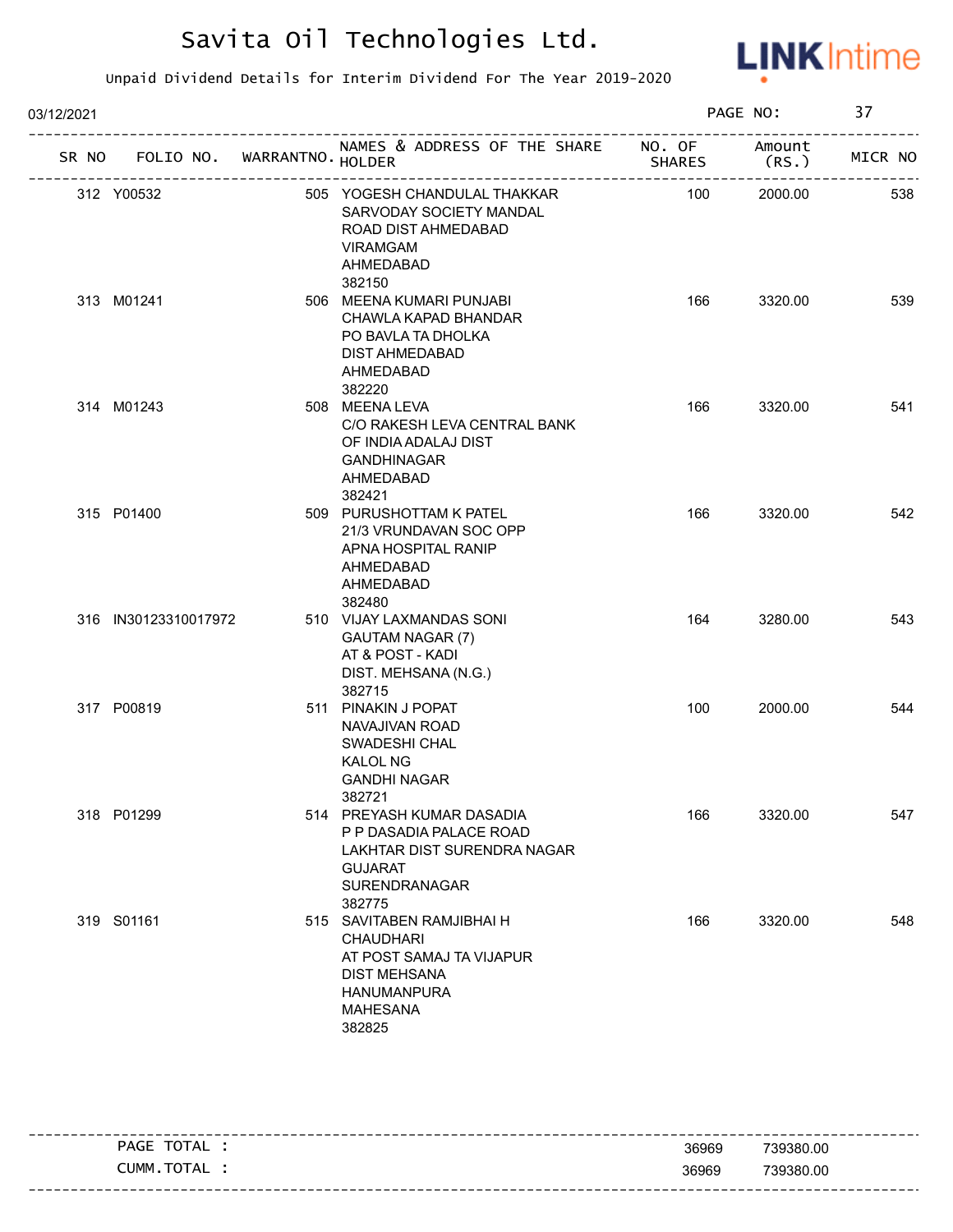# Savita Oil Technologies Ltd.

Unpaid Dividend Details for Interim Dividend For The Year 2019-2020

03/12/2021

| SR NO | FOLIO NO. | WARRANTNO. | NAMES & ADDRESS OF THE SHARE HOLDER | NO. OF SHARES | Amount (RS.) | MICR NO |
|---|---|---|---|---|---|---|
| 312 | Y00532 | 505 | YOGESH CHANDULAL THAKKAR<br>SARVODAY SOCIETY MANDAL<br>ROAD DIST AHMEDABAD<br>VIRAMGAM<br>AHMEDABAD<br>382150 | 100 | 2000.00 | 538 |
| 313 | M01241 | 506 | MEENA KUMARI PUNJABI<br>CHAWLA KAPAD BHANDAR<br>PO BAVLA TA DHOLKA<br>DIST AHMEDABAD<br>AHMEDABAD<br>382220 | 166 | 3320.00 | 539 |
| 314 | M01243 | 508 | MEENA LEVA<br>C/O RAKESH LEVA CENTRAL BANK<br>OF INDIA ADALAJ DIST<br>GANDHINAGAR<br>AHMEDABAD<br>382421 | 166 | 3320.00 | 541 |
| 315 | P01400 | 509 | PURUSHOTTAM K PATEL<br>21/3 VRUNDAVAN SOC OPP<br>APNA HOSPITAL RANIP<br>AHMEDABAD<br>AHMEDABAD<br>382480 | 166 | 3320.00 | 542 |
| 316 | IN30123310017972 | 510 | VIJAY LAXMANDAS SONI<br>GAUTAM NAGAR (7)<br>AT & POST - KADI<br>DIST. MEHSANA (N.G.)<br>382715 | 164 | 3280.00 | 543 |
| 317 | P00819 | 511 | PINAKIN J POPAT<br>NAVAJIVAN ROAD<br>SWADESHI CHAL<br>KALOL NG<br>GANDHI NAGAR<br>382721 | 100 | 2000.00 | 544 |
| 318 | P01299 | 514 | PREYASH KUMAR DASADIA<br>P P DASADIA PALACE ROAD<br>LAKHTAR DIST SURENDRA NAGAR<br>GUJARAT<br>SURENDRANAGAR<br>382775 | 166 | 3320.00 | 547 |
| 319 | S01161 | 515 | SAVITABEN RAMJIBHAI H<br>CHAUDHARI<br>AT POST SAMAJ TA VIJAPUR<br>DIST MEHSANA<br>HANUMANPURA<br>MAHESANA<br>382825 | 166 | 3320.00 | 548 |

| | NO. OF SHARES | Amount (RS.) |
|---|---|---|
| PAGE TOTAL : | 36969 | 739380.00 |
| CUMM.TOTAL : | 36969 | 739380.00 |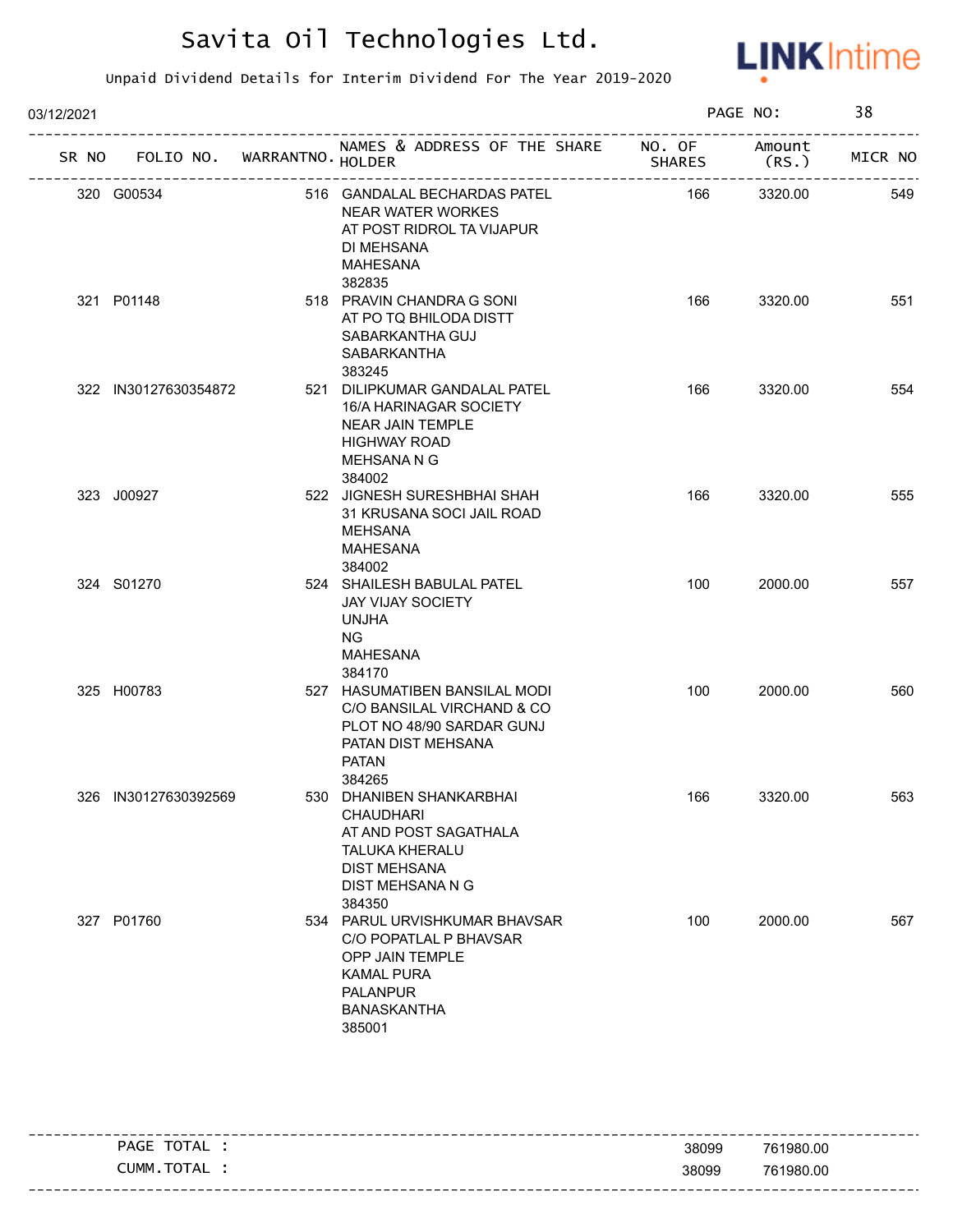# Savita Oil Technologies Ltd.

Unpaid Dividend Details for Interim Dividend For The Year 2019-2020

03/12/2021

| SR NO | FOLIO NO. | WARRANTNO. | NAMES & ADDRESS OF THE SHARE HOLDER | NO. OF SHARES | Amount (RS.) | MICR NO |
|---|---|---|---|---|---|---|
| 320 | G00534 | 516 | GANDALAL BECHARDAS PATEL<br>NEAR WATER WORKES<br>AT POST RIDROL TA VIJAPUR<br>DI MEHSANA<br>MAHESANA<br>382835 | 166 | 3320.00 | 549 |
| 321 | P01148 | 518 | PRAVIN CHANDRA G SONI<br>AT PO TQ BHILODA DISTT<br>SABARKANTHA GUJ<br>SABARKANTHA<br>383245 | 166 | 3320.00 | 551 |
| 322 | IN30127630354872 | 521 | DILIPKUMAR GANDALAL PATEL<br>16/A HARINAGAR SOCIETY<br>NEAR JAIN TEMPLE<br>HIGHWAY ROAD<br>MEHSANA N G<br>384002 | 166 | 3320.00 | 554 |
| 323 | J00927 | 522 | JIGNESH SURESHBHAI SHAH<br>31 KRUSANA SOCI JAIL ROAD<br>MEHSANA<br>MAHESANA<br>384002 | 166 | 3320.00 | 555 |
| 324 | S01270 | 524 | SHAILESH BABULAL PATEL<br>JAY VIJAY SOCIETY<br>UNJHA<br>NG<br>MAHESANA<br>384170 | 100 | 2000.00 | 557 |
| 325 | H00783 | 527 | HASUMATIBEN BANSILAL MODI<br>C/O BANSILAL VIRCHAND & CO<br>PLOT NO 48/90 SARDAR GUNJ<br>PATAN DIST MEHSANA<br>PATAN<br>384265 | 100 | 2000.00 | 560 |
| 326 | IN30127630392569 | 530 | DHANIBEN SHANKARBHAI CHAUDHARI<br>AT AND POST SAGATHALA<br>TALUKA KHERALU<br>DIST MEHSANA<br>DIST MEHSANA N G<br>384350 | 166 | 3320.00 | 563 |
| 327 | P01760 | 534 | PARUL URVISHKUMAR BHAVSAR<br>C/O POPATLAL P BHAVSAR<br>OPP JAIN TEMPLE<br>KAMAL PURA<br>PALANPUR<br>BANASKANTHA<br>385001 | 100 | 2000.00 | 567 |

| | NO. OF SHARES | Amount (RS.) |
|---|---|---|
| PAGE TOTAL : | 38099 | 761980.00 |
| CUMM.TOTAL : | 38099 | 761980.00 |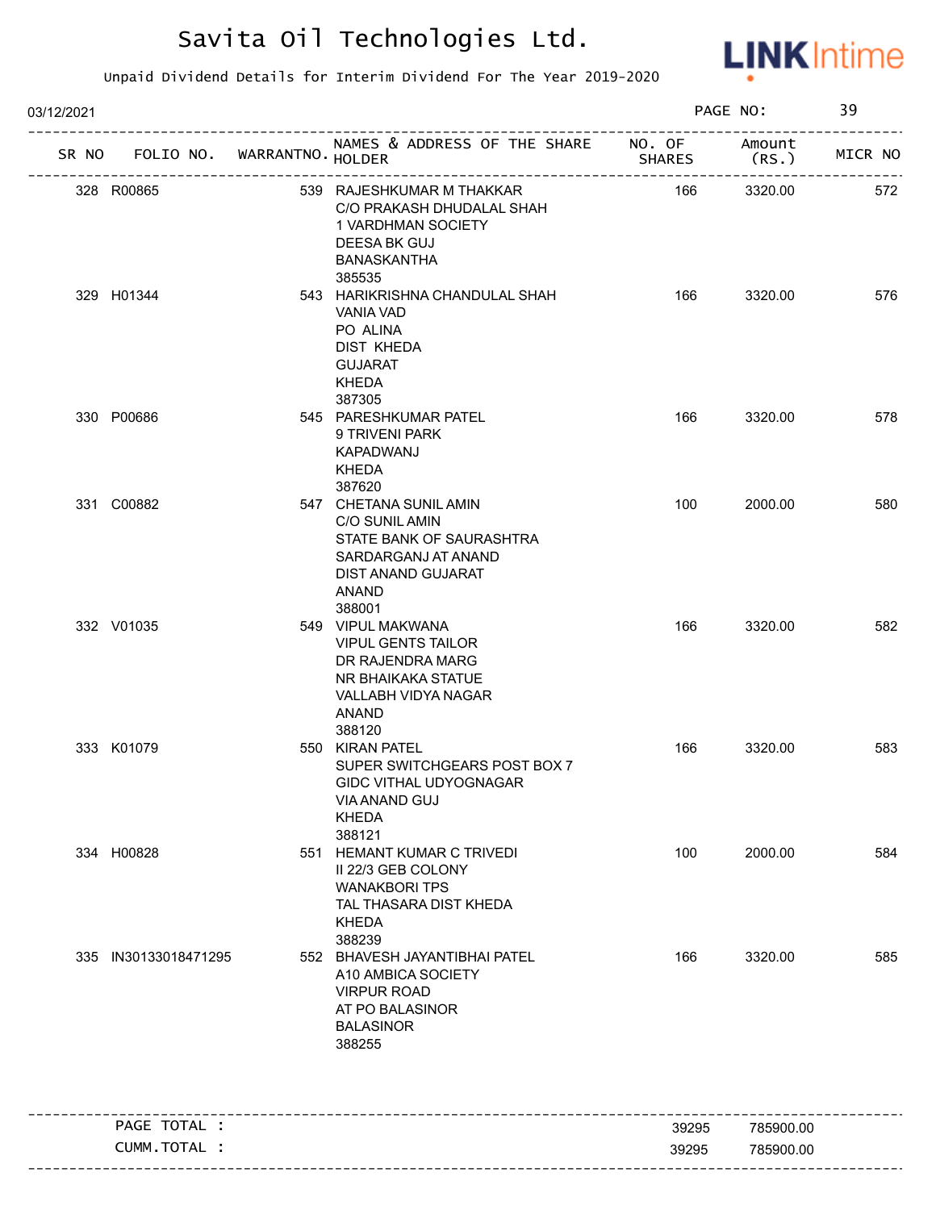# Savita Oil Technologies Ltd.

Unpaid Dividend Details for Interim Dividend For The Year 2019-2020

03/12/2021

| SR NO | FOLIO NO. | WARRANTNO. | NAMES & ADDRESS OF THE SHARE HOLDER | NO. OF SHARES | Amount (RS.) | MICR NO |
|---|---|---|---|---|---|---|
| 328 | R00865 | 539 | RAJESHKUMAR M THAKKAR C/O PRAKASH DHUDALAL SHAH 1 VARDHMAN SOCIETY DEESA BK GUJ BANASKANTHA 385535 | 166 | 3320.00 | 572 |
| 329 | H01344 | 543 | HARIKRISHNA CHANDULAL SHAH VANIA VAD PO ALINA DIST KHEDA GUJARAT KHEDA 387305 | 166 | 3320.00 | 576 |
| 330 | P00686 | 545 | PARESHKUMAR PATEL 9 TRIVENI PARK KAPADWANJ KHEDA 387620 | 166 | 3320.00 | 578 |
| 331 | C00882 | 547 | CHETANA SUNIL AMIN C/O SUNIL AMIN STATE BANK OF SAURASHTRA SARDARGANJ AT ANAND DIST ANAND GUJARAT ANAND 388001 | 100 | 2000.00 | 580 |
| 332 | V01035 | 549 | VIPUL MAKWANA VIPUL GENTS TAILOR DR RAJENDRA MARG NR BHAIKAKA STATUE VALLABH VIDYA NAGAR ANAND 388120 | 166 | 3320.00 | 582 |
| 333 | K01079 | 550 | KIRAN PATEL SUPER SWITCHGEARS POST BOX 7 GIDC VITHAL UDYOGNAGAR VIA ANAND GUJ KHEDA 388121 | 166 | 3320.00 | 583 |
| 334 | H00828 | 551 | HEMANT KUMAR C TRIVEDI II 22/3 GEB COLONY WANAKBORI TPS TAL THASARA DIST KHEDA KHEDA 388239 | 100 | 2000.00 | 584 |
| 335 | IN30133018471295 | 552 | BHAVESH JAYANTIBHAI PATEL A10 AMBICA SOCIETY VIRPUR ROAD AT PO BALASINOR BALASINOR 388255 | 166 | 3320.00 | 585 |

| | | |
|---|---|---|
| PAGE TOTAL : | 39295 | 785900.00 |
| CUMM.TOTAL : | 39295 | 785900.00 |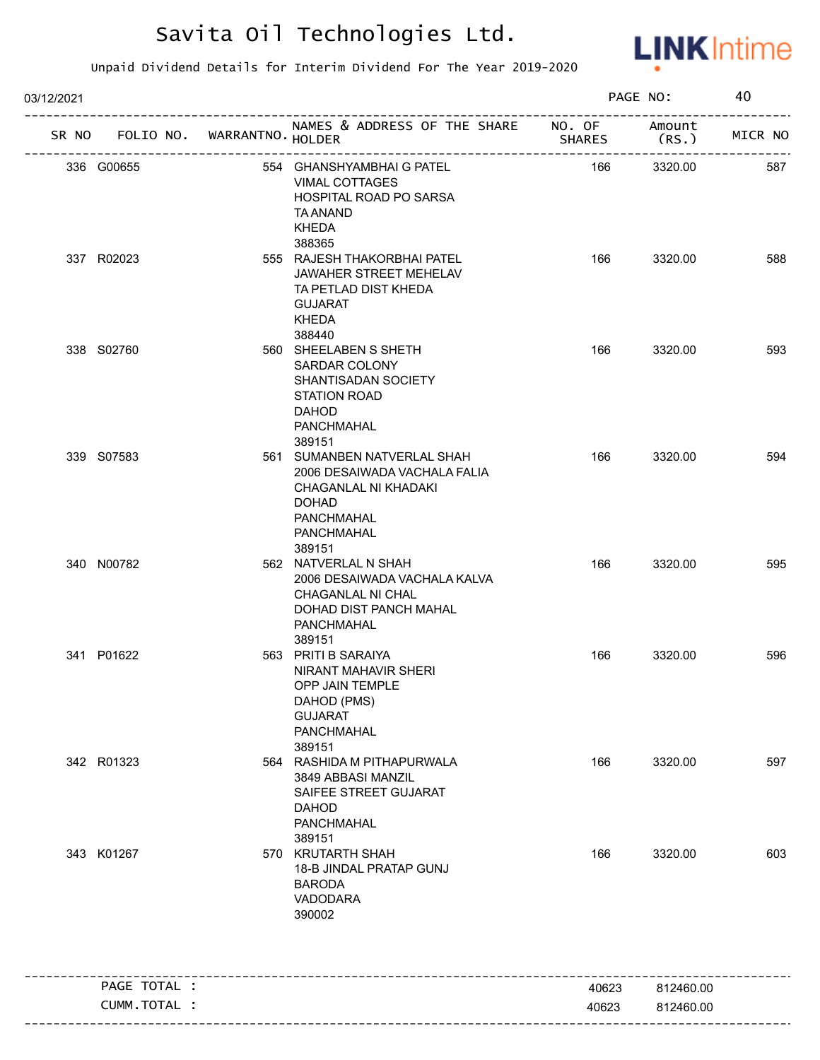# Savita Oil Technologies Ltd.

Unpaid Dividend Details for Interim Dividend For The Year 2019-2020

03/12/2021

| SR NO | FOLIO NO. | WARRANTNO. | NAMES & ADDRESS OF THE SHARE HOLDER | NO. OF SHARES | Amount (RS.) | MICR NO |
|---|---|---|---|---|---|---|
| 336 | G00655 | 554 | GHANSHYAMBHAI G PATEL<br>VIMAL COTTAGES<br>HOSPITAL ROAD PO SARSA<br>TA ANAND<br>KHEDA<br>388365 | 166 | 3320.00 | 587 |
| 337 | R02023 | 555 | RAJESH THAKORBHAI PATEL<br>JAWAHER STREET MEHELAV<br>TA PETLAD DIST KHEDA<br>GUJARAT<br>KHEDA<br>388440 | 166 | 3320.00 | 588 |
| 338 | S02760 | 560 | SHEELABEN S SHETH<br>SARDAR COLONY<br>SHANTISADAN SOCIETY<br>STATION ROAD<br>DAHOD<br>PANCHMAHAL<br>389151 | 166 | 3320.00 | 593 |
| 339 | S07583 | 561 | SUMANBEN NATVERLAL SHAH<br>2006 DESAIWADA VACHALA FALIA<br>CHAGANLAL NI KHADAKI<br>DOHAD<br>PANCHMAHAL<br>PANCHMAHAL<br>389151 | 166 | 3320.00 | 594 |
| 340 | N00782 | 562 | NATVERLAL N SHAH<br>2006 DESAIWADA VACHALA KALVA<br>CHAGANLAL NI CHAL<br>DOHAD DIST PANCH MAHAL<br>PANCHMAHAL<br>389151 | 166 | 3320.00 | 595 |
| 341 | P01622 | 563 | PRITI B SARAIYA<br>NIRANT MAHAVIR SHERI<br>OPP JAIN TEMPLE<br>DAHOD (PMS)<br>GUJARAT<br>PANCHMAHAL<br>389151 | 166 | 3320.00 | 596 |
| 342 | R01323 | 564 | RASHIDA M PITHAPURWALA<br>3849 ABBASI MANZIL<br>SAIFEE STREET GUJARAT<br>DAHOD<br>PANCHMAHAL<br>389151 | 166 | 3320.00 | 597 |
| 343 | K01267 | 570 | KRUTARTH SHAH<br>18-B JINDAL PRATAP GUNJ<br>BARODA<br>VADODARA<br>390002 | 166 | 3320.00 | 603 |

| | NO. OF SHARES | Amount (RS.) |
|---|---|---|
| PAGE TOTAL : | 40623 | 812460.00 |
| CUMM.TOTAL : | 40623 | 812460.00 |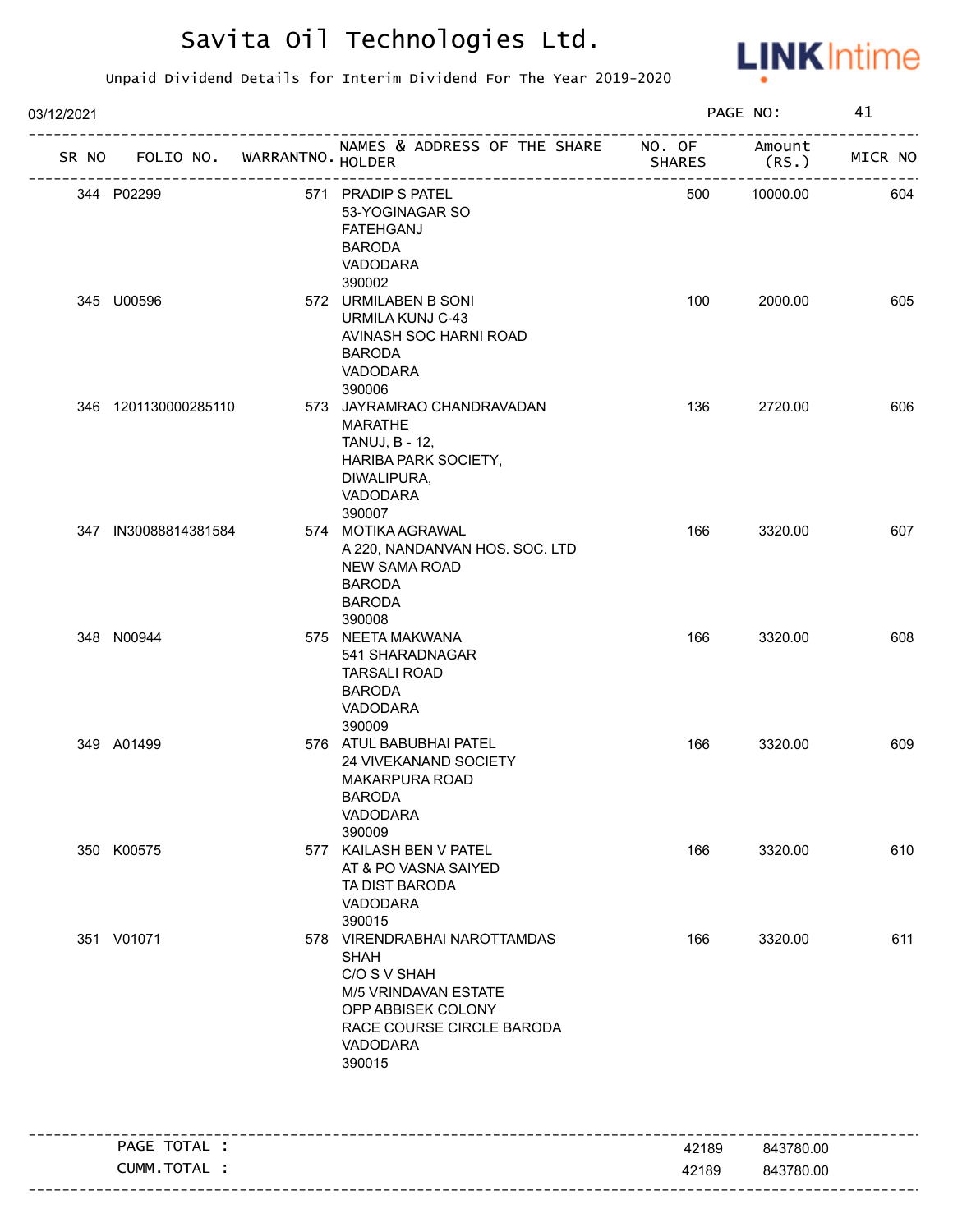# Savita Oil Technologies Ltd.

Unpaid Dividend Details for Interim Dividend For The Year 2019-2020

03/12/2021

| SR NO | FOLIO NO. | WARRANTNO. | NAMES & ADDRESS OF THE SHARE HOLDER | NO. OF SHARES | Amount (RS.) | MICR NO |
|---|---|---|---|---|---|---|
| 344 | P02299 | 571 | PRADIP S PATEL<br>53-YOGINAGAR SO<br>FATEHGANJ<br>BARODA<br>VADODARA<br>390002 | 500 | 10000.00 | 604 |
| 345 | U00596 | 572 | URMILABEN B SONI<br>URMILA KUNJ C-43<br>AVINASH SOC HARNI ROAD<br>BARODA<br>VADODARA<br>390006 | 100 | 2000.00 | 605 |
| 346 | 1201130000285110 | 573 | JAYRAMRAO CHANDRAVADAN MARATHE<br>TANUJ, B - 12,<br>HARIBA PARK SOCIETY,<br>DIWALIPURA,<br>VADODARA<br>390007 | 136 | 2720.00 | 606 |
| 347 | IN30088814381584 | 574 | MOTIKA AGRAWAL<br>A 220, NANDANVAN HOS. SOC. LTD<br>NEW SAMA ROAD<br>BARODA<br>BARODA<br>390008 | 166 | 3320.00 | 607 |
| 348 | N00944 | 575 | NEETA MAKWANA<br>541 SHARADNAGAR<br>TARSALI ROAD<br>BARODA<br>VADODARA<br>390009 | 166 | 3320.00 | 608 |
| 349 | A01499 | 576 | ATUL BABUBHAI PATEL<br>24 VIVEKANAND SOCIETY<br>MAKARPURA ROAD<br>BARODA<br>VADODARA<br>390009 | 166 | 3320.00 | 609 |
| 350 | K00575 | 577 | KAILASH BEN V PATEL<br>AT & PO VASNA SAIYED<br>TA DIST BARODA<br>VADODARA<br>390015 | 166 | 3320.00 | 610 |
| 351 | V01071 | 578 | VIRENDRABHAI NAROTTAMDAS SHAH<br>C/O S V SHAH<br>M/5 VRINDAVAN ESTATE<br>OPP ABBISEK COLONY<br>RACE COURSE CIRCLE BARODA<br>VADODARA<br>390015 | 166 | 3320.00 | 611 |

| | | |
|---|---|---|
| PAGE TOTAL : | 42189 | 843780.00 |
| CUMM.TOTAL : | 42189 | 843780.00 |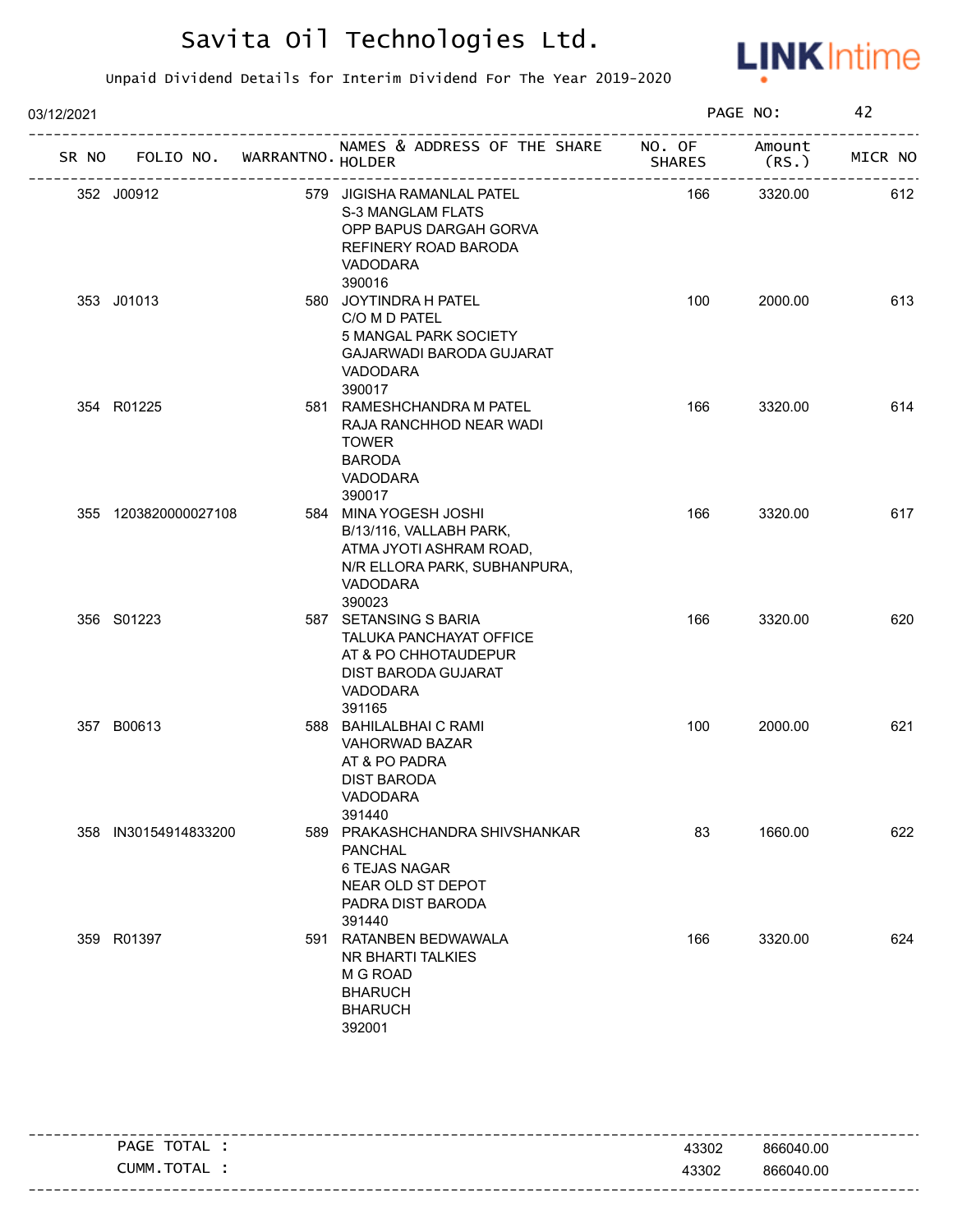# Savita Oil Technologies Ltd.

Unpaid Dividend Details for Interim Dividend For The Year 2019-2020

03/12/2021

| SR NO | FOLIO NO. | WARRANTNO. | NAMES & ADDRESS OF THE SHARE HOLDER | NO. OF SHARES | Amount (RS.) | MICR NO |
|---|---|---|---|---|---|---|
| 352 | J00912 | 579 | JIGISHA RAMANLAL PATEL S-3 MANGLAM FLATS OPP BAPUS DARGAH GORVA REFINERY ROAD BARODA VADODARA 390016 | 166 | 3320.00 | 612 |
| 353 | J01013 | 580 | JOYTINDRA H PATEL C/O M D PATEL 5 MANGAL PARK SOCIETY GAJARWADI BARODA GUJARAT VADODARA 390017 | 100 | 2000.00 | 613 |
| 354 | R01225 | 581 | RAMESHCHANDRA M PATEL RAJA RANCHHOD NEAR WADI TOWER BARODA VADODARA 390017 | 166 | 3320.00 | 614 |
| 355 | 1203820000027108 | 584 | MINA YOGESH JOSHI B/13/116, VALLABH PARK, ATMA JYOTI ASHRAM ROAD, N/R ELLORA PARK, SUBHANPURA, VADODARA 390023 | 166 | 3320.00 | 617 |
| 356 | S01223 | 587 | SETANSING S BARIA TALUKA PANCHAYAT OFFICE AT & PO CHHOTAUDEPUR DIST BARODA GUJARAT VADODARA 391165 | 166 | 3320.00 | 620 |
| 357 | B00613 | 588 | BAHILALBHAI C RAMI VAHORWAD BAZAR AT & PO PADRA DIST BARODA VADODARA 391440 | 100 | 2000.00 | 621 |
| 358 | IN30154914833200 | 589 | PRAKASHCHANDRA SHIVSHANKAR PANCHAL 6 TEJAS NAGAR NEAR OLD ST DEPOT PADRA DIST BARODA 391440 | 83 | 1660.00 | 622 |
| 359 | R01397 | 591 | RATANBEN BEDWAWALA NR BHARTI TALKIES M G ROAD BHARUCH BHARUCH 392001 | 166 | 3320.00 | 624 |

| | | |
|---|---|---|
| PAGE TOTAL : | 43302 | 866040.00 |
| CUMM.TOTAL : | 43302 | 866040.00 |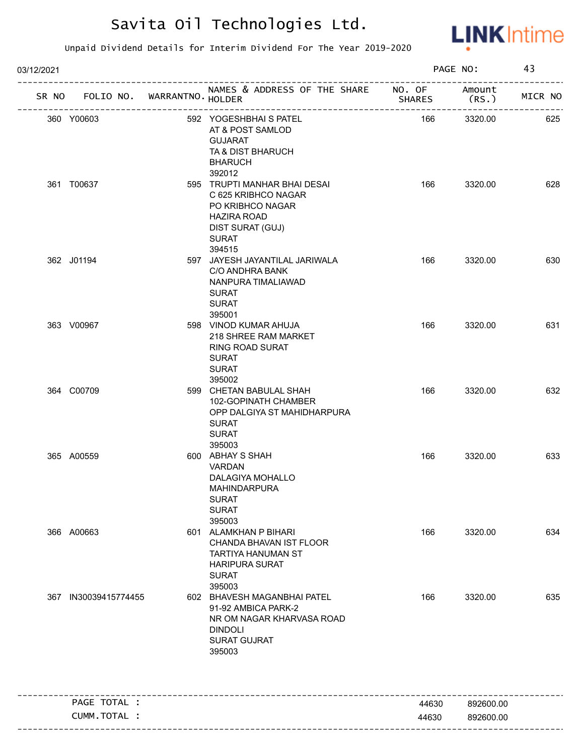# Savita Oil Technologies Ltd.

Unpaid Dividend Details for Interim Dividend For The Year 2019-2020

03/12/2021

| SR NO | FOLIO NO. | WARRANTNO. | NAMES & ADDRESS OF THE SHARE HOLDER | NO. OF SHARES | Amount (RS.) | MICR NO |
|---|---|---|---|---|---|---|
| 360 | Y00603 | 592 | YOGESHBHAI S PATEL<br>AT & POST SAMLOD<br>GUJARAT<br>TA & DIST BHARUCH<br>BHARUCH<br>392012 | 166 | 3320.00 | 625 |
| 361 | T00637 | 595 | TRUPTI MANHAR BHAI DESAI<br>C 625 KRIBHCO NAGAR<br>PO KRIBHCO NAGAR<br>HAZIRA ROAD<br>DIST SURAT (GUJ)<br>SURAT<br>394515 | 166 | 3320.00 | 628 |
| 362 | J01194 | 597 | JAYESH JAYANTILAL JARIWALA<br>C/O ANDHRA BANK<br>NANPURA TIMALIAWAD<br>SURAT<br>SURAT<br>395001 | 166 | 3320.00 | 630 |
| 363 | V00967 | 598 | VINOD KUMAR AHUJA<br>218 SHREE RAM MARKET<br>RING ROAD SURAT<br>SURAT<br>SURAT<br>395002 | 166 | 3320.00 | 631 |
| 364 | C00709 | 599 | CHETAN BABULAL SHAH<br>102-GOPINATH CHAMBER<br>OPP DALGIYA ST MAHIDHARPURA<br>SURAT<br>SURAT<br>395003 | 166 | 3320.00 | 632 |
| 365 | A00559 | 600 | ABHAY S SHAH<br>VARDAN<br>DALAGIYA MOHALLO<br>MAHINDARPURA<br>SURAT<br>SURAT<br>395003 | 166 | 3320.00 | 633 |
| 366 | A00663 | 601 | ALAMKHAN P BIHARI<br>CHANDA BHAVAN IST FLOOR<br>TARTIYA HANUMAN ST<br>HARIPURA SURAT<br>SURAT<br>395003 | 166 | 3320.00 | 634 |
| 367 | IN30039415774455 | 602 | BHAVESH MAGANBHAI PATEL<br>91-92 AMBICA PARK-2<br>NR OM NAGAR KHARVASA ROAD<br>DINDOLI<br>SURAT GUJRAT<br>395003 | 166 | 3320.00 | 635 |
| | PAGE TOTAL : | | | 44630 | 892600.00 | |
| | CUMM.TOTAL : | | | 44630 | 892600.00 | |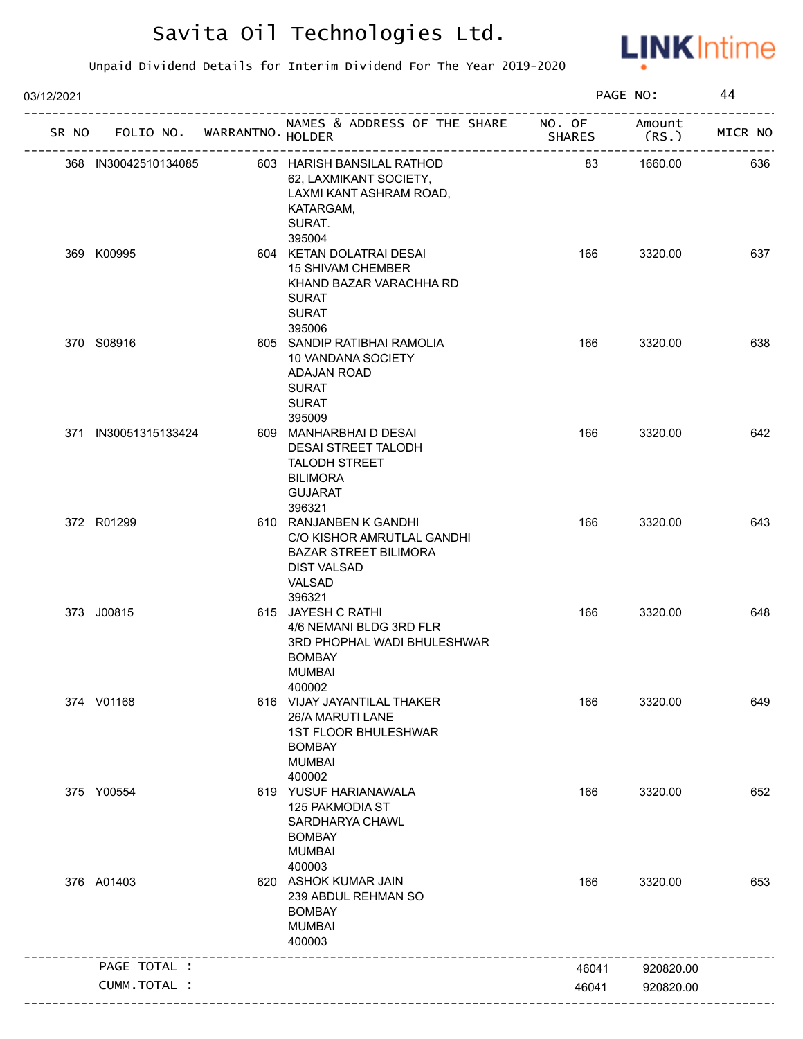# Savita Oil Technologies Ltd.

Unpaid Dividend Details for Interim Dividend For The Year 2019-2020

03/12/2021

| SR NO | FOLIO NO. | WARRANTNO. | NAMES & ADDRESS OF THE SHARE HOLDER | NO. OF SHARES | Amount (RS.) | MICR NO |
|---|---|---|---|---|---|---|
| 368 | IN30042510134085 | 603 | HARISH BANSILAL RATHOD 62, LAXMIKANT SOCIETY, LAXMI KANT ASHRAM ROAD, KATARGAM, SURAT. 395004 | 83 | 1660.00 | 636 |
| 369 | K00995 | 604 | KETAN DOLATRAI DESAI 15 SHIVAM CHEMBER KHAND BAZAR VARACHHA RD SURAT SURAT 395006 | 166 | 3320.00 | 637 |
| 370 | S08916 | 605 | SANDIP RATIBHAI RAMOLIA 10 VANDANA SOCIETY ADAJAN ROAD SURAT SURAT 395009 | 166 | 3320.00 | 638 |
| 371 | IN30051315133424 | 609 | MANHARBHAI D DESAI DESAI STREET TALODH TALODH STREET BILIMORA GUJARAT 396321 | 166 | 3320.00 | 642 |
| 372 | R01299 | 610 | RANJANBEN K GANDHI C/O KISHOR AMRUTLAL GANDHI BAZAR STREET BILIMORA DIST VALSAD VALSAD 396321 | 166 | 3320.00 | 643 |
| 373 | J00815 | 615 | JAYESH C RATHI 4/6 NEMANI BLDG 3RD FLR 3RD PHOPHAL WADI BHULESHWAR BOMBAY MUMBAI 400002 | 166 | 3320.00 | 648 |
| 374 | V01168 | 616 | VIJAY JAYANTILAL THAKER 26/A MARUTI LANE 1ST FLOOR BHULESHWAR BOMBAY MUMBAI 400002 | 166 | 3320.00 | 649 |
| 375 | Y00554 | 619 | YUSUF HARIANAWALA 125 PAKMODIA ST SARDHARYA CHAWL BOMBAY MUMBAI 400003 | 166 | 3320.00 | 652 |
| 376 | A01403 | 620 | ASHOK KUMAR JAIN 239 ABDUL REHMAN SO BOMBAY MUMBAI 400003 | 166 | 3320.00 | 653 |
| | PAGE TOTAL : | | | 46041 | 920820.00 | |
| | CUMM.TOTAL : | | | 46041 | 920820.00 | |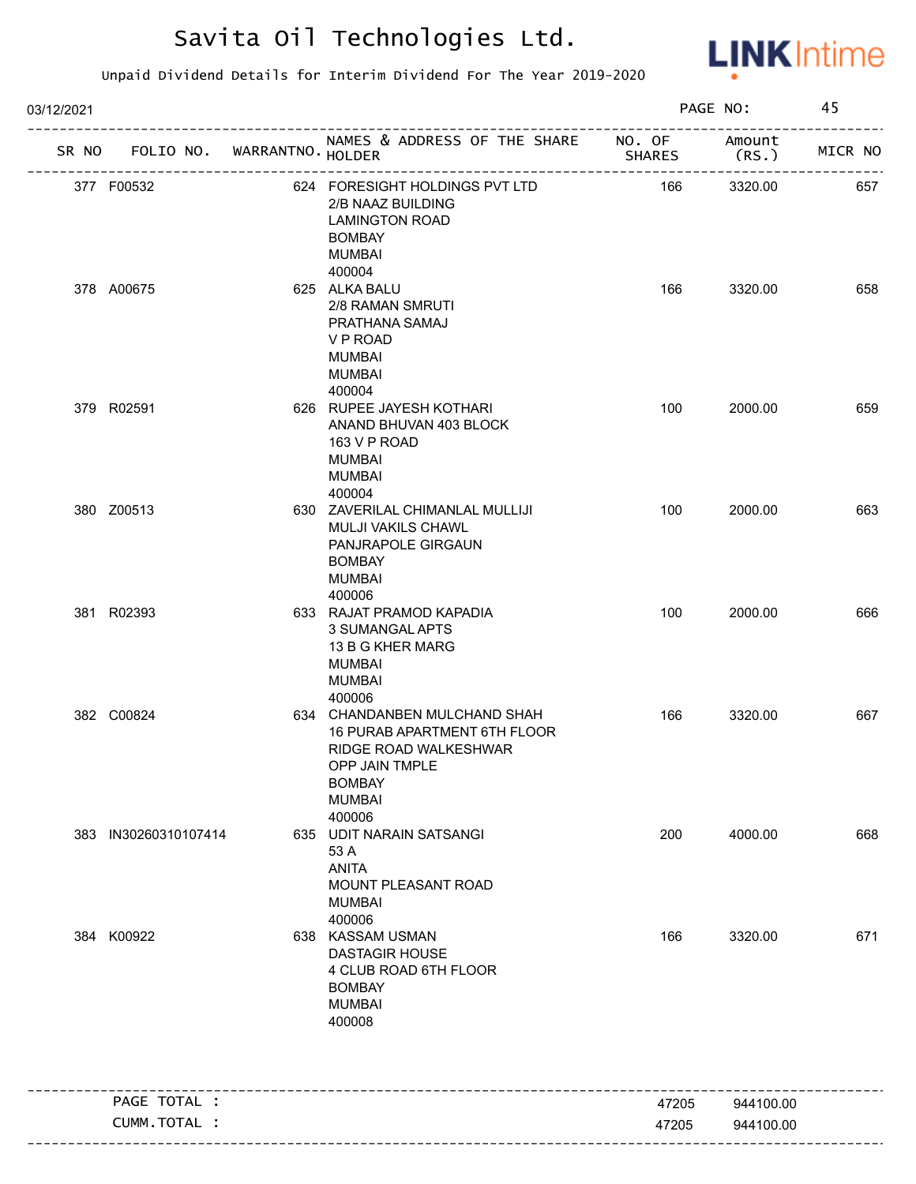# Savita Oil Technologies Ltd.

Unpaid Dividend Details for Interim Dividend For The Year 2019-2020

03/12/2021

| SR NO | FOLIO NO. | WARRANTNO. | NAMES & ADDRESS OF THE SHARE HOLDER | NO. OF SHARES | Amount (RS.) | MICR NO |
|---|---|---|---|---|---|---|
| 377 | F00532 | 624 | FORESIGHT HOLDINGS PVT LTD<br>2/B NAAZ BUILDING<br>LAMINGTON ROAD<br>BOMBAY<br>MUMBAI<br>400004 | 166 | 3320.00 | 657 |
| 378 | A00675 | 625 | ALKA BALU<br>2/8 RAMAN SMRUTI<br>PRATHANA SAMAJ<br>V P ROAD<br>MUMBAI<br>MUMBAI<br>400004 | 166 | 3320.00 | 658 |
| 379 | R02591 | 626 | RUPEE JAYESH KOTHARI<br>ANAND BHUVAN 403 BLOCK<br>163 V P ROAD<br>MUMBAI<br>MUMBAI<br>400004 | 100 | 2000.00 | 659 |
| 380 | Z00513 | 630 | ZAVERILAL CHIMANLAL MULLIJI<br>MULJI VAKILS CHAWL<br>PANJRAPOLE GIRGAUN<br>BOMBAY<br>MUMBAI<br>400006 | 100 | 2000.00 | 663 |
| 381 | R02393 | 633 | RAJAT PRAMOD KAPADIA<br>3 SUMANGAL APTS<br>13 B G KHER MARG<br>MUMBAI<br>MUMBAI<br>400006 | 100 | 2000.00 | 666 |
| 382 | C00824 | 634 | CHANDANBEN MULCHAND SHAH<br>16 PURAB APARTMENT 6TH FLOOR<br>RIDGE ROAD WALKESHWAR<br>OPP JAIN TMPLE<br>BOMBAY<br>MUMBAI<br>400006 | 166 | 3320.00 | 667 |
| 383 | IN30260310107414 | 635 | UDIT NARAIN SATSANGI<br>53 A<br>ANITA<br>MOUNT PLEASANT ROAD<br>MUMBAI<br>400006 | 200 | 4000.00 | 668 |
| 384 | K00922 | 638 | KASSAM USMAN<br>DASTAGIR HOUSE<br>4 CLUB ROAD 6TH FLOOR<br>BOMBAY<br>MUMBAI<br>400008 | 166 | 3320.00 | 671 |
| | PAGE TOTAL : | | | 47205 | 944100.00 | |
| | CUMM.TOTAL : | | | 47205 | 944100.00 | |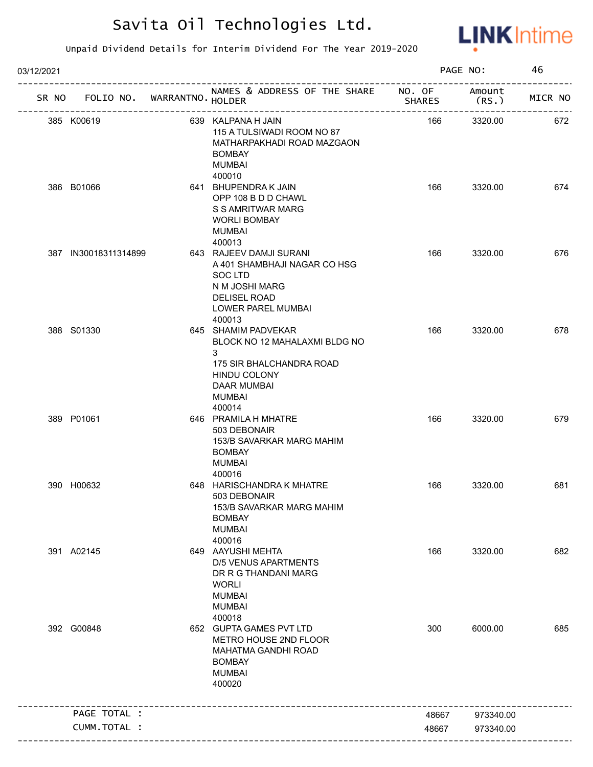# Savita Oil Technologies Ltd.

Unpaid Dividend Details for Interim Dividend For The Year 2019-2020

03/12/2021 PAGE NO: 46

| SR NO | FOLIO NO. | WARRANTNO. | NAMES & ADDRESS OF THE SHARE HOLDER | NO. OF SHARES | Amount (RS.) | MICR NO |
|---|---|---|---|---|---|---|
| 385 | K00619 | 639 | KALPANA H JAIN<br>115 A TULSIWADI ROOM NO 87<br>MATHARPAKHADI ROAD MAZGAON<br>BOMBAY<br>MUMBAI<br>400010 | 166 | 3320.00 | 672 |
| 386 | B01066 | 641 | BHUPENDRA K JAIN<br>OPP 108 B D D CHAWL<br>S S AMRITWAR MARG<br>WORLI BOMBAY<br>MUMBAI<br>400013 | 166 | 3320.00 | 674 |
| 387 | IN30018311314899 | 643 | RAJEEV DAMJI SURANI<br>A 401 SHAMBHAJI NAGAR CO HSG<br>SOC LTD<br>N M JOSHI MARG<br>DELISEL ROAD<br>LOWER PAREL MUMBAI<br>400013 | 166 | 3320.00 | 676 |
| 388 | S01330 | 645 | SHAMIM PADVEKAR<br>BLOCK NO 12 MAHALAXMI BLDG NO<br>3<br>175 SIR BHALCHANDRA ROAD<br>HINDU COLONY<br>DAAR MUMBAI<br>MUMBAI<br>400014 | 166 | 3320.00 | 678 |
| 389 | P01061 | 646 | PRAMILA H MHATRE<br>503 DEBONAIR<br>153/B SAVARKAR MARG MAHIM<br>BOMBAY<br>MUMBAI<br>400016 | 166 | 3320.00 | 679 |
| 390 | H00632 | 648 | HARISCHANDRA K MHATRE<br>503 DEBONAIR<br>153/B SAVARKAR MARG MAHIM<br>BOMBAY<br>MUMBAI<br>400016 | 166 | 3320.00 | 681 |
| 391 | A02145 | 649 | AAYUSHI MEHTA<br>D/5 VENUS APARTMENTS<br>DR R G THANDANI MARG<br>WORLI<br>MUMBAI<br>MUMBAI<br>400018 | 166 | 3320.00 | 682 |
| 392 | G00848 | 652 | GUPTA GAMES PVT LTD<br>METRO HOUSE 2ND FLOOR<br>MAHATMA GANDHI ROAD<br>BOMBAY<br>MUMBAI<br>400020 | 300 | 6000.00 | 685 |
| | PAGE TOTAL : | | | 48667 | 973340.00 | |
| | CUMM.TOTAL : | | | 48667 | 973340.00 | |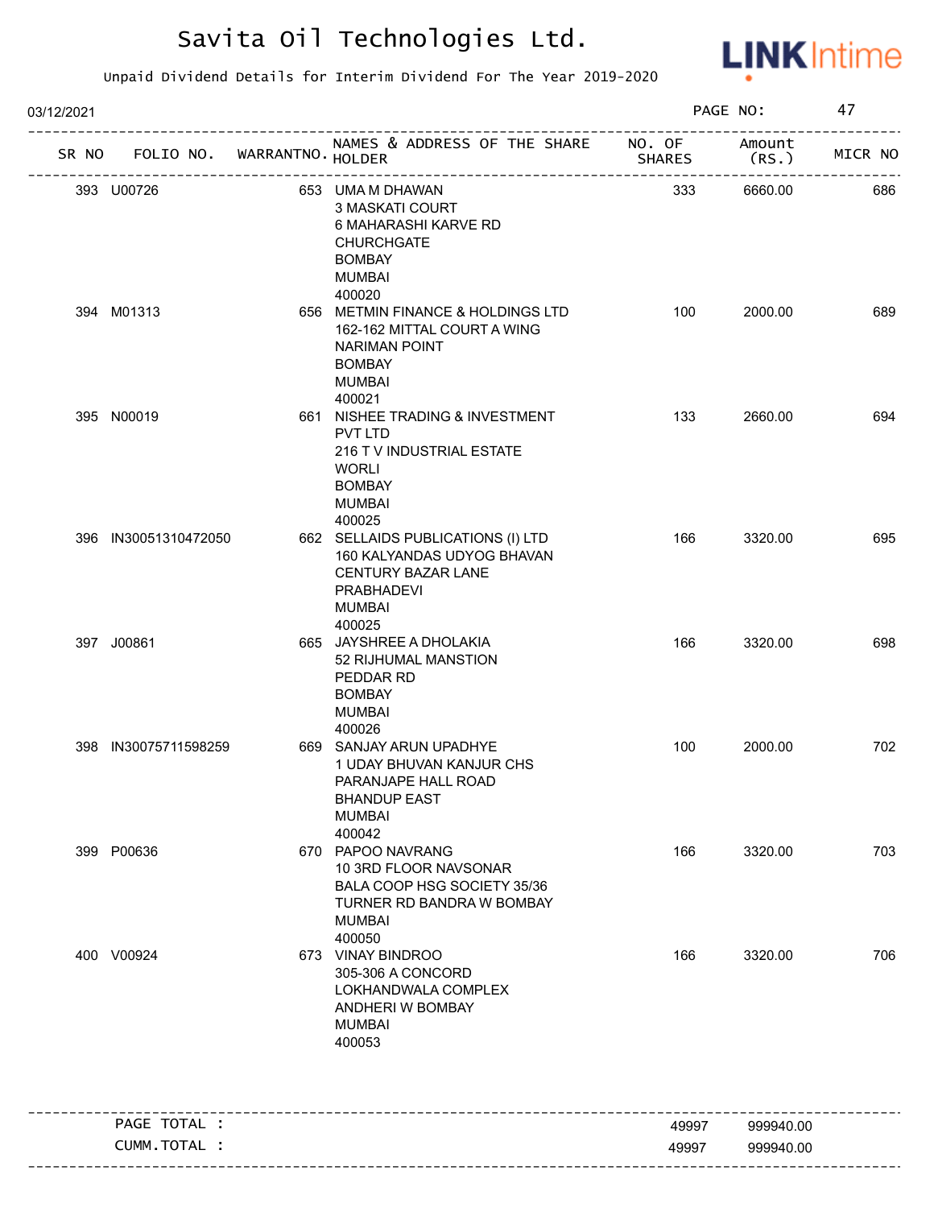# Savita Oil Technologies Ltd.

Unpaid Dividend Details for Interim Dividend For The Year 2019-2020

03/12/2021

| SR NO | FOLIO NO. | WARRANTNO. | NAMES & ADDRESS OF THE SHARE HOLDER | NO. OF SHARES | Amount (RS.) | MICR NO |
|---|---|---|---|---|---|---|
| 393 | U00726 | 653 | UMA M DHAWAN 3 MASKATI COURT 6 MAHARASHI KARVE RD CHURCHGATE BOMBAY MUMBAI 400020 | 333 | 6660.00 | 686 |
| 394 | M01313 | 656 | METMIN FINANCE & HOLDINGS LTD 162-162 MITTAL COURT A WING NARIMAN POINT BOMBAY MUMBAI 400021 | 100 | 2000.00 | 689 |
| 395 | N00019 | 661 | NISHEE TRADING & INVESTMENT PVT LTD 216 T V INDUSTRIAL ESTATE WORLI BOMBAY MUMBAI 400025 | 133 | 2660.00 | 694 |
| 396 | IN30051310472050 | 662 | SELLAIDS PUBLICATIONS (I) LTD 160 KALYANDAS UDYOG BHAVAN CENTURY BAZAR LANE PRABHADEVI MUMBAI 400025 | 166 | 3320.00 | 695 |
| 397 | J00861 | 665 | JAYSHREE A DHOLAKIA 52 RIJHUMAL MANSTION PEDDAR RD BOMBAY MUMBAI 400026 | 166 | 3320.00 | 698 |
| 398 | IN30075711598259 | 669 | SANJAY ARUN UPADHYE 1 UDAY BHUVAN KANJUR CHS PARANJAPE HALL ROAD BHANDUP EAST MUMBAI 400042 | 100 | 2000.00 | 702 |
| 399 | P00636 | 670 | PAPOO NAVRANG 10 3RD FLOOR NAVSONAR BALA COOP HSG SOCIETY 35/36 TURNER RD BANDRA W BOMBAY MUMBAI 400050 | 166 | 3320.00 | 703 |
| 400 | V00924 | 673 | VINAY BINDROO 305-306 A CONCORD LOKHANDWALA COMPLEX ANDHERI W BOMBAY MUMBAI 400053 | 166 | 3320.00 | 706 |

| | NO. OF SHARES | Amount (RS.) |
|---|---|---|
| PAGE TOTAL : | 49997 | 999940.00 |
| CUMM.TOTAL : | 49997 | 999940.00 |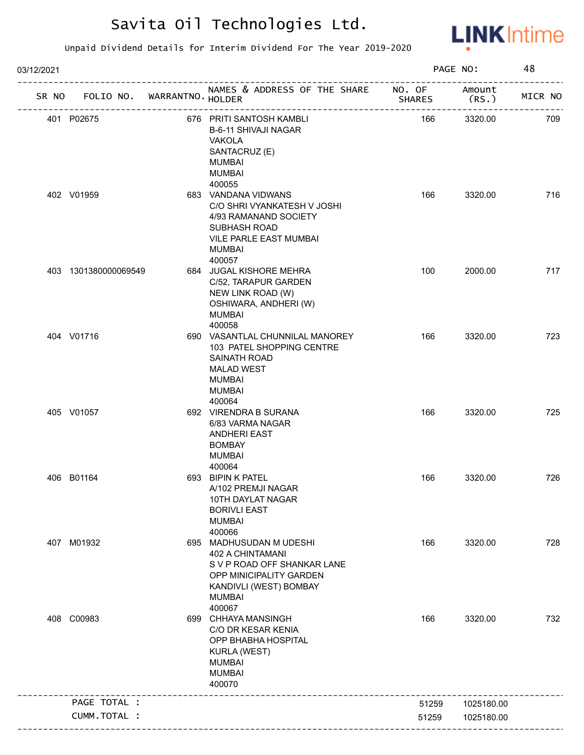# Savita Oil Technologies Ltd.

Unpaid Dividend Details for Interim Dividend For The Year 2019-2020

03/12/2021 PAGE NO: 48

| SR NO | FOLIO NO. | WARRANTNO. | NAMES & ADDRESS OF THE SHARE HOLDER | NO. OF SHARES | Amount (RS.) | MICR NO |
|---|---|---|---|---|---|---|
| 401 | P02675 | 676 | PRITI SANTOSH KAMBLI<br>B-6-11 SHIVAJI NAGAR<br>VAKOLA<br>SANTACRUZ (E)<br>MUMBAI<br>MUMBAI<br>400055 | 166 | 3320.00 | 709 |
| 402 | V01959 | 683 | VANDANA VIDWANS<br>C/O SHRI VYANKATESH V JOSHI<br>4/93 RAMANAND SOCIETY<br>SUBHASH ROAD<br>VILE PARLE EAST MUMBAI<br>MUMBAI<br>400057 | 166 | 3320.00 | 716 |
| 403 | 1301380000069549 | 684 | JUGAL KISHORE MEHRA<br>C/52, TARAPUR GARDEN<br>NEW LINK ROAD (W)<br>OSHIWARA, ANDHERI (W)<br>MUMBAI<br>400058 | 100 | 2000.00 | 717 |
| 404 | V01716 | 690 | VASANTLAL CHUNNILAL MANOREY<br>103 PATEL SHOPPING CENTRE<br>SAINATH ROAD<br>MALAD WEST<br>MUMBAI<br>MUMBAI<br>400064 | 166 | 3320.00 | 723 |
| 405 | V01057 | 692 | VIRENDRA B SURANA<br>6/83 VARMA NAGAR<br>ANDHERI EAST<br>BOMBAY<br>MUMBAI<br>400064 | 166 | 3320.00 | 725 |
| 406 | B01164 | 693 | BIPIN K PATEL<br>A/102 PREMJI NAGAR<br>10TH DAYLAT NAGAR<br>BORIVLI EAST<br>MUMBAI<br>400066 | 166 | 3320.00 | 726 |
| 407 | M01932 | 695 | MADHUSUDAN M UDESHI<br>402 A CHINTAMANI<br>S V P ROAD OFF SHANKAR LANE<br>OPP MINICIPALITY GARDEN<br>KANDIVLI (WEST) BOMBAY<br>MUMBAI<br>400067 | 166 | 3320.00 | 728 |
| 408 | C00983 | 699 | CHHAYA MANSINGH<br>C/O DR KESAR KENIA<br>OPP BHABHA HOSPITAL<br>KURLA (WEST)<br>MUMBAI<br>MUMBAI<br>400070 | 166 | 3320.00 | 732 |
| | PAGE TOTAL : | | | 51259 | 1025180.00 | |
| | CUMM.TOTAL : | | | 51259 | 1025180.00 | |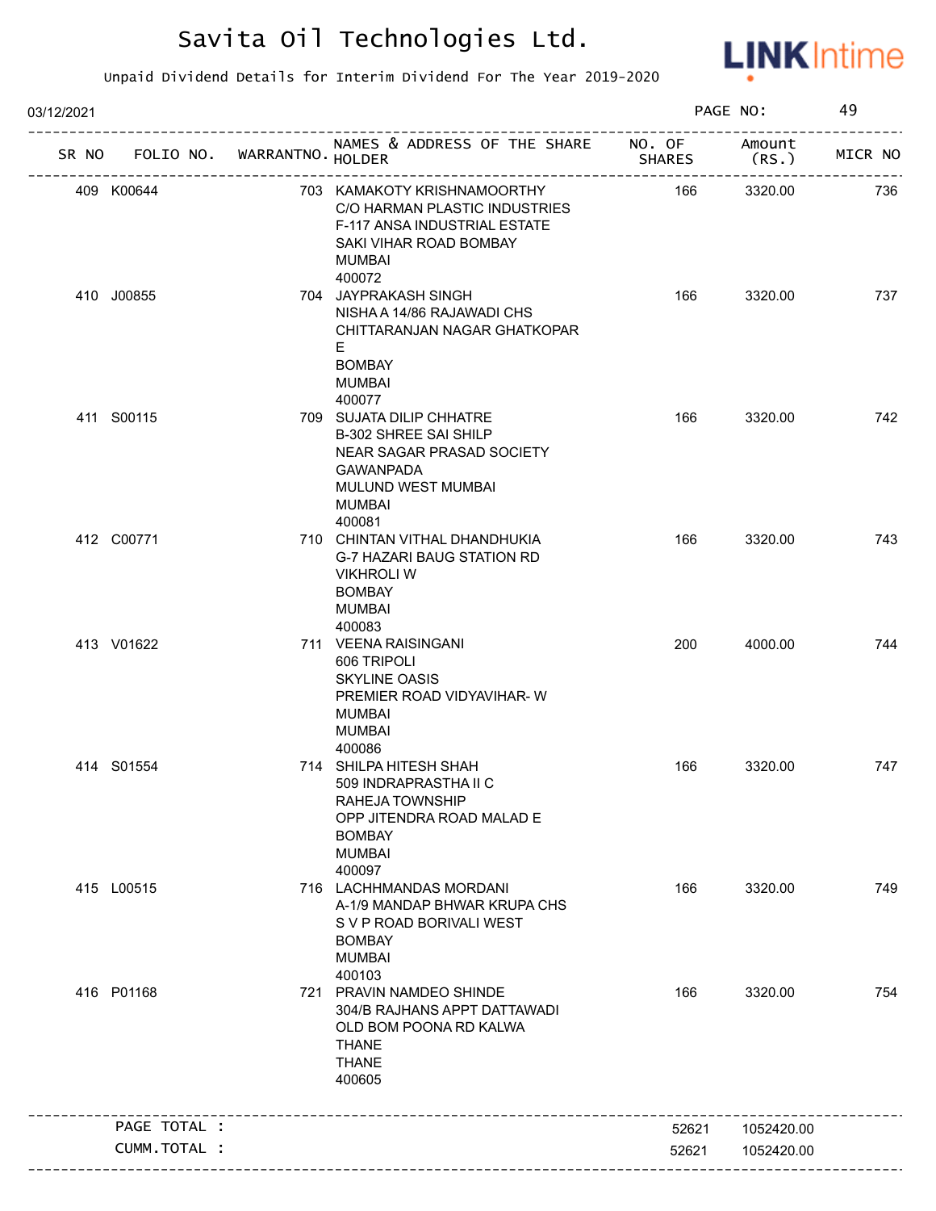# Savita Oil Technologies Ltd.

Unpaid Dividend Details for Interim Dividend For The Year 2019-2020

03/12/2021

| SR NO | FOLIO NO. | WARRANTNO. | NAMES & ADDRESS OF THE SHARE HOLDER | NO. OF SHARES | Amount (RS.) | MICR NO |
|---|---|---|---|---|---|---|
| 409 | K00644 | 703 | KAMAKOTY KRISHNAMOORTHY C/O HARMAN PLASTIC INDUSTRIES F-117 ANSA INDUSTRIAL ESTATE SAKI VIHAR ROAD BOMBAY MUMBAI 400072 | 166 | 3320.00 | 736 |
| 410 | J00855 | 704 | JAYPRAKASH SINGH NISHA A 14/86 RAJAWADI CHS CHITTARANJAN NAGAR GHATKOPAR E BOMBAY MUMBAI 400077 | 166 | 3320.00 | 737 |
| 411 | S00115 | 709 | SUJATA DILIP CHHATRE B-302 SHREE SAI SHILP NEAR SAGAR PRASAD SOCIETY GAWANPADA MULUND WEST MUMBAI MUMBAI 400081 | 166 | 3320.00 | 742 |
| 412 | C00771 | 710 | CHINTAN VITHAL DHANDHUKIA G-7 HAZARI BAUG STATION RD VIKHROLI W BOMBAY MUMBAI 400083 | 166 | 3320.00 | 743 |
| 413 | V01622 | 711 | VEENA RAISINGANI 606 TRIPOLI SKYLINE OASIS PREMIER ROAD VIDYAVIHAR- W MUMBAI MUMBAI 400086 | 200 | 4000.00 | 744 |
| 414 | S01554 | 714 | SHILPA HITESH SHAH 509 INDRAPRASTHA II C RAHEJA TOWNSHIP OPP JITENDRA ROAD MALAD E BOMBAY MUMBAI 400097 | 166 | 3320.00 | 747 |
| 415 | L00515 | 716 | LACHHMANDAS MORDANI A-1/9 MANDAP BHWAR KRUPA CHS S V P ROAD BORIVALI WEST BOMBAY MUMBAI 400103 | 166 | 3320.00 | 749 |
| 416 | P01168 | 721 | PRAVIN NAMDEO SHINDE 304/B RAJHANS APPT DATTAWADI OLD BOM POONA RD KALWA THANE THANE 400605 | 166 | 3320.00 | 754 |
| | PAGE TOTAL : | | | 52621 | 1052420.00 | |
| | CUMM.TOTAL : | | | 52621 | 1052420.00 | |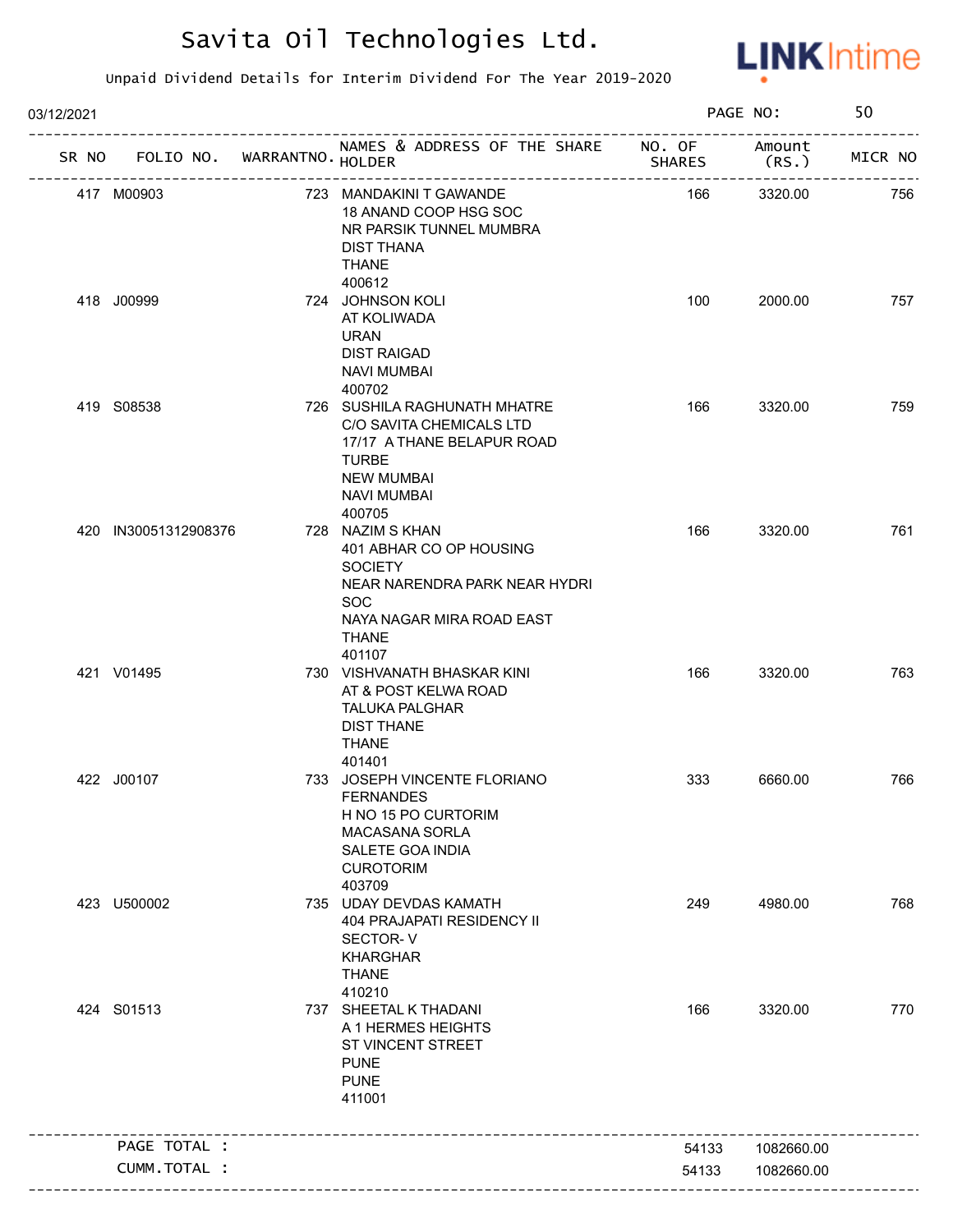# Savita Oil Technologies Ltd.

Unpaid Dividend Details for Interim Dividend For The Year 2019-2020

03/12/2021

| SR NO | FOLIO NO. | WARRANTNO. | NAMES & ADDRESS OF THE SHARE HOLDER | NO. OF SHARES | Amount (RS.) | MICR NO |
|---|---|---|---|---|---|---|
| 417 | M00903 | 723 | MANDAKINI T GAWANDE<br>18 ANAND COOP HSG SOC<br>NR PARSIK TUNNEL MUMBRA<br>DIST THANA<br>THANE<br>400612 | 166 | 3320.00 | 756 |
| 418 | J00999 | 724 | JOHNSON KOLI<br>AT KOLIWADA<br>URAN<br>DIST RAIGAD<br>NAVI MUMBAI<br>400702 | 100 | 2000.00 | 757 |
| 419 | S08538 | 726 | SUSHILA RAGHUNATH MHATRE<br>C/O SAVITA CHEMICALS LTD<br>17/17 A THANE BELAPUR ROAD<br>TURBE<br>NEW MUMBAI<br>NAVI MUMBAI<br>400705 | 166 | 3320.00 | 759 |
| 420 | IN30051312908376 | 728 | NAZIM S KHAN<br>401 ABHAR CO OP HOUSING SOCIETY<br>NEAR NARENDRA PARK NEAR HYDRI SOC<br>NAYA NAGAR MIRA ROAD EAST<br>THANE<br>401107 | 166 | 3320.00 | 761 |
| 421 | V01495 | 730 | VISHVANATH BHASKAR KINI<br>AT & POST KELWA ROAD<br>TALUKA PALGHAR<br>DIST THANE<br>THANE<br>401401 | 166 | 3320.00 | 763 |
| 422 | J00107 | 733 | JOSEPH VINCENTE FLORIANO FERNANDES<br>H NO 15 PO CURTORIM<br>MACASANA SORLA<br>SALETE GOA INDIA<br>CUROTORIM<br>403709 | 333 | 6660.00 | 766 |
| 423 | U500002 | 735 | UDAY DEVDAS KAMATH<br>404 PRAJAPATI RESIDENCY II<br>SECTOR- V<br>KHARGHAR<br>THANE<br>410210 | 249 | 4980.00 | 768 |
| 424 | S01513 | 737 | SHEETAL K THADANI<br>A 1 HERMES HEIGHTS<br>ST VINCENT STREET<br>PUNE<br>PUNE<br>411001 | 166 | 3320.00 | 770 |
| | PAGE TOTAL : | | | 54133 | 1082660.00 | |
| | CUMM.TOTAL : | | | 54133 | 1082660.00 | |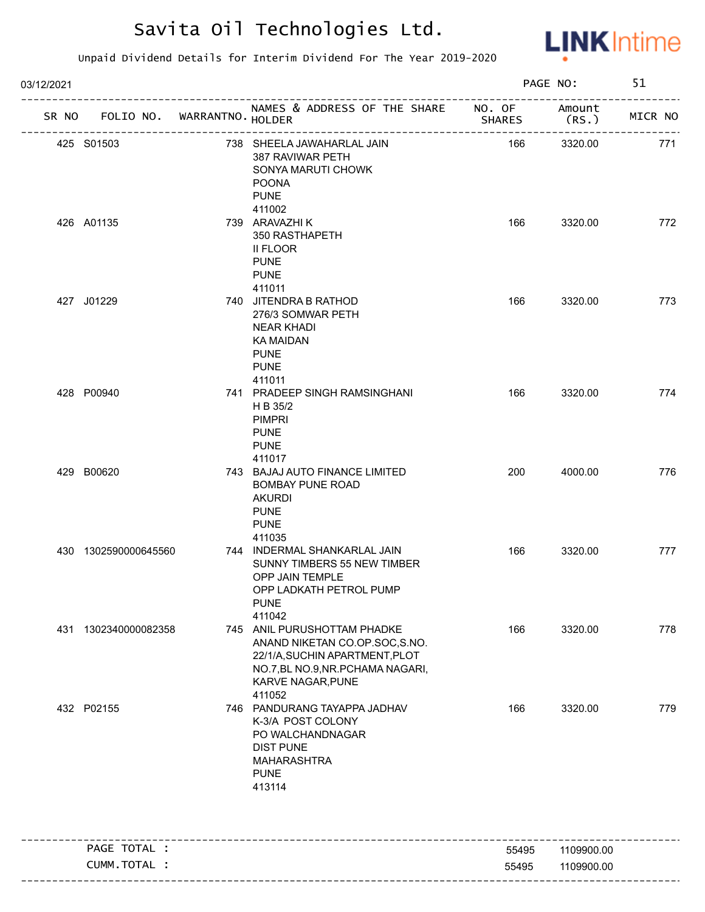# Savita Oil Technologies Ltd.

Unpaid Dividend Details for Interim Dividend For The Year 2019-2020

03/12/2021

| SR NO | FOLIO NO. | WARRANTNO. | NAMES & ADDRESS OF THE SHARE HOLDER | NO. OF SHARES | Amount (RS.) | MICR NO |
|---|---|---|---|---|---|---|
| 425 | S01503 | 738 | SHEELA JAWAHARLAL JAIN 387 RAVIWAR PETH SONYA MARUTI CHOWK POONA PUNE 411002 | 166 | 3320.00 | 771 |
| 426 | A01135 | 739 | ARAVAZHI K 350 RASTHAPETH II FLOOR PUNE PUNE 411011 | 166 | 3320.00 | 772 |
| 427 | J01229 | 740 | JITENDRA B RATHOD 276/3 SOMWAR PETH NEAR KHADI KA MAIDAN PUNE PUNE 411011 | 166 | 3320.00 | 773 |
| 428 | P00940 | 741 | PRADEEP SINGH RAMSINGHANI H B 35/2 PIMPRI PUNE PUNE 411017 | 166 | 3320.00 | 774 |
| 429 | B00620 | 743 | BAJAJ AUTO FINANCE LIMITED BOMBAY PUNE ROAD AKURDI PUNE PUNE 411035 | 200 | 4000.00 | 776 |
| 430 | 1302590000645560 | 744 | INDERMAL SHANKARLAL JAIN SUNNY TIMBERS 55 NEW TIMBER OPP JAIN TEMPLE OPP LADKATH PETROL PUMP PUNE 411042 | 166 | 3320.00 | 777 |
| 431 | 1302340000082358 | 745 | ANIL PURUSHOTTAM PHADKE ANAND NIKETAN CO.OP.SOC,S.NO. 22/1/A,SUCHIN APARTMENT,PLOT NO.7,BL NO.9,NR.PCHAMA NAGARI, KARVE NAGAR,PUNE 411052 | 166 | 3320.00 | 778 |
| 432 | P02155 | 746 | PANDURANG TAYAPPA JADHAV K-3/A POST COLONY PO WALCHANDNAGAR DIST PUNE MAHARASHTRA PUNE 413114 | 166 | 3320.00 | 779 |

| | NO. OF SHARES | Amount (RS.) |
|---|---|---|
| PAGE TOTAL : | 55495 | 1109900.00 |
| CUMM.TOTAL : | 55495 | 1109900.00 |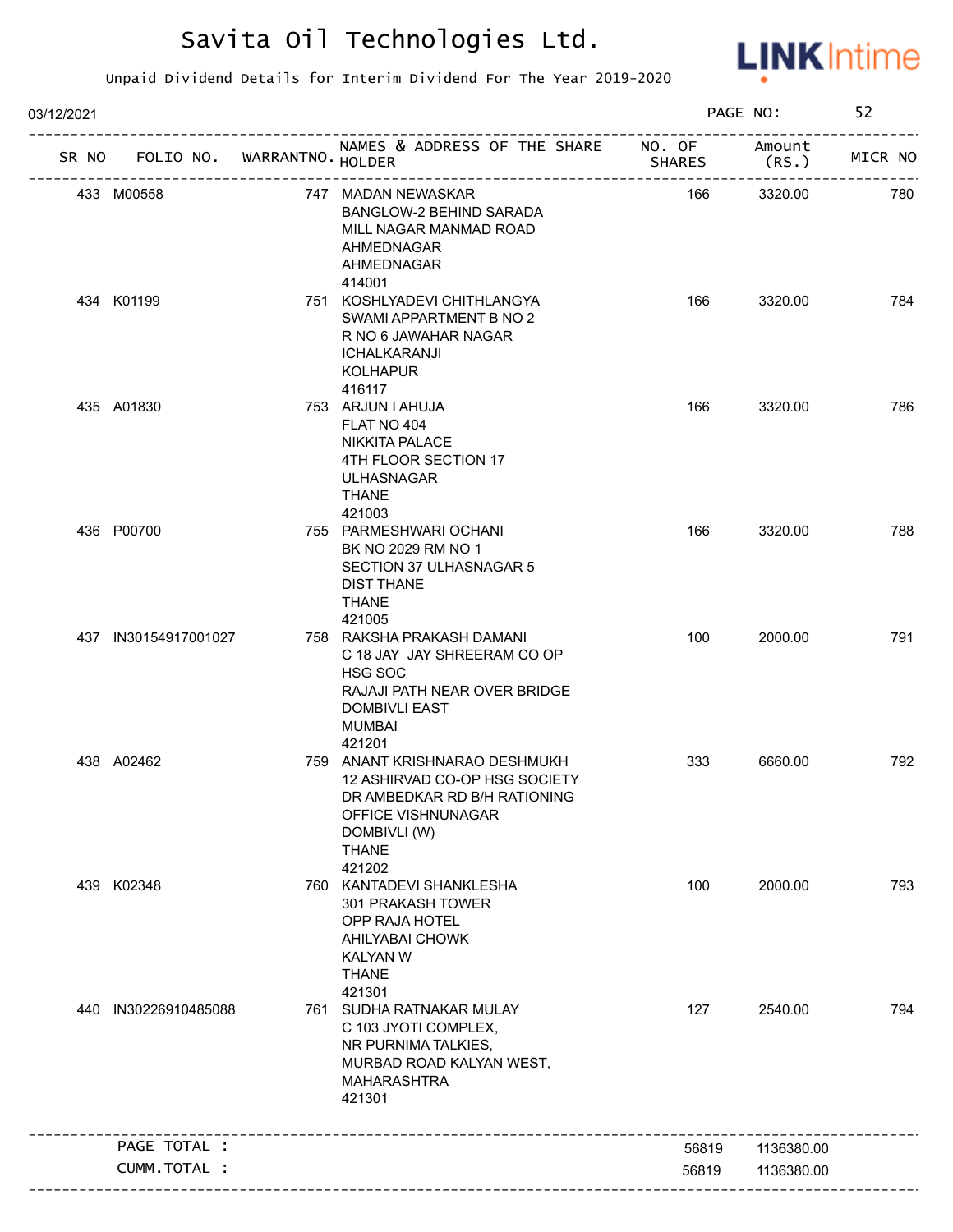# Savita Oil Technologies Ltd.

Unpaid Dividend Details for Interim Dividend For The Year 2019-2020

03/12/2021

| SR NO | FOLIO NO. | WARRANTNO. | NAMES & ADDRESS OF THE SHARE HOLDER | NO. OF SHARES | Amount (RS.) | MICR NO |
|---|---|---|---|---|---|---|
| 433 | M00558 | 747 | MADAN NEWASKAR BANGLOW-2 BEHIND SARADA MILL NAGAR MANMAD ROAD AHMEDNAGAR AHMEDNAGAR 414001 | 166 | 3320.00 | 780 |
| 434 | K01199 | 751 | KOSHLYADEVI CHITHLANGYA SWAMI APPARTMENT B NO 2 R NO 6 JAWAHAR NAGAR ICHALKARANJI KOLHAPUR 416117 | 166 | 3320.00 | 784 |
| 435 | A01830 | 753 | ARJUN I AHUJA FLAT NO 404 NIKKITA PALACE 4TH FLOOR SECTION 17 ULHASNAGAR THANE 421003 | 166 | 3320.00 | 786 |
| 436 | P00700 | 755 | PARMESHWARI OCHANI BK NO 2029 RM NO 1 SECTION 37 ULHASNAGAR 5 DIST THANE THANE 421005 | 166 | 3320.00 | 788 |
| 437 | IN30154917001027 | 758 | RAKSHA PRAKASH DAMANI C 18 JAY JAY SHREERAM CO OP HSG SOC RAJAJI PATH NEAR OVER BRIDGE DOMBIVLI EAST MUMBAI 421201 | 100 | 2000.00 | 791 |
| 438 | A02462 | 759 | ANANT KRISHNARAO DESHMUKH 12 ASHIRVAD CO-OP HSG SOCIETY DR AMBEDKAR RD B/H RATIONING OFFICE VISHNUNAGAR DOMBIVLI (W) THANE 421202 | 333 | 6660.00 | 792 |
| 439 | K02348 | 760 | KANTADEVI SHANKLESHA 301 PRAKASH TOWER OPP RAJA HOTEL AHILYABAI CHOWK KALYAN W THANE 421301 | 100 | 2000.00 | 793 |
| 440 | IN30226910485088 | 761 | SUDHA RATNAKAR MULAY C 103 JYOTI COMPLEX, NR PURNIMA TALKIES, MURBAD ROAD KALYAN WEST, MAHARASHTRA 421301 | 127 | 2540.00 | 794 |
| | PAGE TOTAL : | | | 56819 | 1136380.00 | |
| | CUMM.TOTAL : | | | 56819 | 1136380.00 | |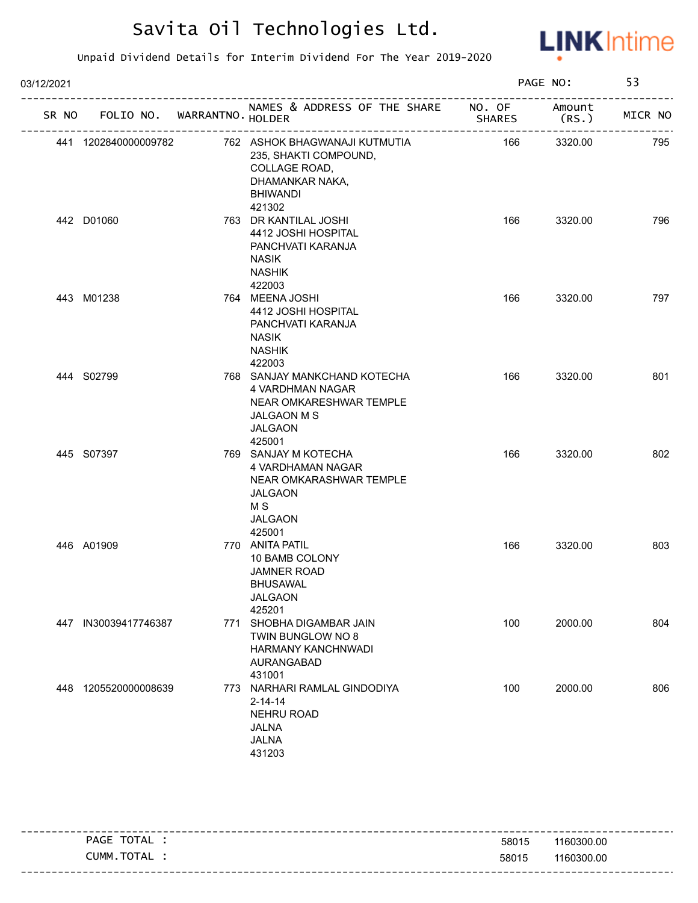# Savita Oil Technologies Ltd.

Unpaid Dividend Details for Interim Dividend For The Year 2019-2020

03/12/2021

| SR NO | FOLIO NO. | WARRANTNO. | NAMES & ADDRESS OF THE SHARE HOLDER | NO. OF SHARES | Amount (RS.) | MICR NO |
|---|---|---|---|---|---|---|
| 441 | 1202840000009782 | 762 | ASHOK BHAGWANAJI KUTMUTIA<br>235, SHAKTI COMPOUND,<br>COLLAGE ROAD,<br>DHAMANKAR NAKA,<br>BHIWANDI<br>421302 | 166 | 3320.00 | 795 |
| 442 | D01060 | 763 | DR KANTILAL JOSHI<br>4412 JOSHI HOSPITAL<br>PANCHVATI KARANJA<br>NASIK<br>NASHIK<br>422003 | 166 | 3320.00 | 796 |
| 443 | M01238 | 764 | MEENA JOSHI<br>4412 JOSHI HOSPITAL<br>PANCHVATI KARANJA<br>NASIK<br>NASHIK<br>422003 | 166 | 3320.00 | 797 |
| 444 | S02799 | 768 | SANJAY MANKCHAND KOTECHA<br>4 VARDHMAN NAGAR<br>NEAR OMKARESHWAR TEMPLE<br>JALGAON M S<br>JALGAON<br>425001 | 166 | 3320.00 | 801 |
| 445 | S07397 | 769 | SANJAY M KOTECHA<br>4 VARDHAMAN NAGAR<br>NEAR OMKARASHWAR TEMPLE<br>JALGAON<br>M S<br>JALGAON<br>425001 | 166 | 3320.00 | 802 |
| 446 | A01909 | 770 | ANITA PATIL<br>10 BAMB COLONY<br>JAMNER ROAD<br>BHUSAWAL<br>JALGAON<br>425201 | 166 | 3320.00 | 803 |
| 447 | IN30039417746387 | 771 | SHOBHA DIGAMBAR JAIN<br>TWIN BUNGLOW NO 8<br>HARMANY KANCHNWADI<br>AURANGABAD<br>431001 | 100 | 2000.00 | 804 |
| 448 | 1205520000008639 | 773 | NARHARI RAMLAL GINDODIYA<br>2-14-14<br>NEHRU ROAD<br>JALNA<br>JALNA<br>431203 | 100 | 2000.00 | 806 |

| | | |
|---|---|---|
| PAGE TOTAL : | 58015 | 1160300.00 |
| CUMM.TOTAL : | 58015 | 1160300.00 |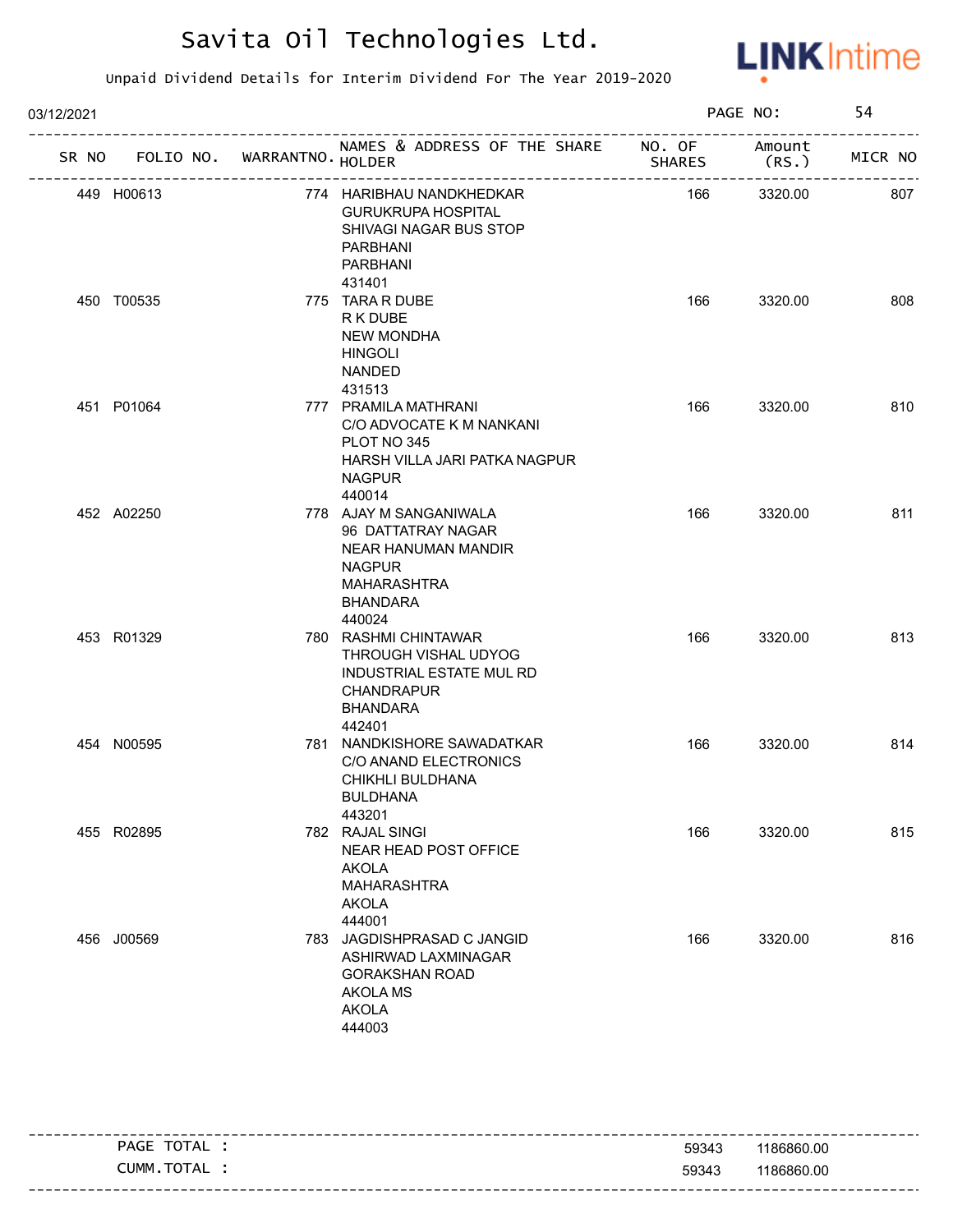# Savita Oil Technologies Ltd.

Unpaid Dividend Details for Interim Dividend For The Year 2019-2020

03/12/2021

| SR NO | FOLIO NO. | WARRANTNO. | NAMES & ADDRESS OF THE SHARE HOLDER | NO. OF SHARES | Amount (RS.) | MICR NO |
|---|---|---|---|---|---|---|
| 449 | H00613 | 774 | HARIBHAU NANDKHEDKAR<br>GURUKRUPA HOSPITAL<br>SHIVAGI NAGAR BUS STOP<br>PARBHANI<br>PARBHANI<br>431401 | 166 | 3320.00 | 807 |
| 450 | T00535 | 775 | TARA R DUBE<br>R K DUBE<br>NEW MONDHA<br>HINGOLI<br>NANDED<br>431513 | 166 | 3320.00 | 808 |
| 451 | P01064 | 777 | PRAMILA MATHRANI<br>C/O ADVOCATE K M NANKANI<br>PLOT NO 345<br>HARSH VILLA JARI PATKA NAGPUR<br>NAGPUR<br>440014 | 166 | 3320.00 | 810 |
| 452 | A02250 | 778 | AJAY M SANGANIWALA<br>96 DATTATRAY NAGAR<br>NEAR HANUMAN MANDIR<br>NAGPUR<br>MAHARASHTRA<br>BHANDARA<br>440024 | 166 | 3320.00 | 811 |
| 453 | R01329 | 780 | RASHMI CHINTAWAR<br>THROUGH VISHAL UDYOG<br>INDUSTRIAL ESTATE MUL RD<br>CHANDRAPUR<br>BHANDARA<br>442401 | 166 | 3320.00 | 813 |
| 454 | N00595 | 781 | NANDKISHORE SAWADATKAR<br>C/O ANAND ELECTRONICS<br>CHIKHLI BULDHANA<br>BULDHANA<br>443201 | 166 | 3320.00 | 814 |
| 455 | R02895 | 782 | RAJAL SINGI<br>NEAR HEAD POST OFFICE<br>AKOLA<br>MAHARASHTRA<br>AKOLA<br>444001 | 166 | 3320.00 | 815 |
| 456 | J00569 | 783 | JAGDISHPRASAD C JANGID<br>ASHIRWAD LAXMINAGAR<br>GORAKSHAN ROAD<br>AKOLA MS<br>AKOLA<br>444003 | 166 | 3320.00 | 816 |

| | NO. OF SHARES | Amount (RS.) |
|---|---|---|
| PAGE TOTAL : | 59343 | 1186860.00 |
| CUMM.TOTAL : | 59343 | 1186860.00 |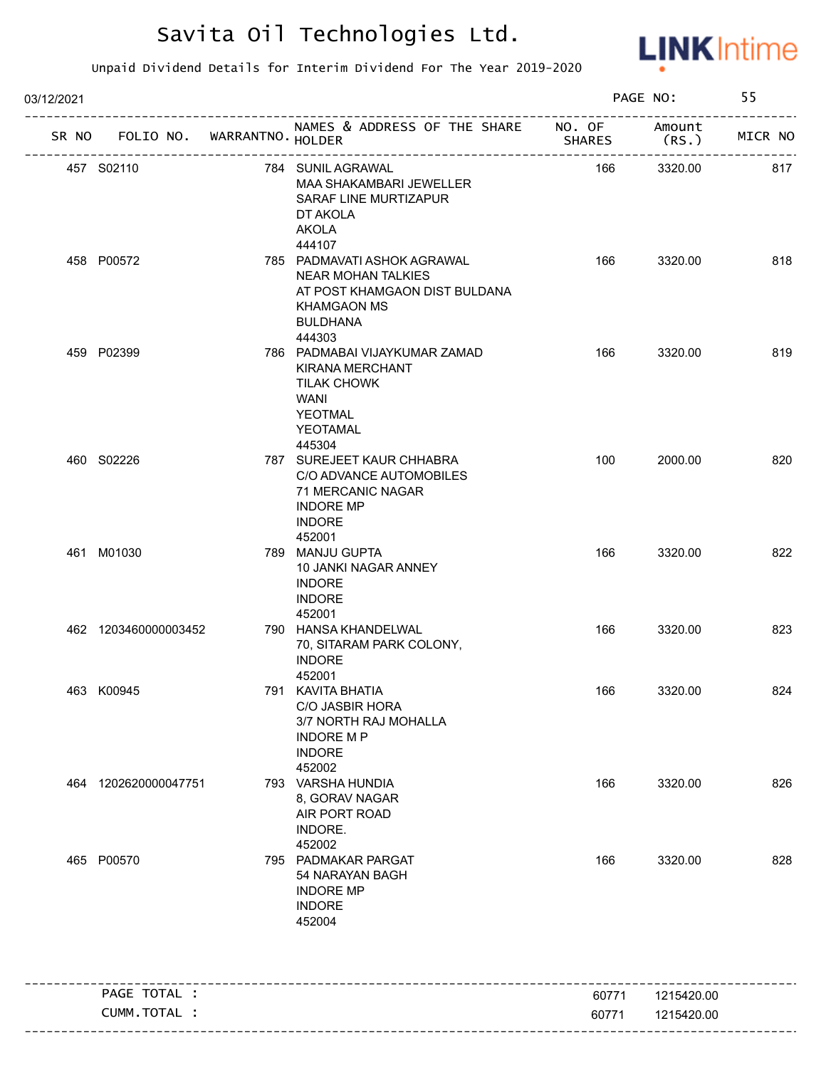# Savita Oil Technologies Ltd.

Unpaid Dividend Details for Interim Dividend For The Year 2019-2020

03/12/2021

| SR NO | FOLIO NO. | WARRANTNO. | NAMES & ADDRESS OF THE SHARE HOLDER | NO. OF SHARES | Amount (RS.) | MICR NO |
|---|---|---|---|---|---|---|
| 457 | S02110 | 784 | SUNIL AGRAWAL<br>MAA SHAKAMBARI JEWELLER<br>SARAF LINE MURTIZAPUR<br>DT AKOLA<br>AKOLA<br>444107 | 166 | 3320.00 | 817 |
| 458 | P00572 | 785 | PADMAVATI ASHOK AGRAWAL<br>NEAR MOHAN TALKIES<br>AT POST KHAMGAON DIST BULDANA<br>KHAMGAON MS<br>BULDHANA<br>444303 | 166 | 3320.00 | 818 |
| 459 | P02399 | 786 | PADMABAI VIJAYKUMAR ZAMAD<br>KIRANA MERCHANT<br>TILAK CHOWK<br>WANI<br>YEOTMAL<br>YEOTAMAL<br>445304 | 166 | 3320.00 | 819 |
| 460 | S02226 | 787 | SUREJEET KAUR CHHABRA<br>C/O ADVANCE AUTOMOBILES<br>71 MERCANIC NAGAR<br>INDORE MP<br>INDORE<br>452001 | 100 | 2000.00 | 820 |
| 461 | M01030 | 789 | MANJU GUPTA<br>10 JANKI NAGAR ANNEY<br>INDORE<br>INDORE<br>452001 | 166 | 3320.00 | 822 |
| 462 | 1203460000003452 | 790 | HANSA KHANDELWAL<br>70, SITARAM PARK COLONY,<br>INDORE<br>452001 | 166 | 3320.00 | 823 |
| 463 | K00945 | 791 | KAVITA BHATIA<br>C/O JASBIR HORA<br>3/7 NORTH RAJ MOHALLA<br>INDORE M P<br>INDORE<br>452002 | 166 | 3320.00 | 824 |
| 464 | 1202620000047751 | 793 | VARSHA HUNDIA<br>8, GORAV NAGAR<br>AIR PORT ROAD<br>INDORE.<br>452002 | 166 | 3320.00 | 826 |
| 465 | P00570 | 795 | PADMAKAR PARGAT<br>54 NARAYAN BAGH<br>INDORE MP<br>INDORE<br>452004 | 166 | 3320.00 | 828 |

| | | |
|---|---|---|
| PAGE TOTAL : | 60771 | 1215420.00 |
| CUMM.TOTAL : | 60771 | 1215420.00 |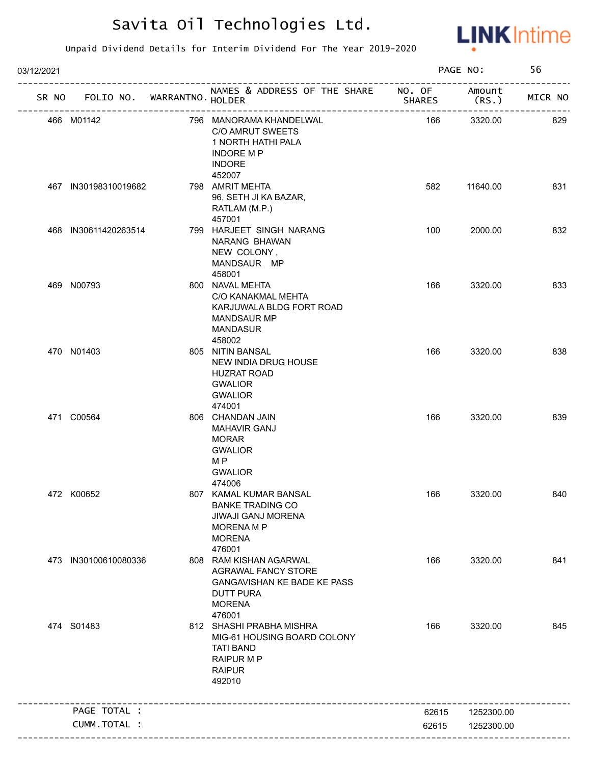# Savita Oil Technologies Ltd.

Unpaid Dividend Details for Interim Dividend For The Year 2019-2020

03/12/2021

| SR NO | FOLIO NO. | WARRANTNO. | NAMES & ADDRESS OF THE SHARE HOLDER | NO. OF SHARES | Amount (RS.) | MICR NO |
|---|---|---|---|---|---|---|
| 466 | M01142 | 796 | MANORAMA KHANDELWAL C/O AMRUT SWEETS 1 NORTH HATHI PALA INDORE M P INDORE 452007 | 166 | 3320.00 | 829 |
| 467 | IN30198310019682 | 798 | AMRIT MEHTA 96, SETH JI KA BAZAR, RATLAM (M.P.) 457001 | 582 | 11640.00 | 831 |
| 468 | IN30611420263514 | 799 | HARJEET SINGH NARANG NARANG BHAWAN NEW COLONY , MANDSAUR MP 458001 | 100 | 2000.00 | 832 |
| 469 | N00793 | 800 | NAVAL MEHTA C/O KANAKMAL MEHTA KARJUWALA BLDG FORT ROAD MANDSAUR MP MANDASUR 458002 | 166 | 3320.00 | 833 |
| 470 | N01403 | 805 | NITIN BANSAL NEW INDIA DRUG HOUSE HUZRAT ROAD GWALIOR GWALIOR 474001 | 166 | 3320.00 | 838 |
| 471 | C00564 | 806 | CHANDAN JAIN MAHAVIR GANJ MORAR GWALIOR M P GWALIOR 474006 | 166 | 3320.00 | 839 |
| 472 | K00652 | 807 | KAMAL KUMAR BANSAL BANKE TRADING CO JIWAJI GANJ MORENA MORENA M P MORENA 476001 | 166 | 3320.00 | 840 |
| 473 | IN30100610080336 | 808 | RAM KISHAN AGARWAL AGRAWAL FANCY STORE GANGAVISHAN KE BADE KE PASS DUTT PURA MORENA 476001 | 166 | 3320.00 | 841 |
| 474 | S01483 | 812 | SHASHI PRABHA MISHRA MIG-61 HOUSING BOARD COLONY TATI BAND RAIPUR M P RAIPUR 492010 | 166 | 3320.00 | 845 |
| | PAGE TOTAL : | | | 62615 | 1252300.00 | |
| | CUMM.TOTAL : | | | 62615 | 1252300.00 | |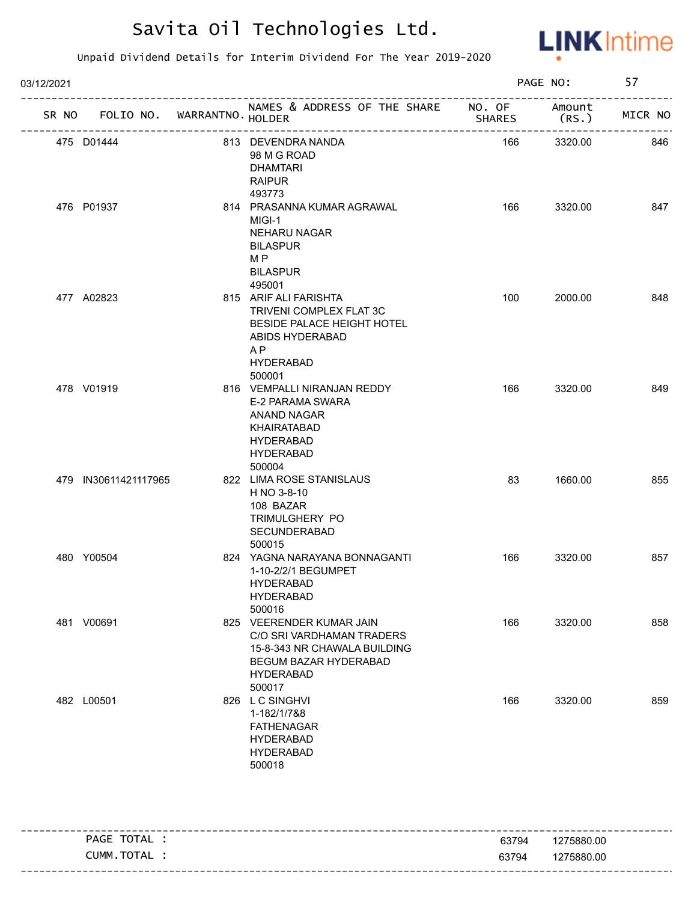# Savita Oil Technologies Ltd.

Unpaid Dividend Details for Interim Dividend For The Year 2019-2020

03/12/2021

| SR NO | FOLIO NO. | WARRANTNO. | NAMES & ADDRESS OF THE SHARE HOLDER | NO. OF SHARES | Amount (RS.) | MICR NO |
|---|---|---|---|---|---|---|
| 475 | D01444 | 813 | DEVENDRA NANDA<br>98 M G ROAD<br>DHAMTARI<br>RAIPUR<br>493773 | 166 | 3320.00 | 846 |
| 476 | P01937 | 814 | PRASANNA KUMAR AGRAWAL<br>MIGI-1<br>NEHARU NAGAR<br>BILASPUR<br>M P<br>BILASPUR<br>495001 | 166 | 3320.00 | 847 |
| 477 | A02823 | 815 | ARIF ALI FARISHTA<br>TRIVENI COMPLEX FLAT 3C<br>BESIDE PALACE HEIGHT HOTEL<br>ABIDS HYDERABAD<br>A P<br>HYDERABAD<br>500001 | 100 | 2000.00 | 848 |
| 478 | V01919 | 816 | VEMPALLI NIRANJAN REDDY<br>E-2 PARAMA SWARA<br>ANAND NAGAR<br>KHAIRATABAD<br>HYDERABAD<br>HYDERABAD<br>500004 | 166 | 3320.00 | 849 |
| 479 | IN30611421117965 | 822 | LIMA ROSE STANISLAUS<br>H NO 3-8-10<br>108 BAZAR<br>TRIMULGHERY PO<br>SECUNDERABAD<br>500015 | 83 | 1660.00 | 855 |
| 480 | Y00504 | 824 | YAGNA NARAYANA BONNAGANTI<br>1-10-2/2/1 BEGUMPET<br>HYDERABAD<br>HYDERABAD<br>500016 | 166 | 3320.00 | 857 |
| 481 | V00691 | 825 | VEERENDER KUMAR JAIN<br>C/O SRI VARDHAMAN TRADERS<br>15-8-343 NR CHAWALA BUILDING<br>BEGUM BAZAR HYDERABAD<br>HYDERABAD<br>500017 | 166 | 3320.00 | 858 |
| 482 | L00501 | 826 | L C SINGHVI<br>1-182/1/7&8<br>FATHENAGAR<br>HYDERABAD<br>HYDERABAD<br>500018 | 166 | 3320.00 | 859 |

| | Shares | Amount |
|---|---|---|
| PAGE TOTAL : | 63794 | 1275880.00 |
| CUMM.TOTAL : | 63794 | 1275880.00 |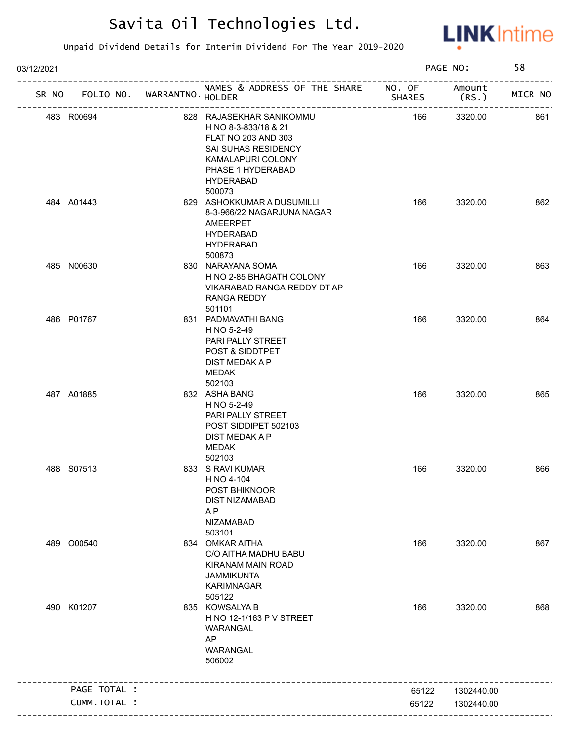# Savita Oil Technologies Ltd.

Unpaid Dividend Details for Interim Dividend For The Year 2019-2020

03/12/2021 PAGE NO: 58

| SR NO | FOLIO NO. | WARRANTNO. | NAMES & ADDRESS OF THE SHARE HOLDER | NO. OF SHARES | Amount (RS.) | MICR NO |
|---|---|---|---|---|---|---|
| 483 | R00694 | 828 | RAJASEKHAR SANIKOMMU<br>H NO 8-3-833/18 & 21<br>FLAT NO 203 AND 303<br>SAI SUHAS RESIDENCY<br>KAMALAPURI COLONY<br>PHASE 1 HYDERABAD<br>HYDERABAD<br>500073 | 166 | 3320.00 | 861 |
| 484 | A01443 | 829 | ASHOKKUMAR A DUSUMILLI<br>8-3-966/22 NAGARJUNA NAGAR<br>AMEERPET<br>HYDERABAD<br>HYDERABAD<br>500873 | 166 | 3320.00 | 862 |
| 485 | N00630 | 830 | NARAYANA SOMA<br>H NO 2-85 BHAGATH COLONY<br>VIKARABAD RANGA REDDY DT AP<br>RANGA REDDY<br>501101 | 166 | 3320.00 | 863 |
| 486 | P01767 | 831 | PADMAVATHI BANG<br>H NO 5-2-49<br>PARI PALLY STREET<br>POST & SIDDTPET<br>DIST MEDAK A P<br>MEDAK<br>502103 | 166 | 3320.00 | 864 |
| 487 | A01885 | 832 | ASHA BANG<br>H NO 5-2-49<br>PARI PALLY STREET<br>POST SIDDIPET 502103<br>DIST MEDAK A P<br>MEDAK<br>502103 | 166 | 3320.00 | 865 |
| 488 | S07513 | 833 | S RAVI KUMAR<br>H NO 4-104<br>POST BHIKNOOR<br>DIST NIZAMABAD<br>A P<br>NIZAMABAD<br>503101 | 166 | 3320.00 | 866 |
| 489 | O00540 | 834 | OMKAR AITHA<br>C/O AITHA MADHU BABU<br>KIRANAM MAIN ROAD<br>JAMMIKUNTA<br>KARIMNAGAR<br>505122 | 166 | 3320.00 | 867 |
| 490 | K01207 | 835 | KOWSALYA B<br>H NO 12-1/163 P V STREET<br>WARANGAL<br>AP<br>WARANGAL<br>506002 | 166 | 3320.00 | 868 |
| | PAGE TOTAL : | | | 65122 | 1302440.00 | |
| | CUMM.TOTAL : | | | 65122 | 1302440.00 | |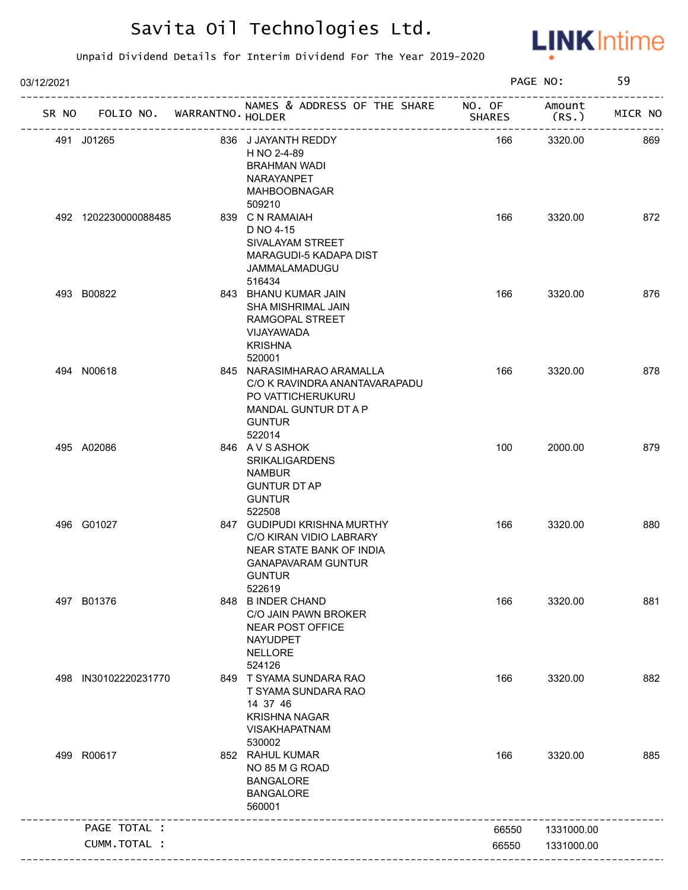# Savita Oil Technologies Ltd.

Unpaid Dividend Details for Interim Dividend For The Year 2019-2020

03/12/2021

| SR NO | FOLIO NO. | WARRANTNO. | NAMES & ADDRESS OF THE SHARE HOLDER | NO. OF SHARES | Amount (RS.) | MICR NO |
|---|---|---|---|---|---|---|
| 491 | J01265 | 836 | J JAYANTH REDDY<br>H NO 2-4-89<br>BRAHMAN WADI<br>NARAYANPET<br>MAHBOOBNAGAR<br>509210 | 166 | 3320.00 | 869 |
| 492 | 1202230000088485 | 839 | C N RAMAIAH<br>D NO 4-15<br>SIVALAYAM STREET<br>MARAGUDI-5 KADAPA DIST<br>JAMMALAMADUGU<br>516434 | 166 | 3320.00 | 872 |
| 493 | B00822 | 843 | BHANU KUMAR JAIN<br>SHA MISHRIMAL JAIN<br>RAMGOPAL STREET<br>VIJAYAWADA<br>KRISHNA<br>520001 | 166 | 3320.00 | 876 |
| 494 | N00618 | 845 | NARASIMHARAO ARAMALLA<br>C/O K RAVINDRA ANANTAVARAPADU<br>PO VATTICHERUKURU<br>MANDAL GUNTUR DT A P<br>GUNTUR<br>522014 | 166 | 3320.00 | 878 |
| 495 | A02086 | 846 | A V S ASHOK<br>SRIKALIGARDENS<br>NAMBUR<br>GUNTUR DT AP<br>GUNTUR<br>522508 | 100 | 2000.00 | 879 |
| 496 | G01027 | 847 | GUDIPUDI KRISHNA MURTHY<br>C/O KIRAN VIDIO LABRARY<br>NEAR STATE BANK OF INDIA<br>GANAPAVARAM GUNTUR<br>GUNTUR<br>522619 | 166 | 3320.00 | 880 |
| 497 | B01376 | 848 | B INDER CHAND<br>C/O JAIN PAWN BROKER<br>NEAR POST OFFICE<br>NAYUDPET<br>NELLORE<br>524126 | 166 | 3320.00 | 881 |
| 498 | IN30102220231770 | 849 | T SYAMA SUNDARA RAO<br>T SYAMA SUNDARA RAO<br>14 37 46<br>KRISHNA NAGAR<br>VISAKHAPATNAM<br>530002 | 166 | 3320.00 | 882 |
| 499 | R00617 | 852 | RAHUL KUMAR<br>NO 85 M G ROAD<br>BANGALORE<br>BANGALORE<br>560001 | 166 | 3320.00 | 885 |
| | PAGE TOTAL : | | | 66550 | 1331000.00 | |
| | CUMM.TOTAL : | | | 66550 | 1331000.00 | |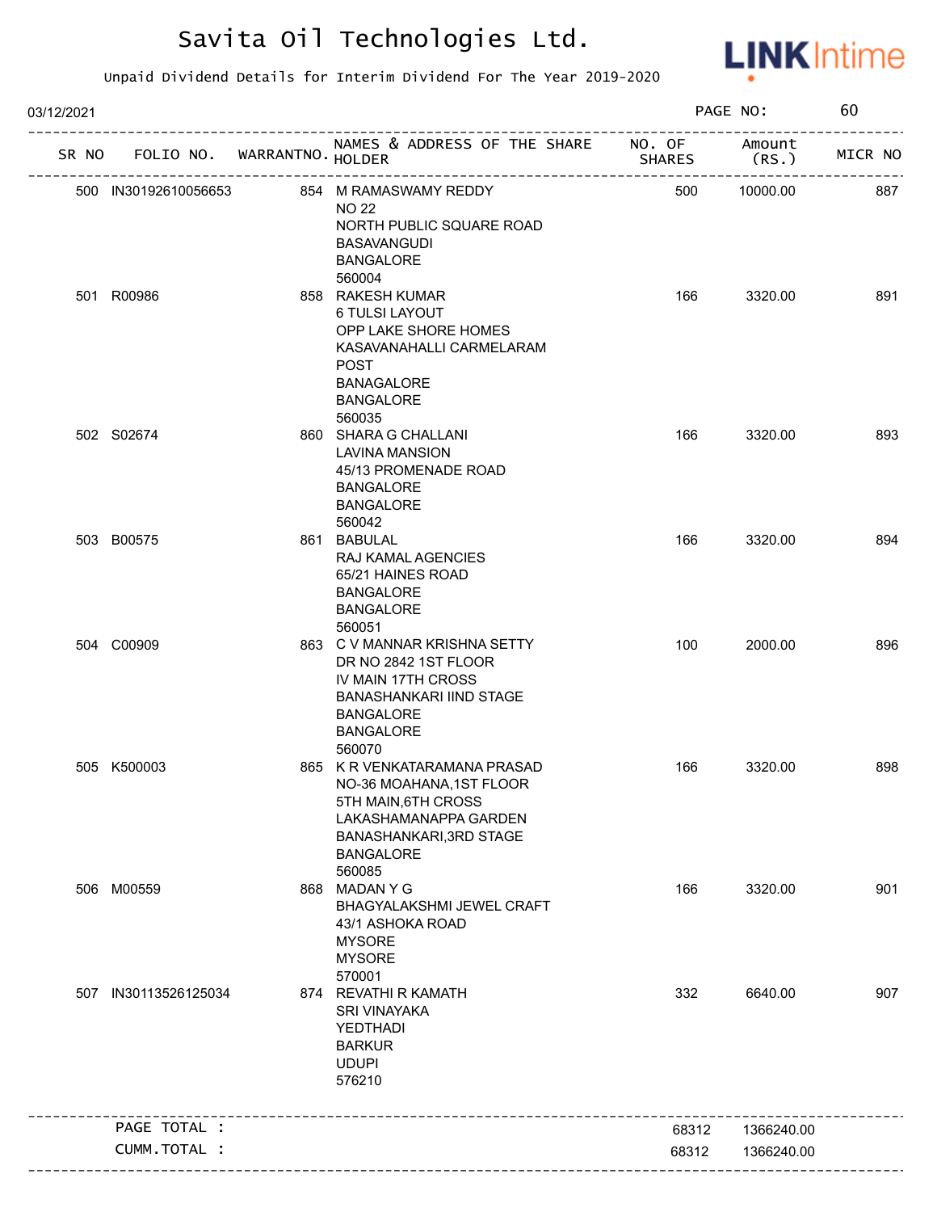# Savita Oil Technologies Ltd.

Unpaid Dividend Details for Interim Dividend For The Year 2019-2020

03/12/2021

| SR NO | FOLIO NO. | WARRANTNO. | NAMES & ADDRESS OF THE SHARE HOLDER | NO. OF SHARES | Amount (RS.) | MICR NO |
|---|---|---|---|---|---|---|
| 500 | IN30192610056653 | 854 | M RAMASWAMY REDDY<br>NO 22<br>NORTH PUBLIC SQUARE ROAD<br>BASAVANGUDI<br>BANGALORE<br>560004 | 500 | 10000.00 | 887 |
| 501 | R00986 | 858 | RAKESH KUMAR<br>6 TULSI LAYOUT<br>OPP LAKE SHORE HOMES<br>KASAVANAHALLI CARMELARAM<br>POST<br>BANAGALORE<br>BANGALORE<br>560035 | 166 | 3320.00 | 891 |
| 502 | S02674 | 860 | SHARA G CHALLANI<br>LAVINA MANSION<br>45/13 PROMENADE ROAD<br>BANGALORE<br>BANGALORE<br>560042 | 166 | 3320.00 | 893 |
| 503 | B00575 | 861 | BABULAL<br>RAJ KAMAL AGENCIES<br>65/21 HAINES ROAD<br>BANGALORE<br>BANGALORE<br>560051 | 166 | 3320.00 | 894 |
| 504 | C00909 | 863 | C V MANNAR KRISHNA SETTY<br>DR NO 2842 1ST FLOOR<br>IV MAIN 17TH CROSS<br>BANASHANKARI IIND STAGE<br>BANGALORE<br>BANGALORE<br>560070 | 100 | 2000.00 | 896 |
| 505 | K500003 | 865 | K R VENKATARAMANA PRASAD<br>NO-36 MOAHANA,1ST FLOOR<br>5TH MAIN,6TH CROSS<br>LAKASHAMANAPPA GARDEN<br>BANASHANKARI,3RD STAGE<br>BANGALORE<br>560085 | 166 | 3320.00 | 898 |
| 506 | M00559 | 868 | MADAN Y G<br>BHAGYALAKSHMI JEWEL CRAFT<br>43/1 ASHOKA ROAD<br>MYSORE<br>MYSORE<br>570001 | 166 | 3320.00 | 901 |
| 507 | IN30113526125034 | 874 | REVATHI R KAMATH<br>SRI VINAYAKA<br>YEDTHADI<br>BARKUR<br>UDUPI<br>576210 | 332 | 6640.00 | 907 |
| | PAGE TOTAL : | | | 68312 | 1366240.00 | |
| | CUMM.TOTAL : | | | 68312 | 1366240.00 | |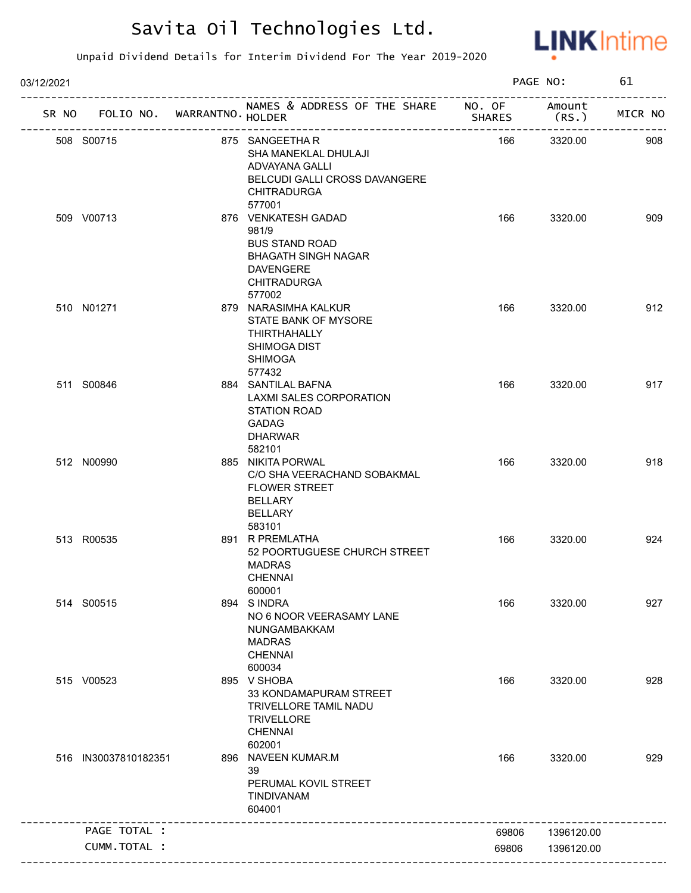# Savita Oil Technologies Ltd.

Unpaid Dividend Details for Interim Dividend For The Year 2019-2020

03/12/2021

| SR NO | FOLIO NO. | WARRANTNO. | NAMES & ADDRESS OF THE SHARE HOLDER | NO. OF SHARES | Amount (RS.) | MICR NO |
|---|---|---|---|---|---|---|
| 508 | S00715 | 875 | SANGEETHA R<br>SHA MANEKLAL DHULAJI<br>ADVAYANA GALLI<br>BELCUDI GALLI CROSS DAVANGERE<br>CHITRADURGA<br>577001 | 166 | 3320.00 | 908 |
| 509 | V00713 | 876 | VENKATESH GADAD<br>981/9<br>BUS STAND ROAD<br>BHAGATH SINGH NAGAR<br>DAVENGERE<br>CHITRADURGA<br>577002 | 166 | 3320.00 | 909 |
| 510 | N01271 | 879 | NARASIMHA KALKUR<br>STATE BANK OF MYSORE<br>THIRTHAHALLY<br>SHIMOGA DIST<br>SHIMOGA<br>577432 | 166 | 3320.00 | 912 |
| 511 | S00846 | 884 | SANTILAL BAFNA<br>LAXMI SALES CORPORATION<br>STATION ROAD<br>GADAG<br>DHARWAR<br>582101 | 166 | 3320.00 | 917 |
| 512 | N00990 | 885 | NIKITA PORWAL<br>C/O SHA VEERACHAND SOBAKMAL<br>FLOWER STREET<br>BELLARY<br>BELLARY<br>583101 | 166 | 3320.00 | 918 |
| 513 | R00535 | 891 | R PREMLATHA<br>52 POORTUGUESE CHURCH STREET<br>MADRAS<br>CHENNAI<br>600001 | 166 | 3320.00 | 924 |
| 514 | S00515 | 894 | S INDRA<br>NO 6 NOOR VEERASAMY LANE<br>NUNGAMBAKKAM<br>MADRAS<br>CHENNAI<br>600034 | 166 | 3320.00 | 927 |
| 515 | V00523 | 895 | V SHOBA<br>33 KONDAMAPURAM STREET<br>TRIVELLORE TAMIL NADU<br>TRIVELLORE<br>CHENNAI<br>602001 | 166 | 3320.00 | 928 |
| 516 | IN30037810182351 | 896 | NAVEEN KUMAR.M<br>39<br>PERUMAL KOVIL STREET<br>TINDIVANAM<br>604001 | 166 | 3320.00 | 929 |
| | PAGE TOTAL : | | | 69806 | 1396120.00 | |
| | CUMM.TOTAL : | | | 69806 | 1396120.00 | |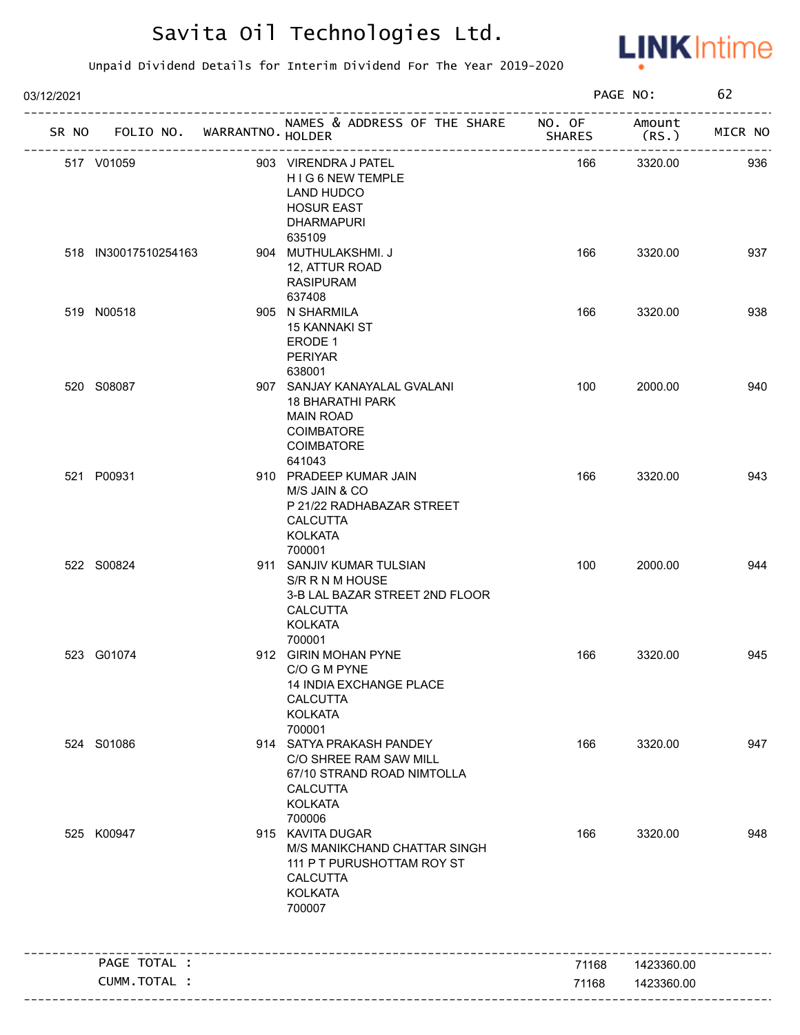# Savita Oil Technologies Ltd.

Unpaid Dividend Details for Interim Dividend For The Year 2019-2020

03/12/2021

| SR NO | FOLIO NO. | WARRANTNO. | NAMES & ADDRESS OF THE SHARE HOLDER | NO. OF SHARES | Amount (RS.) | MICR NO |
|---|---|---|---|---|---|---|
| 517 | V01059 | 903 | VIRENDRA J PATEL<br>H I G 6 NEW TEMPLE<br>LAND HUDCO<br>HOSUR EAST<br>DHARMAPURI<br>635109 | 166 | 3320.00 | 936 |
| 518 | IN30017510254163 | 904 | MUTHULAKSHMI. J<br>12, ATTUR ROAD<br>RASIPURAM<br>637408 | 166 | 3320.00 | 937 |
| 519 | N00518 | 905 | N SHARMILA<br>15 KANNAKI ST<br>ERODE 1<br>PERIYAR<br>638001 | 166 | 3320.00 | 938 |
| 520 | S08087 | 907 | SANJAY KANAYALAL GVALANI<br>18 BHARATHI PARK<br>MAIN ROAD<br>COIMBATORE<br>COIMBATORE<br>641043 | 100 | 2000.00 | 940 |
| 521 | P00931 | 910 | PRADEEP KUMAR JAIN<br>M/S JAIN & CO<br>P 21/22 RADHABAZAR STREET<br>CALCUTTA<br>KOLKATA<br>700001 | 166 | 3320.00 | 943 |
| 522 | S00824 | 911 | SANJIV KUMAR TULSIAN<br>S/R R N M HOUSE<br>3-B LAL BAZAR STREET 2ND FLOOR<br>CALCUTTA<br>KOLKATA<br>700001 | 100 | 2000.00 | 944 |
| 523 | G01074 | 912 | GIRIN MOHAN PYNE<br>C/O G M PYNE<br>14 INDIA EXCHANGE PLACE<br>CALCUTTA<br>KOLKATA<br>700001 | 166 | 3320.00 | 945 |
| 524 | S01086 | 914 | SATYA PRAKASH PANDEY<br>C/O SHREE RAM SAW MILL<br>67/10 STRAND ROAD NIMTOLLA<br>CALCUTTA<br>KOLKATA<br>700006 | 166 | 3320.00 | 947 |
| 525 | K00947 | 915 | KAVITA DUGAR<br>M/S MANIKCHAND CHATTAR SINGH<br>111 P T PURUSHOTTAM ROY ST<br>CALCUTTA<br>KOLKATA<br>700007 | 166 | 3320.00 | 948 |
| | PAGE TOTAL : | | | 71168 | 1423360.00 | |
| | CUMM.TOTAL : | | | 71168 | 1423360.00 | |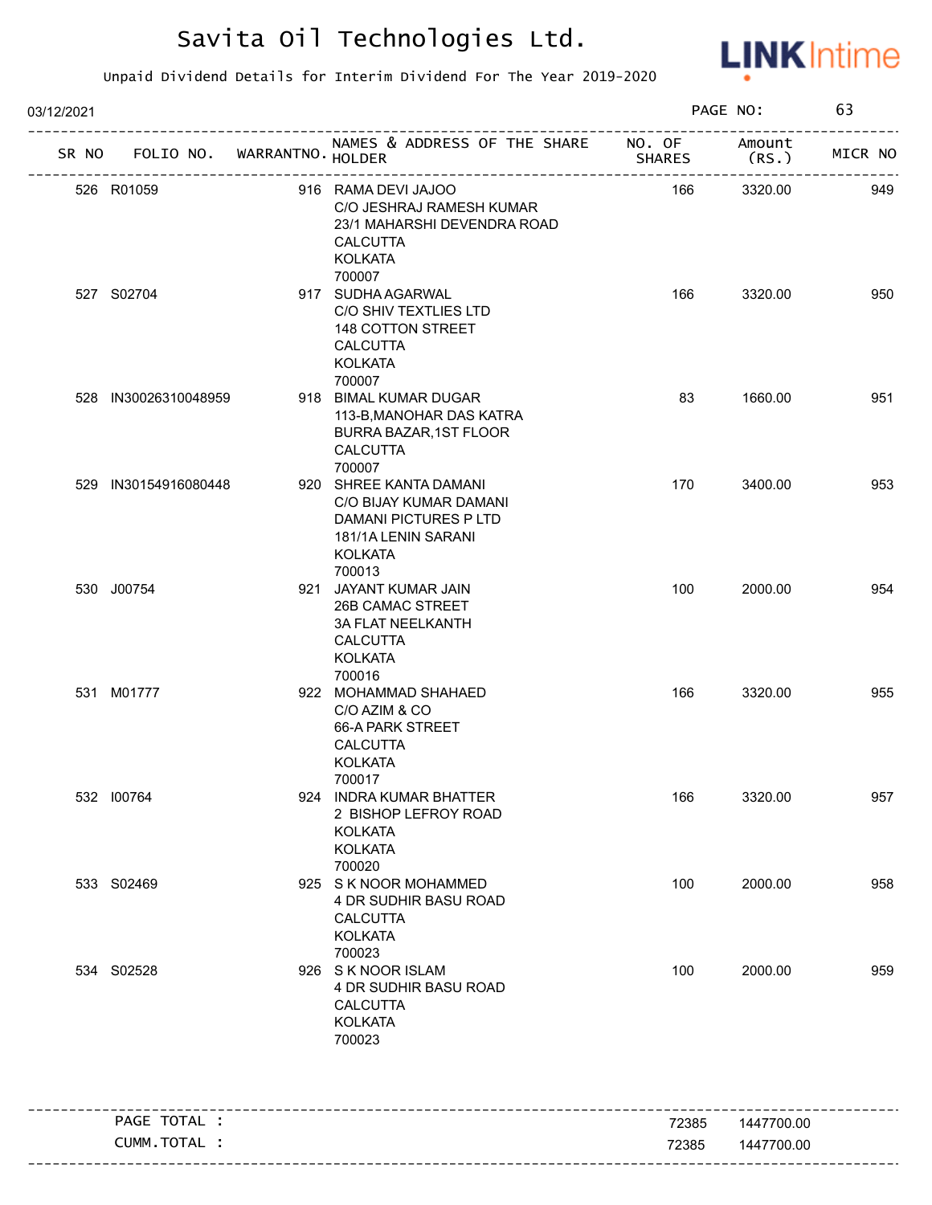# Savita Oil Technologies Ltd.

Unpaid Dividend Details for Interim Dividend For The Year 2019-2020

03/12/2021

| SR NO | FOLIO NO. | WARRANTNO. | NAMES & ADDRESS OF THE SHARE HOLDER | NO. OF SHARES | Amount (RS.) | MICR NO |
|---|---|---|---|---|---|---|
| 526 | R01059 | 916 | RAMA DEVI JAJOO<br>C/O JESHRAJ RAMESH KUMAR<br>23/1 MAHARSHI DEVENDRA ROAD<br>CALCUTTA<br>KOLKATA<br>700007 | 166 | 3320.00 | 949 |
| 527 | S02704 | 917 | SUDHA AGARWAL<br>C/O SHIV TEXTLIES LTD<br>148 COTTON STREET<br>CALCUTTA<br>KOLKATA<br>700007 | 166 | 3320.00 | 950 |
| 528 | IN30026310048959 | 918 | BIMAL KUMAR DUGAR<br>113-B,MANOHAR DAS KATRA<br>BURRA BAZAR,1ST FLOOR<br>CALCUTTA<br>700007 | 83 | 1660.00 | 951 |
| 529 | IN30154916080448 | 920 | SHREE KANTA DAMANI<br>C/O BIJAY KUMAR DAMANI<br>DAMANI PICTURES P LTD<br>181/1A LENIN SARANI<br>KOLKATA<br>700013 | 170 | 3400.00 | 953 |
| 530 | J00754 | 921 | JAYANT KUMAR JAIN<br>26B CAMAC STREET<br>3A FLAT NEELKANTH<br>CALCUTTA<br>KOLKATA<br>700016 | 100 | 2000.00 | 954 |
| 531 | M01777 | 922 | MOHAMMAD SHAHAED<br>C/O AZIM & CO<br>66-A PARK STREET<br>CALCUTTA<br>KOLKATA<br>700017 | 166 | 3320.00 | 955 |
| 532 | I00764 | 924 | INDRA KUMAR BHATTER<br>2 BISHOP LEFROY ROAD<br>KOLKATA<br>KOLKATA<br>700020 | 166 | 3320.00 | 957 |
| 533 | S02469 | 925 | S K NOOR MOHAMMED<br>4 DR SUDHIR BASU ROAD<br>CALCUTTA<br>KOLKATA<br>700023 | 100 | 2000.00 | 958 |
| 534 | S02528 | 926 | S K NOOR ISLAM<br>4 DR SUDHIR BASU ROAD<br>CALCUTTA<br>KOLKATA<br>700023 | 100 | 2000.00 | 959 |

| | NO. OF SHARES | Amount (RS.) |
|---|---|---|
| PAGE TOTAL : | 72385 | 1447700.00 |
| CUMM.TOTAL : | 72385 | 1447700.00 |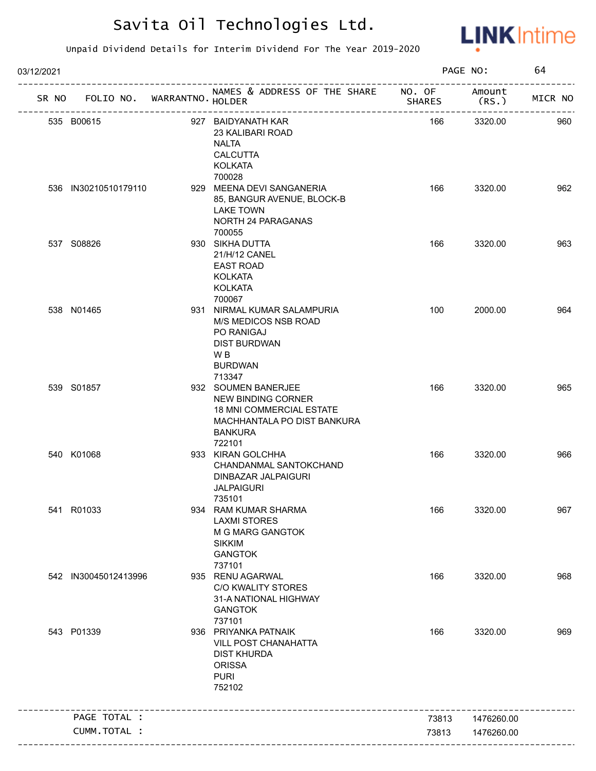# Savita Oil Technologies Ltd.

Unpaid Dividend Details for Interim Dividend For The Year 2019-2020

03/12/2021 PAGE NO: 64

| SR NO | FOLIO NO. | WARRANTNO. | NAMES & ADDRESS OF THE SHARE HOLDER | NO. OF SHARES | Amount (RS.) | MICR NO |
|---|---|---|---|---|---|---|
| 535 | B00615 | 927 | BAIDYANATH KAR<br>23 KALIBARI ROAD<br>NALTA<br>CALCUTTA<br>KOLKATA<br>700028 | 166 | 3320.00 | 960 |
| 536 | IN30210510179110 | 929 | MEENA DEVI SANGANERIA<br>85, BANGUR AVENUE, BLOCK-B<br>LAKE TOWN<br>NORTH 24 PARAGANAS<br>700055 | 166 | 3320.00 | 962 |
| 537 | S08826 | 930 | SIKHA DUTTA<br>21/H/12 CANEL<br>EAST ROAD<br>KOLKATA<br>KOLKATA<br>700067 | 166 | 3320.00 | 963 |
| 538 | N01465 | 931 | NIRMAL KUMAR SALAMPURIA<br>M/S MEDICOS NSB ROAD<br>PO RANIGAJ<br>DIST BURDWAN<br>W B<br>BURDWAN<br>713347 | 100 | 2000.00 | 964 |
| 539 | S01857 | 932 | SOUMEN BANERJEE<br>NEW BINDING CORNER<br>18 MNI COMMERCIAL ESTATE<br>MACHHANTALA PO DIST BANKURA<br>BANKURA<br>722101 | 166 | 3320.00 | 965 |
| 540 | K01068 | 933 | KIRAN GOLCHHA<br>CHANDANMAL SANTOKCHAND<br>DINBAZAR JALPAIGURI<br>JALPAIGURI<br>735101 | 166 | 3320.00 | 966 |
| 541 | R01033 | 934 | RAM KUMAR SHARMA<br>LAXMI STORES<br>M G MARG GANGTOK<br>SIKKIM<br>GANGTOK<br>737101 | 166 | 3320.00 | 967 |
| 542 | IN30045012413996 | 935 | RENU AGARWAL<br>C/O KWALITY STORES<br>31-A NATIONAL HIGHWAY<br>GANGTOK<br>737101 | 166 | 3320.00 | 968 |
| 543 | P01339 | 936 | PRIYANKA PATNAIK<br>VILL POST CHANAHATTA<br>DIST KHURDA<br>ORISSA<br>PURI<br>752102 | 166 | 3320.00 | 969 |
| | PAGE TOTAL : | | | 73813 | 1476260.00 | |
| | CUMM.TOTAL : | | | 73813 | 1476260.00 | |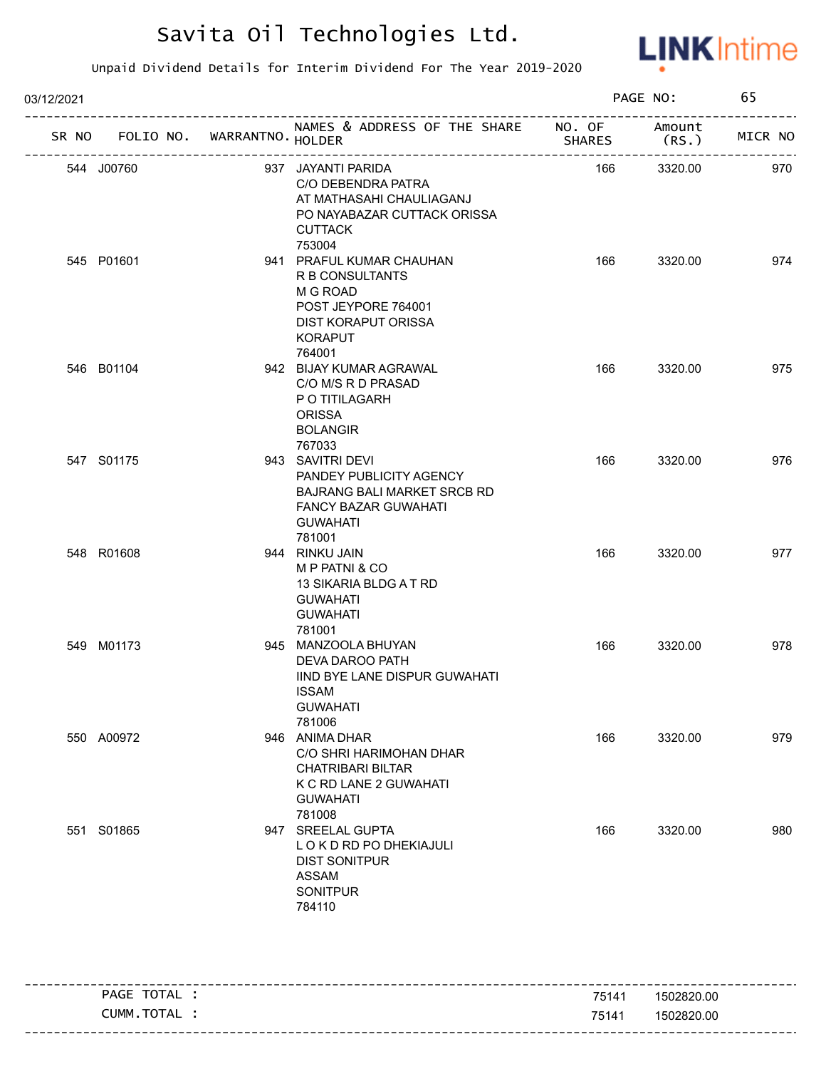# Savita Oil Technologies Ltd.

Unpaid Dividend Details for Interim Dividend For The Year 2019-2020

03/12/2021

PAGE NO: 65

| SR NO | FOLIO NO. | WARRANTNO. | NAMES & ADDRESS OF THE SHARE HOLDER | NO. OF SHARES | Amount (RS.) | MICR NO |
|---|---|---|---|---|---|---|
| 544 | J00760 | 937 | JAYANTI PARIDA<br>C/O DEBENDRA PATRA<br>AT MATHASAHI CHAULIAGANJ<br>PO NAYABAZAR CUTTACK ORISSA<br>CUTTACK<br>753004 | 166 | 3320.00 | 970 |
| 545 | P01601 | 941 | PRAFUL KUMAR CHAUHAN<br>R B CONSULTANTS<br>M G ROAD<br>POST JEYPORE 764001<br>DIST KORAPUT ORISSA<br>KORAPUT<br>764001 | 166 | 3320.00 | 974 |
| 546 | B01104 | 942 | BIJAY KUMAR AGRAWAL<br>C/O M/S R D PRASAD<br>P O TITILAGARH<br>ORISSA<br>BOLANGIR<br>767033 | 166 | 3320.00 | 975 |
| 547 | S01175 | 943 | SAVITRI DEVI<br>PANDEY PUBLICITY AGENCY<br>BAJRANG BALI MARKET SRCB RD<br>FANCY BAZAR GUWAHATI<br>GUWAHATI<br>781001 | 166 | 3320.00 | 976 |
| 548 | R01608 | 944 | RINKU JAIN<br>M P PATNI & CO<br>13 SIKARIA BLDG A T RD<br>GUWAHATI<br>GUWAHATI<br>781001 | 166 | 3320.00 | 977 |
| 549 | M01173 | 945 | MANZOOLA BHUYAN<br>DEVA DAROO PATH<br>IIND BYE LANE DISPUR GUWAHATI<br>ISSAM<br>GUWAHATI<br>781006 | 166 | 3320.00 | 978 |
| 550 | A00972 | 946 | ANIMA DHAR<br>C/O SHRI HARIMOHAN DHAR<br>CHATRIBARI BILTAR<br>K C RD LANE 2 GUWAHATI<br>GUWAHATI<br>781008 | 166 | 3320.00 | 979 |
| 551 | S01865 | 947 | SREELAL GUPTA<br>L O K D RD PO DHEKIAJULI<br>DIST SONITPUR<br>ASSAM<br>SONITPUR<br>784110 | 166 | 3320.00 | 980 |

| | | |
|---|---|---|
| PAGE TOTAL : | 75141 | 1502820.00 |
| CUMM.TOTAL : | 75141 | 1502820.00 |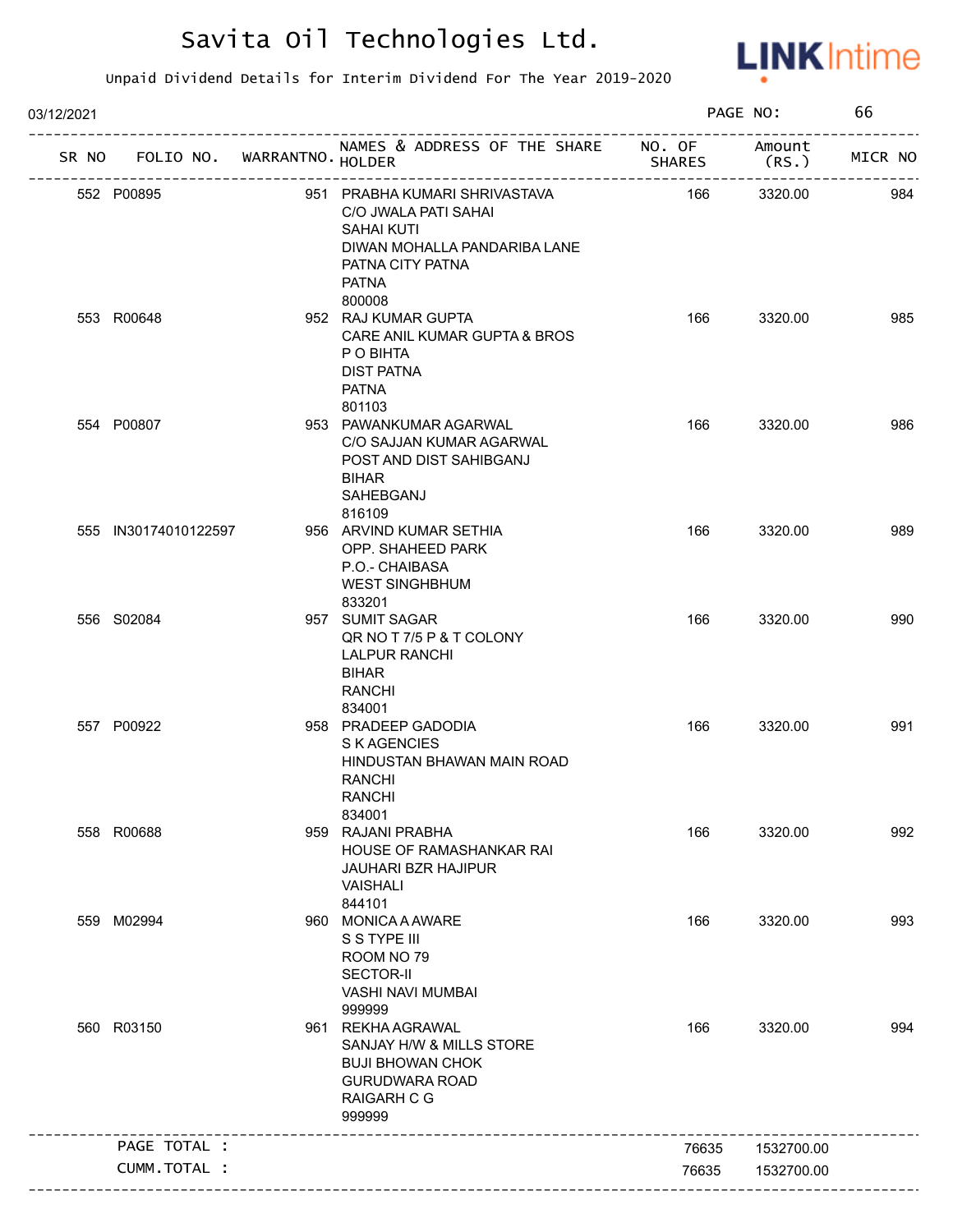# Savita Oil Technologies Ltd.

Unpaid Dividend Details for Interim Dividend For The Year 2019-2020

03/12/2021 PAGE NO: 66

| SR NO | FOLIO NO. | WARRANTNO. | NAMES & ADDRESS OF THE SHARE HOLDER | NO. OF SHARES | Amount (RS.) | MICR NO |
|---|---|---|---|---|---|---|
| 552 | P00895 | 951 | PRABHA KUMARI SHRIVASTAVA<br>C/O JWALA PATI SAHAI<br>SAHAI KUTI<br>DIWAN MOHALLA PANDARIBA LANE<br>PATNA CITY PATNA<br>PATNA<br>800008 | 166 | 3320.00 | 984 |
| 553 | R00648 | 952 | RAJ KUMAR GUPTA<br>CARE ANIL KUMAR GUPTA & BROS<br>P O BIHTA<br>DIST PATNA<br>PATNA<br>801103 | 166 | 3320.00 | 985 |
| 554 | P00807 | 953 | PAWANKUMAR AGARWAL<br>C/O SAJJAN KUMAR AGARWAL<br>POST AND DIST SAHIBGANJ<br>BIHAR<br>SAHEBGANJ<br>816109 | 166 | 3320.00 | 986 |
| 555 | IN30174010122597 | 956 | ARVIND KUMAR SETHIA<br>OPP. SHAHEED PARK<br>P.O.- CHAIBASA<br>WEST SINGHBHUM<br>833201 | 166 | 3320.00 | 989 |
| 556 | S02084 | 957 | SUMIT SAGAR<br>QR NO T 7/5 P & T COLONY<br>LALPUR RANCHI<br>BIHAR<br>RANCHI<br>834001 | 166 | 3320.00 | 990 |
| 557 | P00922 | 958 | PRADEEP GADODIA<br>S K AGENCIES<br>HINDUSTAN BHAWAN MAIN ROAD<br>RANCHI<br>RANCHI<br>834001 | 166 | 3320.00 | 991 |
| 558 | R00688 | 959 | RAJANI PRABHA<br>HOUSE OF RAMASHANKAR RAI<br>JAUHARI BZR HAJIPUR<br>VAISHALI<br>844101 | 166 | 3320.00 | 992 |
| 559 | M02994 | 960 | MONICA A AWARE<br>S S TYPE III<br>ROOM NO 79<br>SECTOR-II<br>VASHI NAVI MUMBAI<br>999999 | 166 | 3320.00 | 993 |
| 560 | R03150 | 961 | REKHA AGRAWAL<br>SANJAY H/W & MILLS STORE<br>BUJI BHOWAN CHOK<br>GURUDWARA ROAD<br>RAIGARH C G<br>999999 | 166 | 3320.00 | 994 |
| | PAGE TOTAL : | | | 76635 | 1532700.00 | |
| | CUMM.TOTAL : | | | 76635 | 1532700.00 | |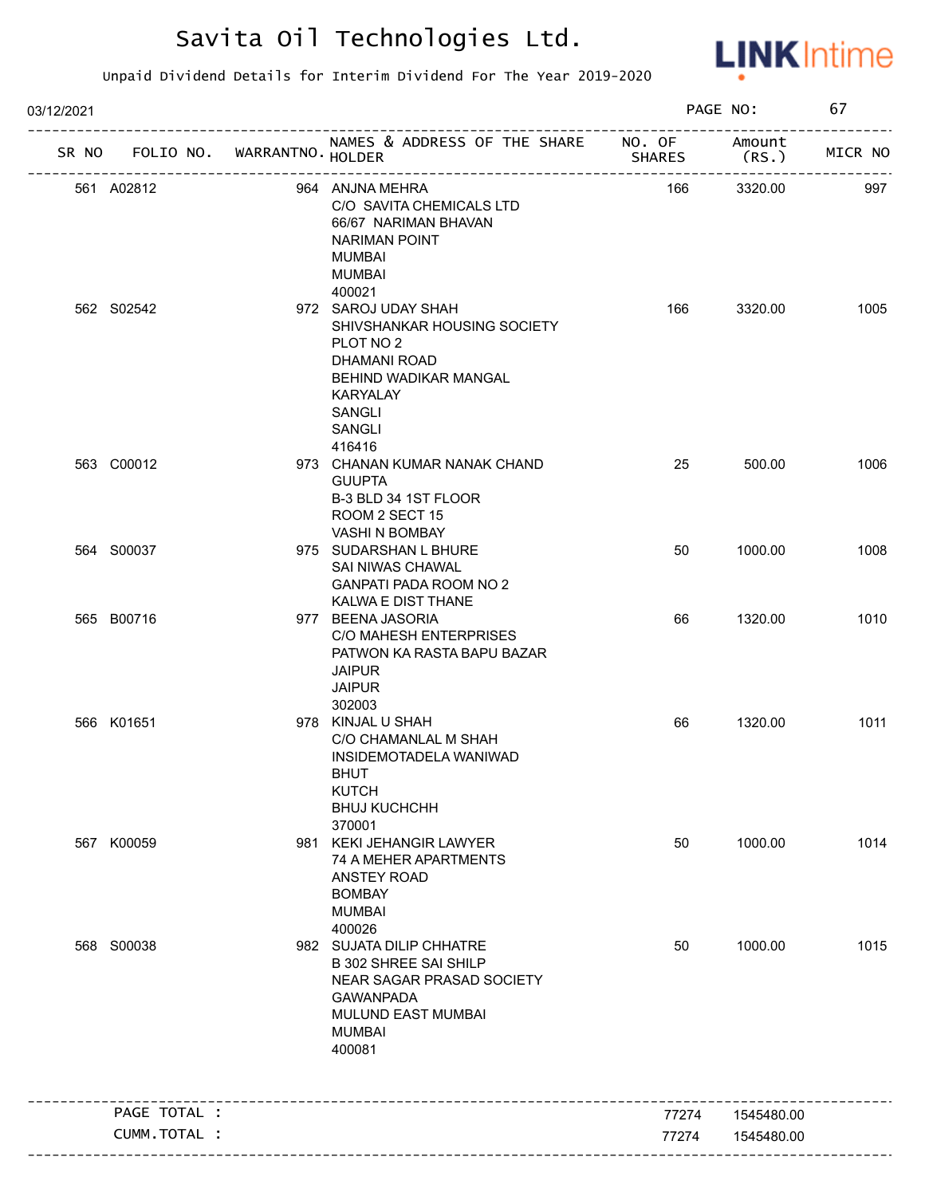# Savita Oil Technologies Ltd.

Unpaid Dividend Details for Interim Dividend For The Year 2019-2020

03/12/2021 PAGE NO: 67

| SR NO | FOLIO NO. | WARRANTNO. | NAMES & ADDRESS OF THE SHARE HOLDER | NO. OF SHARES | Amount (RS.) | MICR NO |
|---|---|---|---|---|---|---|
| 561 | A02812 | 964 | ANJNA MEHRA<br>C/O SAVITA CHEMICALS LTD<br>66/67 NARIMAN BHAVAN<br>NARIMAN POINT<br>MUMBAI<br>MUMBAI<br>400021 | 166 | 3320.00 | 997 |
| 562 | S02542 | 972 | SAROJ UDAY SHAH<br>SHIVSHANKAR HOUSING SOCIETY<br>PLOT NO 2<br>DHAMANI ROAD<br>BEHIND WADIKAR MANGAL<br>KARYALAY<br>SANGLI<br>SANGLI<br>416416 | 166 | 3320.00 | 1005 |
| 563 | C00012 | 973 | CHANAN KUMAR NANAK CHAND<br>GUUPTA<br>B-3 BLD 34 1ST FLOOR<br>ROOM 2 SECT 15<br>VASHI N BOMBAY | 25 | 500.00 | 1006 |
| 564 | S00037 | 975 | SUDARSHAN L BHURE<br>SAI NIWAS CHAWAL<br>GANPATI PADA ROOM NO 2<br>KALWA E DIST THANE | 50 | 1000.00 | 1008 |
| 565 | B00716 | 977 | BEENA JASORIA<br>C/O MAHESH ENTERPRISES<br>PATWON KA RASTA BAPU BAZAR<br>JAIPUR<br>JAIPUR<br>302003 | 66 | 1320.00 | 1010 |
| 566 | K01651 | 978 | KINJAL U SHAH<br>C/O CHAMANLAL M SHAH<br>INSIDEMOTADELA WANIWAD<br>BHUT<br>KUTCH<br>BHUJ KUCHCHH<br>370001 | 66 | 1320.00 | 1011 |
| 567 | K00059 | 981 | KEKI JEHANGIR LAWYER<br>74 A MEHER APARTMENTS<br>ANSTEY ROAD<br>BOMBAY<br>MUMBAI<br>400026 | 50 | 1000.00 | 1014 |
| 568 | S00038 | 982 | SUJATA DILIP CHHATRE<br>B 302 SHREE SAI SHILP<br>NEAR SAGAR PRASAD SOCIETY<br>GAWANPADA<br>MULUND EAST MUMBAI<br>MUMBAI<br>400081 | 50 | 1000.00 | 1015 |
| | PAGE TOTAL : | | | 77274 | 1545480.00 | |
| | CUMM.TOTAL : | | | 77274 | 1545480.00 | |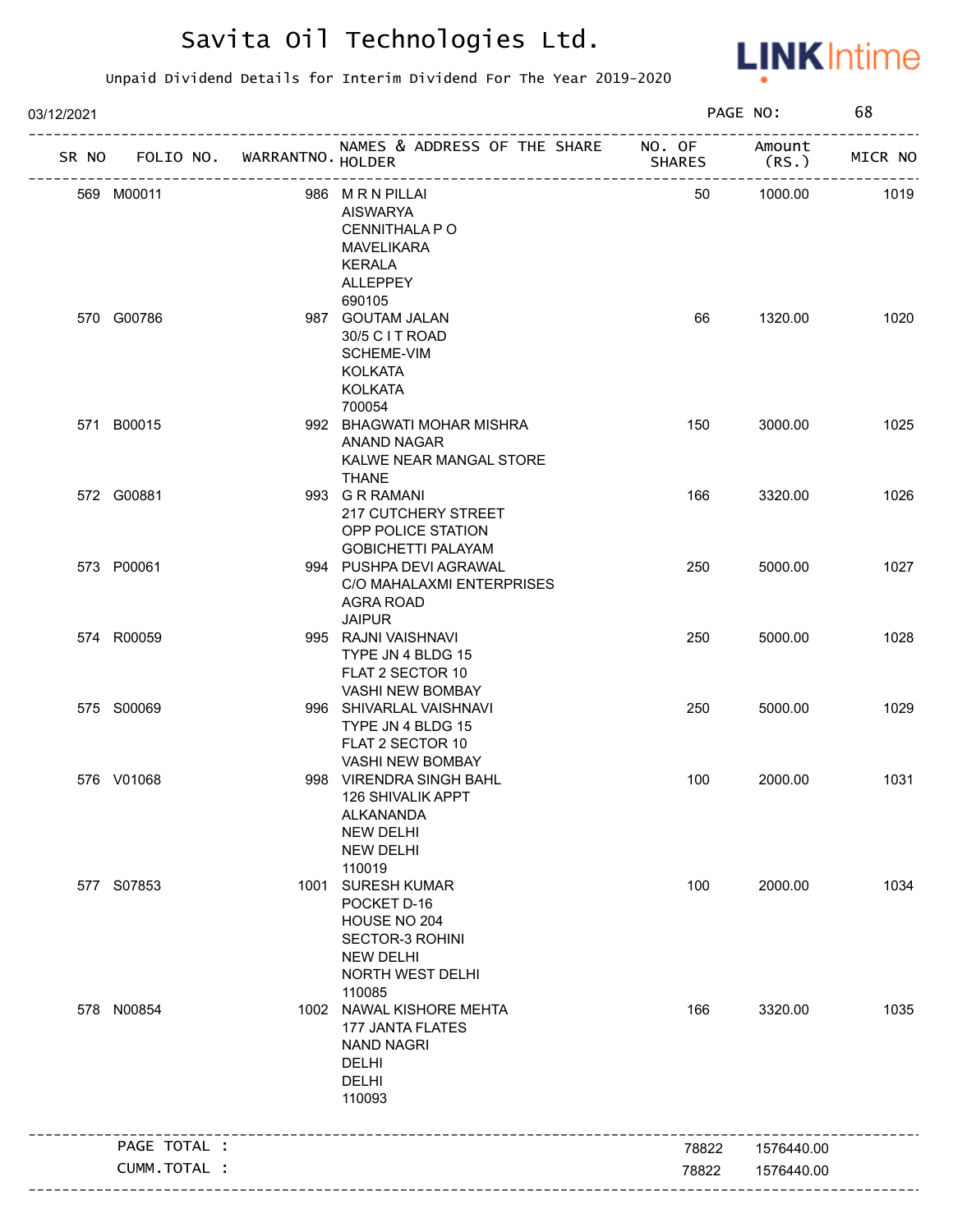# Savita Oil Technologies Ltd.

Unpaid Dividend Details for Interim Dividend For The Year 2019-2020

03/12/2021

| SR NO | FOLIO NO. | WARRANTNO. | NAMES & ADDRESS OF THE SHARE HOLDER | NO. OF SHARES | Amount (RS.) | MICR NO |
|---|---|---|---|---|---|---|
| 569 | M00011 | 986 | M R N PILLAI<br>AISWARYA<br>CENNITHALA P O<br>MAVELIKARA<br>KERALA<br>ALLEPPEY<br>690105 | 50 | 1000.00 | 1019 |
| 570 | G00786 | 987 | GOUTAM JALAN<br>30/5 C I T ROAD<br>SCHEME-VIM<br>KOLKATA<br>KOLKATA<br>700054 | 66 | 1320.00 | 1020 |
| 571 | B00015 | 992 | BHAGWATI MOHAR MISHRA<br>ANAND NAGAR<br>KALWE NEAR MANGAL STORE<br>THANE | 150 | 3000.00 | 1025 |
| 572 | G00881 | 993 | G R RAMANI<br>217 CUTCHERY STREET<br>OPP POLICE STATION<br>GOBICHETTI PALAYAM | 166 | 3320.00 | 1026 |
| 573 | P00061 | 994 | PUSHPA DEVI AGRAWAL<br>C/O MAHALAXMI ENTERPRISES<br>AGRA ROAD<br>JAIPUR | 250 | 5000.00 | 1027 |
| 574 | R00059 | 995 | RAJNI VAISHNAVI<br>TYPE JN 4 BLDG 15<br>FLAT 2 SECTOR 10<br>VASHI NEW BOMBAY | 250 | 5000.00 | 1028 |
| 575 | S00069 | 996 | SHIVARLAL VAISHNAVI<br>TYPE JN 4 BLDG 15<br>FLAT 2 SECTOR 10<br>VASHI NEW BOMBAY | 250 | 5000.00 | 1029 |
| 576 | V01068 | 998 | VIRENDRA SINGH BAHL<br>126 SHIVALIK APPT<br>ALKANANDA<br>NEW DELHI<br>NEW DELHI<br>110019 | 100 | 2000.00 | 1031 |
| 577 | S07853 | 1001 | SURESH KUMAR<br>POCKET D-16<br>HOUSE NO 204<br>SECTOR-3 ROHINI<br>NEW DELHI<br>NORTH WEST DELHI<br>110085 | 100 | 2000.00 | 1034 |
| 578 | N00854 | 1002 | NAWAL KISHORE MEHTA<br>177 JANTA FLATES<br>NAND NAGRI<br>DELHI<br>DELHI<br>110093 | 166 | 3320.00 | 1035 |
| | PAGE TOTAL : | | | 78822 | 1576440.00 | |
| | CUMM.TOTAL : | | | 78822 | 1576440.00 | |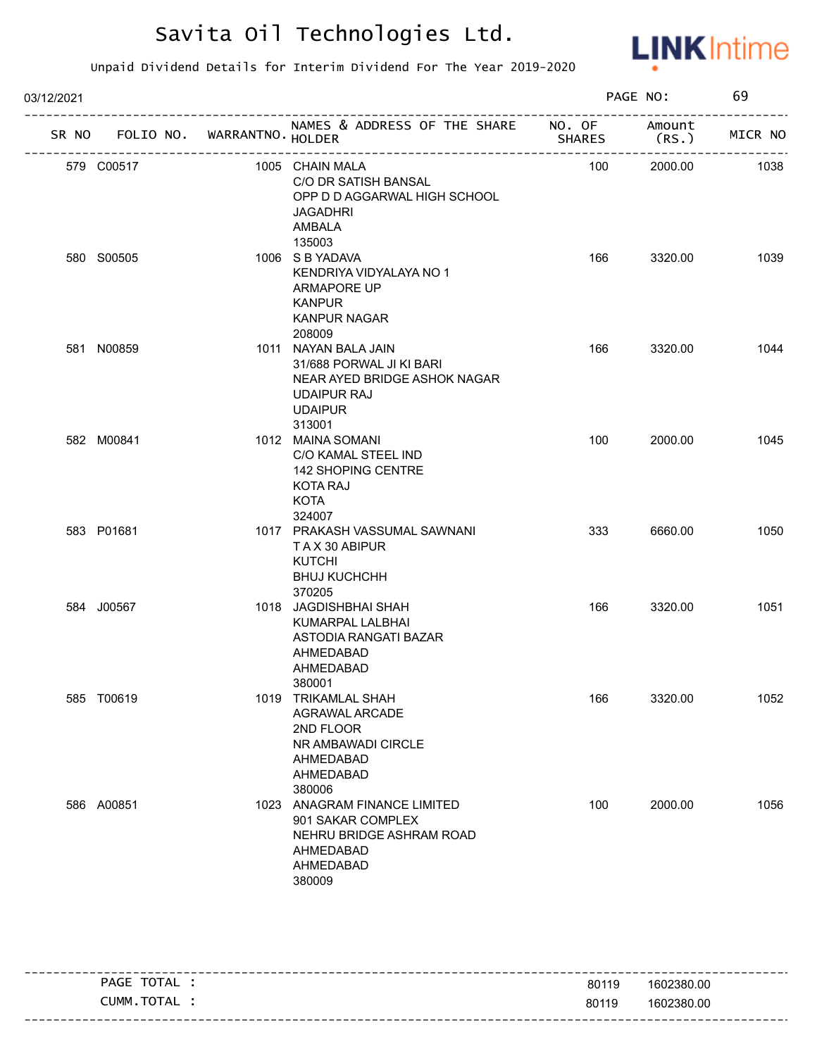# Savita Oil Technologies Ltd.

Unpaid Dividend Details for Interim Dividend For The Year 2019-2020

03/12/2021

| SR NO | FOLIO NO. | WARRANTNO. | NAMES & ADDRESS OF THE SHARE HOLDER | NO. OF SHARES | Amount (RS.) | MICR NO |
|---|---|---|---|---|---|---|
| 579 | C00517 | 1005 | CHAIN MALA<br>C/O DR SATISH BANSAL<br>OPP D D AGGARWAL HIGH SCHOOL<br>JAGADHRI<br>AMBALA<br>135003 | 100 | 2000.00 | 1038 |
| 580 | S00505 | 1006 | S B YADAVA<br>KENDRIYA VIDYALAYA NO 1<br>ARMAPORE UP<br>KANPUR<br>KANPUR NAGAR<br>208009 | 166 | 3320.00 | 1039 |
| 581 | N00859 | 1011 | NAYAN BALA JAIN<br>31/688 PORWAL JI KI BARI<br>NEAR AYED BRIDGE ASHOK NAGAR<br>UDAIPUR RAJ<br>UDAIPUR<br>313001 | 166 | 3320.00 | 1044 |
| 582 | M00841 | 1012 | MAINA SOMANI<br>C/O KAMAL STEEL IND<br>142 SHOPING CENTRE<br>KOTA RAJ<br>KOTA<br>324007 | 100 | 2000.00 | 1045 |
| 583 | P01681 | 1017 | PRAKASH VASSUMAL SAWNANI<br>T A X 30 ABIPUR<br>KUTCHI<br>BHUJ KUCHCHH<br>370205 | 333 | 6660.00 | 1050 |
| 584 | J00567 | 1018 | JAGDISHBHAI SHAH<br>KUMARPAL LALBHAI<br>ASTODIA RANGATI BAZAR<br>AHMEDABAD<br>AHMEDABAD<br>380001 | 166 | 3320.00 | 1051 |
| 585 | T00619 | 1019 | TRIKAMLAL SHAH<br>AGRAWAL ARCADE<br>2ND FLOOR<br>NR AMBAWADI CIRCLE<br>AHMEDABAD<br>AHMEDABAD<br>380006 | 166 | 3320.00 | 1052 |
| 586 | A00851 | 1023 | ANAGRAM FINANCE LIMITED<br>901 SAKAR COMPLEX<br>NEHRU BRIDGE ASHRAM ROAD<br>AHMEDABAD<br>AHMEDABAD<br>380009 | 100 | 2000.00 | 1056 |

| | NO. OF SHARES | Amount (RS.) |
|---|---|---|
| PAGE TOTAL : | 80119 | 1602380.00 |
| CUMM.TOTAL : | 80119 | 1602380.00 |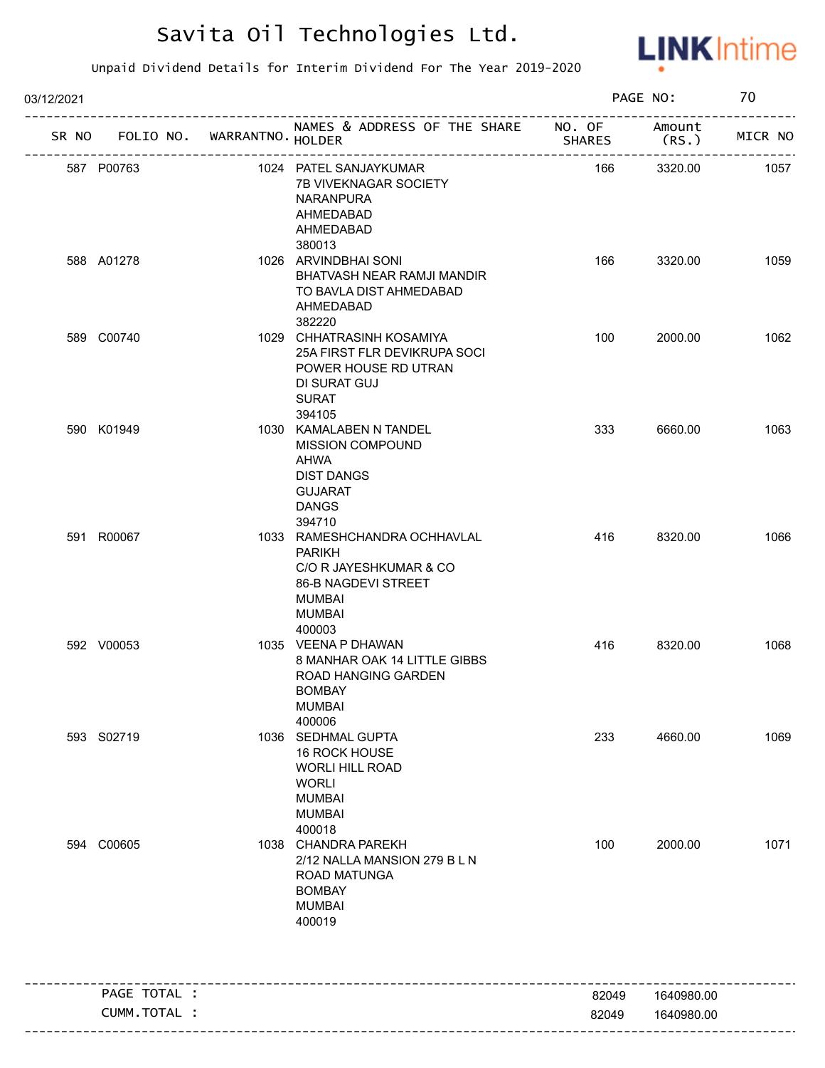# Savita Oil Technologies Ltd.

Unpaid Dividend Details for Interim Dividend For The Year 2019-2020

03/12/2021

| SR NO | FOLIO NO. | WARRANTNO. | NAMES & ADDRESS OF THE SHARE HOLDER | NO. OF SHARES | Amount (RS.) | MICR NO |
|---|---|---|---|---|---|---|
| 587 | P00763 | 1024 | PATEL SANJAYKUMAR 7B VIVEKNAGAR SOCIETY NARANPURA AHMEDABAD AHMEDABAD 380013 | 166 | 3320.00 | 1057 |
| 588 | A01278 | 1026 | ARVINDBHAI SONI BHATVASH NEAR RAMJI MANDIR TO BAVLA DIST AHMEDABAD AHMEDABAD 382220 | 166 | 3320.00 | 1059 |
| 589 | C00740 | 1029 | CHHATRASINH KOSAMIYA 25A FIRST FLR DEVIKRUPA SOCI POWER HOUSE RD UTRAN DI SURAT GUJ SURAT 394105 | 100 | 2000.00 | 1062 |
| 590 | K01949 | 1030 | KAMALABEN N TANDEL MISSION COMPOUND AHWA DIST DANGS GUJARAT DANGS 394710 | 333 | 6660.00 | 1063 |
| 591 | R00067 | 1033 | RAMESHCHANDRA OCHHAVLAL PARIKH C/O R JAYESHKUMAR & CO 86-B NAGDEVI STREET MUMBAI MUMBAI 400003 | 416 | 8320.00 | 1066 |
| 592 | V00053 | 1035 | VEENA P DHAWAN 8 MANHAR OAK 14 LITTLE GIBBS ROAD HANGING GARDEN BOMBAY MUMBAI 400006 | 416 | 8320.00 | 1068 |
| 593 | S02719 | 1036 | SEDHMAL GUPTA 16 ROCK HOUSE WORLI HILL ROAD WORLI MUMBAI MUMBAI 400018 | 233 | 4660.00 | 1069 |
| 594 | C00605 | 1038 | CHANDRA PAREKH 2/12 NALLA MANSION 279 B L N ROAD MATUNGA BOMBAY MUMBAI 400019 | 100 | 2000.00 | 1071 |
| | PAGE TOTAL : | | | 82049 | 1640980.00 | |
| | CUMM.TOTAL : | | | 82049 | 1640980.00 | |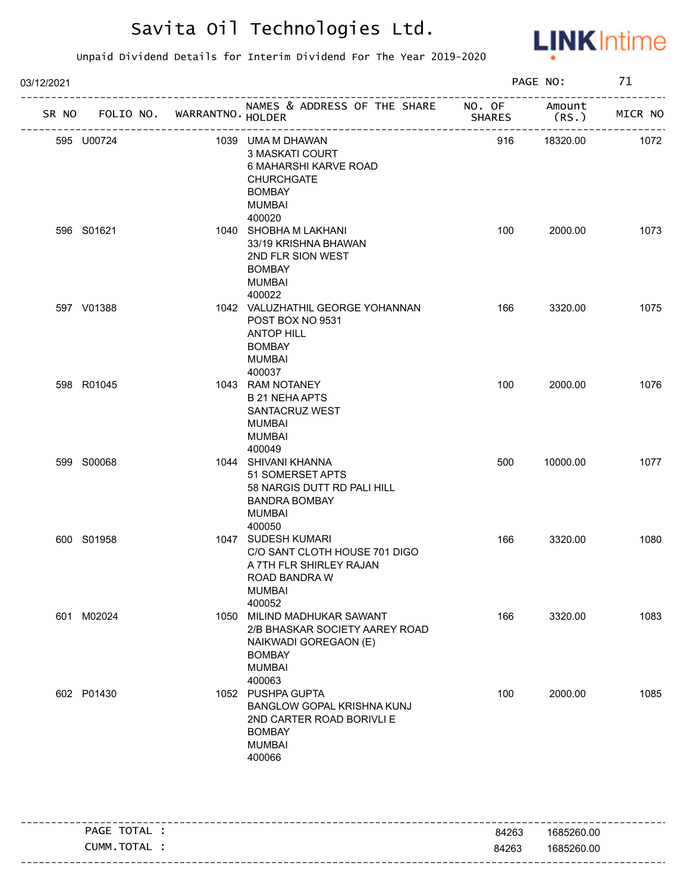# Savita Oil Technologies Ltd.

Unpaid Dividend Details for Interim Dividend For The Year 2019-2020

03/12/2021

| SR NO | FOLIO NO. | WARRANTNO. | NAMES & ADDRESS OF THE SHARE HOLDER | NO. OF SHARES | Amount (RS.) | MICR NO |
|---|---|---|---|---|---|---|
| 595 | U00724 | 1039 | UMA M DHAWAN<br>3 MASKATI COURT<br>6 MAHARSHI KARVE ROAD<br>CHURCHGATE<br>BOMBAY<br>MUMBAI<br>400020 | 916 | 18320.00 | 1072 |
| 596 | S01621 | 1040 | SHOBHA M LAKHANI<br>33/19 KRISHNA BHAWAN<br>2ND FLR SION WEST<br>BOMBAY<br>MUMBAI<br>400022 | 100 | 2000.00 | 1073 |
| 597 | V01388 | 1042 | VALUZHATHIL GEORGE YOHANNAN<br>POST BOX NO 9531<br>ANTOP HILL<br>BOMBAY<br>MUMBAI<br>400037 | 166 | 3320.00 | 1075 |
| 598 | R01045 | 1043 | RAM NOTANEY<br>B 21 NEHA APTS<br>SANTACRUZ WEST<br>MUMBAI<br>MUMBAI<br>400049 | 100 | 2000.00 | 1076 |
| 599 | S00068 | 1044 | SHIVANI KHANNA<br>51 SOMERSET APTS<br>58 NARGIS DUTT RD PALI HILL<br>BANDRA BOMBAY<br>MUMBAI<br>400050 | 500 | 10000.00 | 1077 |
| 600 | S01958 | 1047 | SUDESH KUMARI<br>C/O SANT CLOTH HOUSE 701 DIGO<br>A 7TH FLR SHIRLEY RAJAN<br>ROAD BANDRA W<br>MUMBAI<br>400052 | 166 | 3320.00 | 1080 |
| 601 | M02024 | 1050 | MILIND MADHUKAR SAWANT<br>2/B BHASKAR SOCIETY AAREY ROAD<br>NAIKWADI GOREGAON (E)<br>BOMBAY<br>MUMBAI<br>400063 | 166 | 3320.00 | 1083 |
| 602 | P01430 | 1052 | PUSHPA GUPTA<br>BANGLOW GOPAL KRISHNA KUNJ<br>2ND CARTER ROAD BORIVLI E<br>BOMBAY<br>MUMBAI<br>400066 | 100 | 2000.00 | 1085 |

| | NO. OF SHARES | Amount (RS.) |
|---|---|---|
| PAGE TOTAL : | 84263 | 1685260.00 |
| CUMM.TOTAL : | 84263 | 1685260.00 |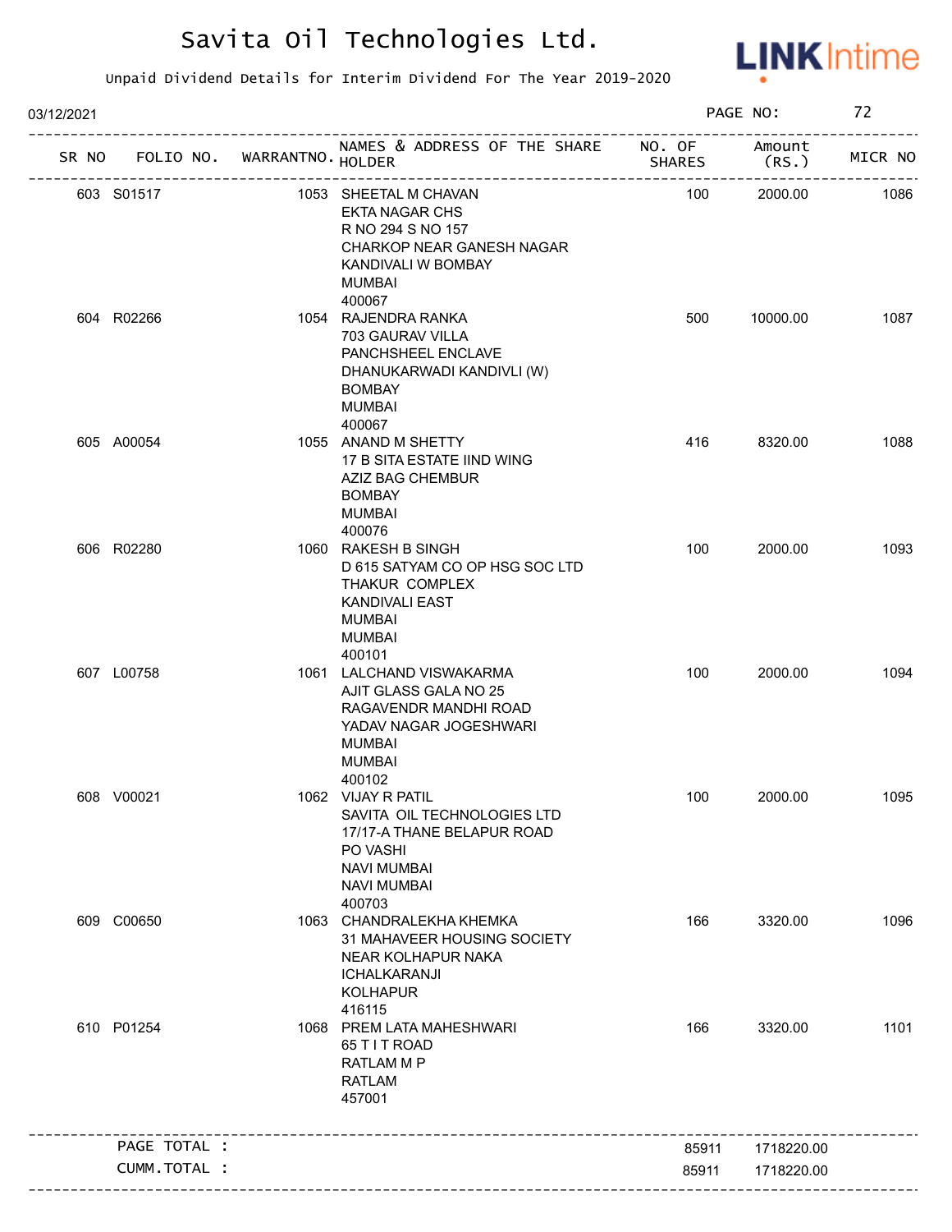# Savita Oil Technologies Ltd.

Unpaid Dividend Details for Interim Dividend For The Year 2019-2020

03/12/2021 PAGE NO: 72

| SR NO | FOLIO NO. | WARRANTNO. | NAMES & ADDRESS OF THE SHARE HOLDER | NO. OF SHARES | Amount (RS.) | MICR NO |
|---|---|---|---|---|---|---|
| 603 | S01517 | 1053 | SHEETAL M CHAVAN<br>EKTA NAGAR CHS<br>R NO 294 S NO 157<br>CHARKOP NEAR GANESH NAGAR<br>KANDIVALI W BOMBAY<br>MUMBAI<br>400067 | 100 | 2000.00 | 1086 |
| 604 | R02266 | 1054 | RAJENDRA RANKA<br>703 GAURAV VILLA<br>PANCHSHEEL ENCLAVE<br>DHANUKARWADI KANDIVLI (W)<br>BOMBAY<br>MUMBAI<br>400067 | 500 | 10000.00 | 1087 |
| 605 | A00054 | 1055 | ANAND M SHETTY<br>17 B SITA ESTATE IIND WING<br>AZIZ BAG CHEMBUR<br>BOMBAY<br>MUMBAI<br>400076 | 416 | 8320.00 | 1088 |
| 606 | R02280 | 1060 | RAKESH B SINGH<br>D 615 SATYAM CO OP HSG SOC LTD<br>THAKUR COMPLEX<br>KANDIVALI EAST<br>MUMBAI<br>MUMBAI<br>400101 | 100 | 2000.00 | 1093 |
| 607 | L00758 | 1061 | LALCHAND VISWAKARMA<br>AJIT GLASS GALA NO 25<br>RAGAVENDR MANDHI ROAD<br>YADAV NAGAR JOGESHWARI<br>MUMBAI<br>MUMBAI<br>400102 | 100 | 2000.00 | 1094 |
| 608 | V00021 | 1062 | VIJAY R PATIL<br>SAVITA OIL TECHNOLOGIES LTD<br>17/17-A THANE BELAPUR ROAD<br>PO VASHI<br>NAVI MUMBAI<br>NAVI MUMBAI<br>400703 | 100 | 2000.00 | 1095 |
| 609 | C00650 | 1063 | CHANDRALEKHA KHEMKA<br>31 MAHAVEER HOUSING SOCIETY<br>NEAR KOLHAPUR NAKA<br>ICHALKARANJI<br>KOLHAPUR<br>416115 | 166 | 3320.00 | 1096 |
| 610 | P01254 | 1068 | PREM LATA MAHESHWARI<br>65 T I T ROAD<br>RATLAM M P<br>RATLAM<br>457001 | 166 | 3320.00 | 1101 |
| | PAGE TOTAL : | | | 85911 | 1718220.00 | |
| | CUMM.TOTAL : | | | 85911 | 1718220.00 | |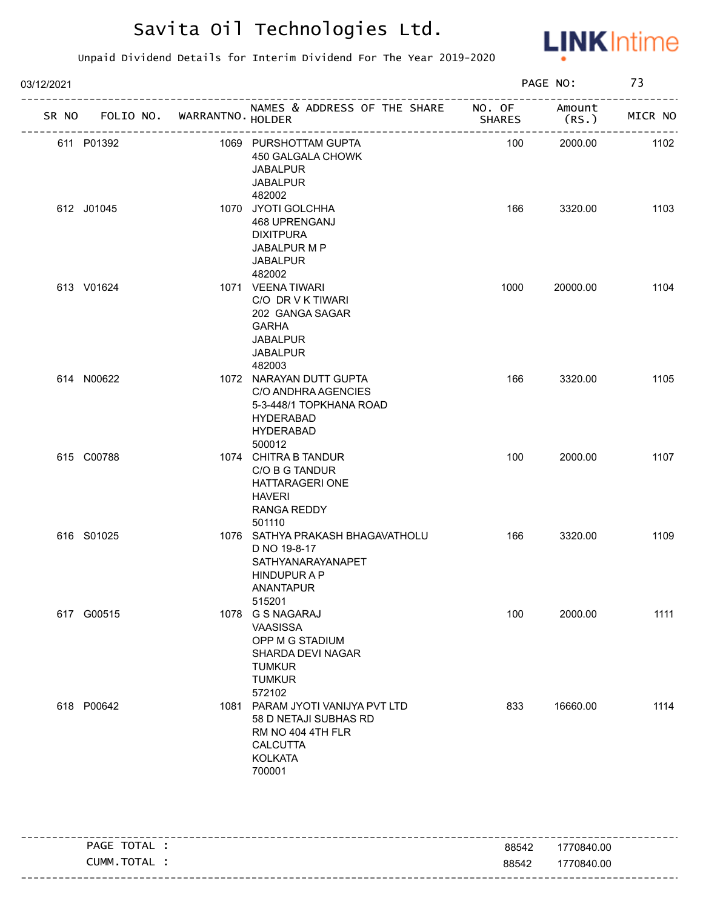# Savita Oil Technologies Ltd.

Unpaid Dividend Details for Interim Dividend For The Year 2019-2020

03/12/2021

| SR NO | FOLIO NO. | WARRANTNO. | NAMES & ADDRESS OF THE SHARE HOLDER | NO. OF SHARES | Amount (RS.) | MICR NO |
|---|---|---|---|---|---|---|
| 611 | P01392 | 1069 | PURSHOTTAM GUPTA<br>450 GALGALA CHOWK<br>JABALPUR<br>JABALPUR<br>482002 | 100 | 2000.00 | 1102 |
| 612 | J01045 | 1070 | JYOTI GOLCHHA<br>468 UPRENGANJ<br>DIXITPURA<br>JABALPUR M P<br>JABALPUR<br>482002 | 166 | 3320.00 | 1103 |
| 613 | V01624 | 1071 | VEENA TIWARI<br>C/O DR V K TIWARI<br>202 GANGA SAGAR<br>GARHA<br>JABALPUR<br>JABALPUR<br>482003 | 1000 | 20000.00 | 1104 |
| 614 | N00622 | 1072 | NARAYAN DUTT GUPTA<br>C/O ANDHRA AGENCIES<br>5-3-448/1 TOPKHANA ROAD<br>HYDERABAD<br>HYDERABAD<br>500012 | 166 | 3320.00 | 1105 |
| 615 | C00788 | 1074 | CHITRA B TANDUR<br>C/O B G TANDUR<br>HATTARAGERI ONE<br>HAVERI<br>RANGA REDDY<br>501110 | 100 | 2000.00 | 1107 |
| 616 | S01025 | 1076 | SATHYA PRAKASH BHAGAVATHOLU<br>D NO 19-8-17<br>SATHYANARAYANAPET<br>HINDUPUR A P<br>ANANTAPUR<br>515201 | 166 | 3320.00 | 1109 |
| 617 | G00515 | 1078 | G S NAGARAJ<br>VAASISSA<br>OPP M G STADIUM<br>SHARDA DEVI NAGAR<br>TUMKUR<br>TUMKUR<br>572102 | 100 | 2000.00 | 1111 |
| 618 | P00642 | 1081 | PARAM JYOTI VANIJYA PVT LTD<br>58 D NETAJI SUBHAS RD<br>RM NO 404 4TH FLR<br>CALCUTTA<br>KOLKATA<br>700001 | 833 | 16660.00 | 1114 |

| | NO. OF SHARES | Amount (RS.) |
|---|---|---|
| PAGE TOTAL : | 88542 | 1770840.00 |
| CUMM.TOTAL : | 88542 | 1770840.00 |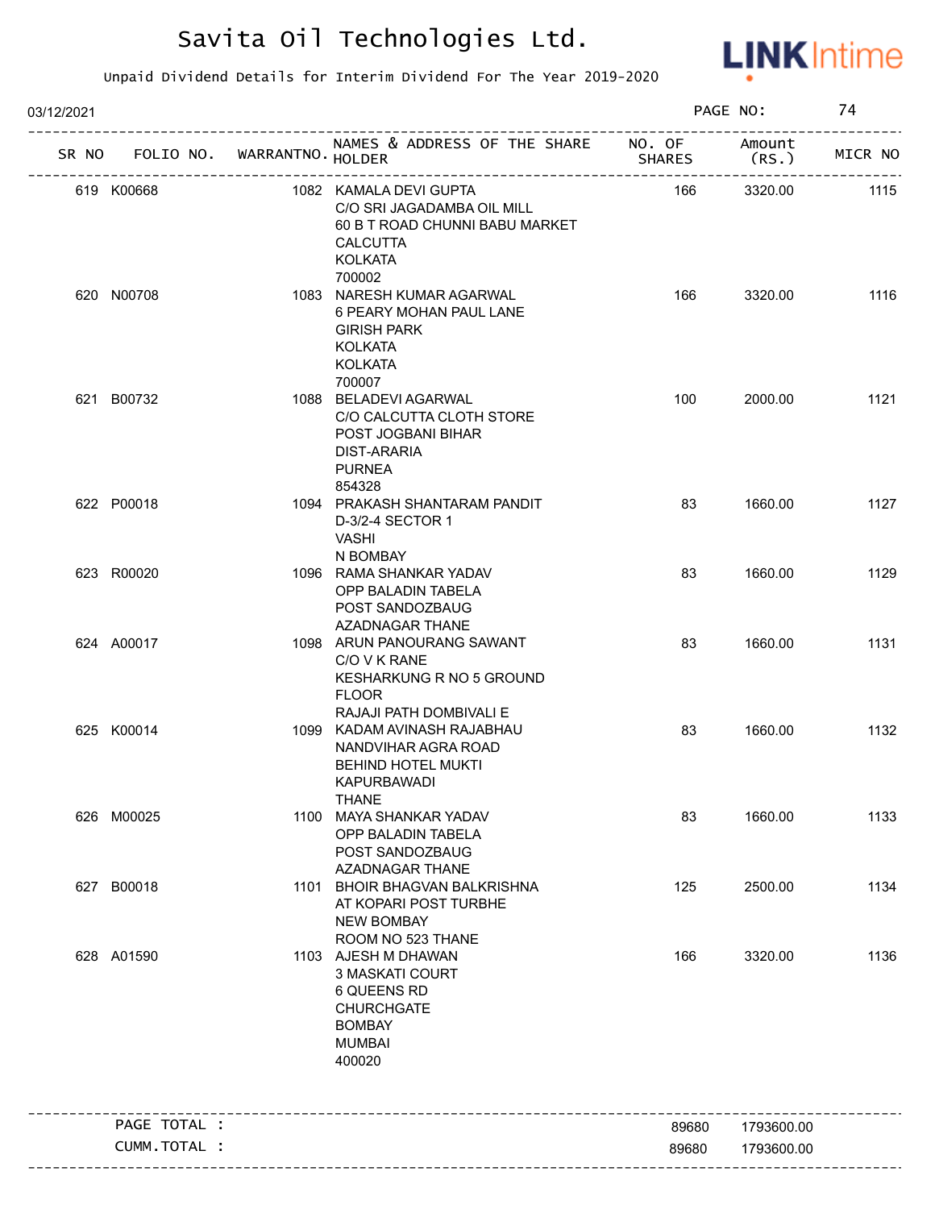# Savita Oil Technologies Ltd.

Unpaid Dividend Details for Interim Dividend For The Year 2019-2020

03/12/2021 PAGE NO: 74

| SR NO | FOLIO NO. | WARRANTNO. | NAMES & ADDRESS OF THE SHARE HOLDER | NO. OF SHARES | Amount (RS.) | MICR NO |
|---|---|---|---|---|---|---|
| 619 | K00668 | 1082 | KAMALA DEVI GUPTA<br>C/O SRI JAGADAMBA OIL MILL<br>60 B T ROAD CHUNNI BABU MARKET<br>CALCUTTA<br>KOLKATA<br>700002 | 166 | 3320.00 | 1115 |
| 620 | N00708 | 1083 | NARESH KUMAR AGARWAL<br>6 PEARY MOHAN PAUL LANE<br>GIRISH PARK<br>KOLKATA<br>KOLKATA<br>700007 | 166 | 3320.00 | 1116 |
| 621 | B00732 | 1088 | BELADEVI AGARWAL<br>C/O CALCUTTA CLOTH STORE<br>POST JOGBANI BIHAR<br>DIST-ARARIA<br>PURNEA<br>854328 | 100 | 2000.00 | 1121 |
| 622 | P00018 | 1094 | PRAKASH SHANTARAM PANDIT<br>D-3/2-4 SECTOR 1<br>VASHI<br>N BOMBAY | 83 | 1660.00 | 1127 |
| 623 | R00020 | 1096 | RAMA SHANKAR YADAV<br>OPP BALADIN TABELA<br>POST SANDOZBAUG<br>AZADNAGAR THANE | 83 | 1660.00 | 1129 |
| 624 | A00017 | 1098 | ARUN PANOURANG SAWANT<br>C/O V K RANE<br>KESHARKUNG R NO 5 GROUND<br>FLOOR<br>RAJAJI PATH DOMBIVALI E | 83 | 1660.00 | 1131 |
| 625 | K00014 | 1099 | KADAM AVINASH RAJABHAU<br>NANDVIHAR AGRA ROAD<br>BEHIND HOTEL MUKTI<br>KAPURBAWADI<br>THANE | 83 | 1660.00 | 1132 |
| 626 | M00025 | 1100 | MAYA SHANKAR YADAV<br>OPP BALADIN TABELA<br>POST SANDOZBAUG<br>AZADNAGAR THANE | 83 | 1660.00 | 1133 |
| 627 | B00018 | 1101 | BHOIR BHAGVAN BALKRISHNA<br>AT KOPARI POST TURBHE<br>NEW BOMBAY<br>ROOM NO 523 THANE | 125 | 2500.00 | 1134 |
| 628 | A01590 | 1103 | AJESH M DHAWAN<br>3 MASKATI COURT<br>6 QUEENS RD<br>CHURCHGATE<br>BOMBAY<br>MUMBAI<br>400020 | 166 | 3320.00 | 1136 |

| | | |
|---|---|---|
| PAGE TOTAL : | 89680 | 1793600.00 |
| CUMM.TOTAL : | 89680 | 1793600.00 |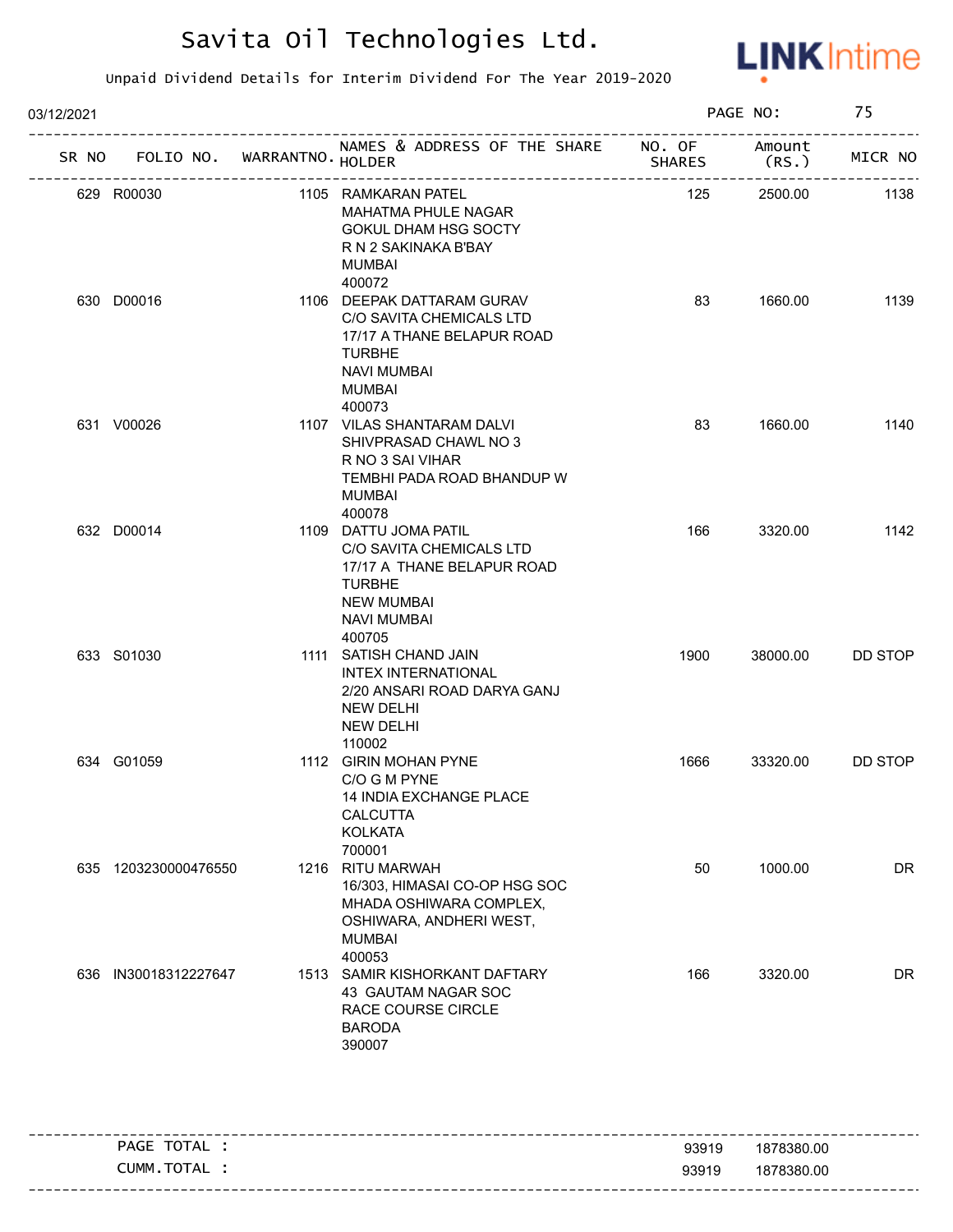# Savita Oil Technologies Ltd.

Unpaid Dividend Details for Interim Dividend For The Year 2019-2020

03/12/2021

| SR NO | FOLIO NO. | WARRANTNO. | NAMES & ADDRESS OF THE SHARE HOLDER | NO. OF SHARES | Amount (RS.) | MICR NO |
|---|---|---|---|---|---|---|
| 629 | R00030 | 1105 | RAMKARAN PATEL<br>MAHATMA PHULE NAGAR<br>GOKUL DHAM HSG SOCTY<br>R N 2 SAKINAKA B'BAY<br>MUMBAI<br>400072 | 125 | 2500.00 | 1138 |
| 630 | D00016 | 1106 | DEEPAK DATTARAM GURAV<br>C/O SAVITA CHEMICALS LTD<br>17/17 A THANE BELAPUR ROAD<br>TURBHE<br>NAVI MUMBAI<br>MUMBAI<br>400073 | 83 | 1660.00 | 1139 |
| 631 | V00026 | 1107 | VILAS SHANTARAM DALVI<br>SHIVPRASAD CHAWL NO 3<br>R NO 3 SAI VIHAR<br>TEMBHI PADA ROAD BHANDUP W<br>MUMBAI<br>400078 | 83 | 1660.00 | 1140 |
| 632 | D00014 | 1109 | DATTU JOMA PATIL<br>C/O SAVITA CHEMICALS LTD<br>17/17 A THANE BELAPUR ROAD<br>TURBHE<br>NEW MUMBAI<br>NAVI MUMBAI<br>400705 | 166 | 3320.00 | 1142 |
| 633 | S01030 | 1111 | SATISH CHAND JAIN<br>INTEX INTERNATIONAL<br>2/20 ANSARI ROAD DARYA GANJ<br>NEW DELHI<br>NEW DELHI<br>110002 | 1900 | 38000.00 | DD STOP |
| 634 | G01059 | 1112 | GIRIN MOHAN PYNE<br>C/O G M PYNE<br>14 INDIA EXCHANGE PLACE<br>CALCUTTA<br>KOLKATA<br>700001 | 1666 | 33320.00 | DD STOP |
| 635 | 1203230000476550 | 1216 | RITU MARWAH<br>16/303, HIMASAI CO-OP HSG SOC<br>MHADA OSHIWARA COMPLEX,<br>OSHIWARA, ANDHERI WEST,<br>MUMBAI<br>400053 | 50 | 1000.00 | DR |
| 636 | IN30018312227647 | 1513 | SAMIR KISHORKANT DAFTARY<br>43 GAUTAM NAGAR SOC<br>RACE COURSE CIRCLE<br>BARODA<br>390007 | 166 | 3320.00 | DR |

| | NO. OF SHARES | Amount (RS.) |
|---|---|---|
| PAGE TOTAL : | 93919 | 1878380.00 |
| CUMM.TOTAL : | 93919 | 1878380.00 |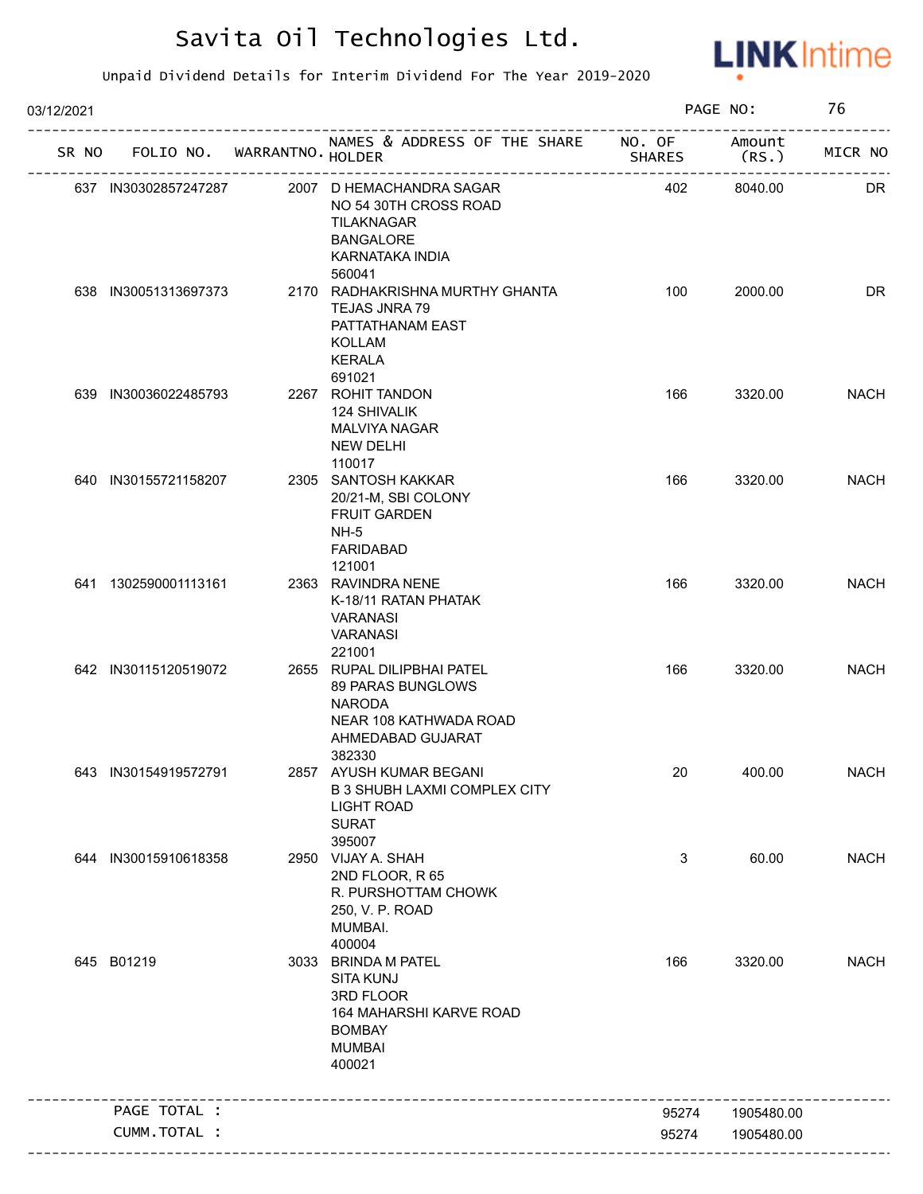# Savita Oil Technologies Ltd.

Unpaid Dividend Details for Interim Dividend For The Year 2019-2020

03/12/2021 PAGE NO: 76

| SR NO | FOLIO NO. | WARRANTNO. | NAMES & ADDRESS OF THE SHARE HOLDER | NO. OF SHARES | Amount (RS.) | MICR NO |
|---|---|---|---|---|---|---|
| 637 | IN30302857247287 | 2007 | D HEMACHANDRA SAGAR NO 54 30TH CROSS ROAD TILAKNAGAR BANGALORE KARNATAKA INDIA 560041 | 402 | 8040.00 | DR |
| 638 | IN30051313697373 | 2170 | RADHAKRISHNA MURTHY GHANTA TEJAS JNRA 79 PATTATHANAM EAST KOLLAM KERALA 691021 | 100 | 2000.00 | DR |
| 639 | IN30036022485793 | 2267 | ROHIT TANDON 124 SHIVALIK MALVIYA NAGAR NEW DELHI 110017 | 166 | 3320.00 | NACH |
| 640 | IN30155721158207 | 2305 | SANTOSH KAKKAR 20/21-M, SBI COLONY FRUIT GARDEN NH-5 FARIDABAD 121001 | 166 | 3320.00 | NACH |
| 641 | 1302590001113161 | 2363 | RAVINDRA NENE K-18/11 RATAN PHATAK VARANASI VARANASI 221001 | 166 | 3320.00 | NACH |
| 642 | IN30115120519072 | 2655 | RUPAL DILIPBHAI PATEL 89 PARAS BUNGLOWS NARODA NEAR 108 KATHWADA ROAD AHMEDABAD GUJARAT 382330 | 166 | 3320.00 | NACH |
| 643 | IN30154919572791 | 2857 | AYUSH KUMAR BEGANI B 3 SHUBH LAXMI COMPLEX CITY LIGHT ROAD SURAT 395007 | 20 | 400.00 | NACH |
| 644 | IN30015910618358 | 2950 | VIJAY A. SHAH 2ND FLOOR, R 65 R. PURSHOTTAM CHOWK 250, V. P. ROAD MUMBAI. 400004 | 3 | 60.00 | NACH |
| 645 | B01219 | 3033 | BRINDA M PATEL SITA KUNJ 3RD FLOOR 164 MAHARSHI KARVE ROAD BOMBAY MUMBAI 400021 | 166 | 3320.00 | NACH |
| | PAGE TOTAL : | | | 95274 | 1905480.00 | |
| | CUMM.TOTAL : | | | 95274 | 1905480.00 | |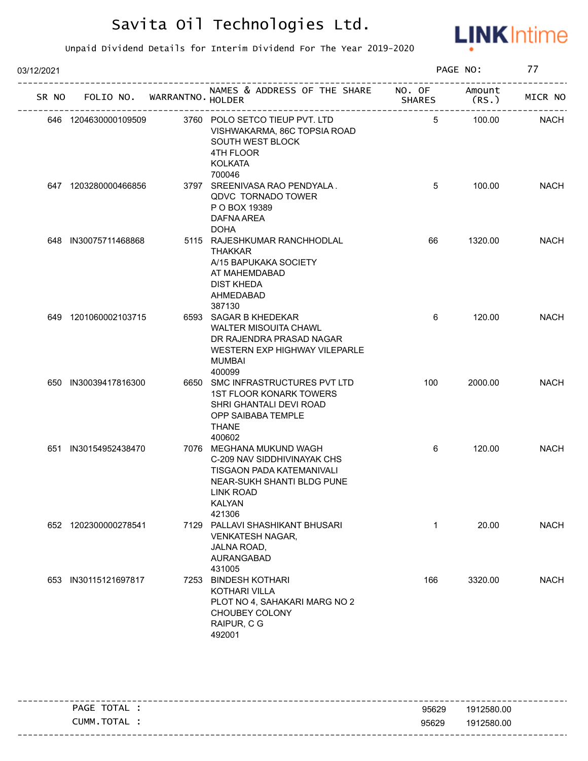# Savita Oil Technologies Ltd.

Unpaid Dividend Details for Interim Dividend For The Year 2019-2020

03/12/2021

| SR NO | FOLIO NO. | WARRANTNO. | NAMES & ADDRESS OF THE SHARE HOLDER | NO. OF SHARES | Amount (RS.) | MICR NO |
|---|---|---|---|---|---|---|
| 646 | 1204630000109509 | 3760 | POLO SETCO TIEUP PVT. LTD VISHWAKARMA, 86C TOPSIA ROAD SOUTH WEST BLOCK 4TH FLOOR KOLKATA 700046 | 5 | 100.00 | NACH |
| 647 | 1203280000466856 | 3797 | SREENIVASA RAO PENDYALA . QDVC TORNADO TOWER P O BOX 19389 DAFNA AREA DOHA | 5 | 100.00 | NACH |
| 648 | IN30075711468868 | 5115 | RAJESHKUMAR RANCHHODLAL THAKKAR A/15 BAPUKAKA SOCIETY AT MAHEMDABAD DIST KHEDA AHMEDABAD 387130 | 66 | 1320.00 | NACH |
| 649 | 1201060002103715 | 6593 | SAGAR B KHEDEKAR WALTER MISOUITA CHAWL DR RAJENDRA PRASAD NAGAR WESTERN EXP HIGHWAY VILEPARLE MUMBAI 400099 | 6 | 120.00 | NACH |
| 650 | IN30039417816300 | 6650 | SMC INFRASTRUCTURES PVT LTD 1ST FLOOR KONARK TOWERS SHRI GHANTALI DEVI ROAD OPP SAIBABA TEMPLE THANE 400602 | 100 | 2000.00 | NACH |
| 651 | IN30154952438470 | 7076 | MEGHANA MUKUND WAGH C-209 NAV SIDDHIVINAYAK CHS TISGAON PADA KATEMANIVALI NEAR-SUKH SHANTI BLDG PUNE LINK ROAD KALYAN 421306 | 6 | 120.00 | NACH |
| 652 | 1202300000278541 | 7129 | PALLAVI SHASHIKANT BHUSARI VENKATESH NAGAR, JALNA ROAD, AURANGABAD 431005 | 1 | 20.00 | NACH |
| 653 | IN30115121697817 | 7253 | BINDESH KOTHARI KOTHARI VILLA PLOT NO 4, SAHAKARI MARG NO 2 CHOUBEY COLONY RAIPUR, C G 492001 | 166 | 3320.00 | NACH |

| | | |
|---|---|---|
| PAGE TOTAL : | 95629 | 1912580.00 |
| CUMM.TOTAL : | 95629 | 1912580.00 |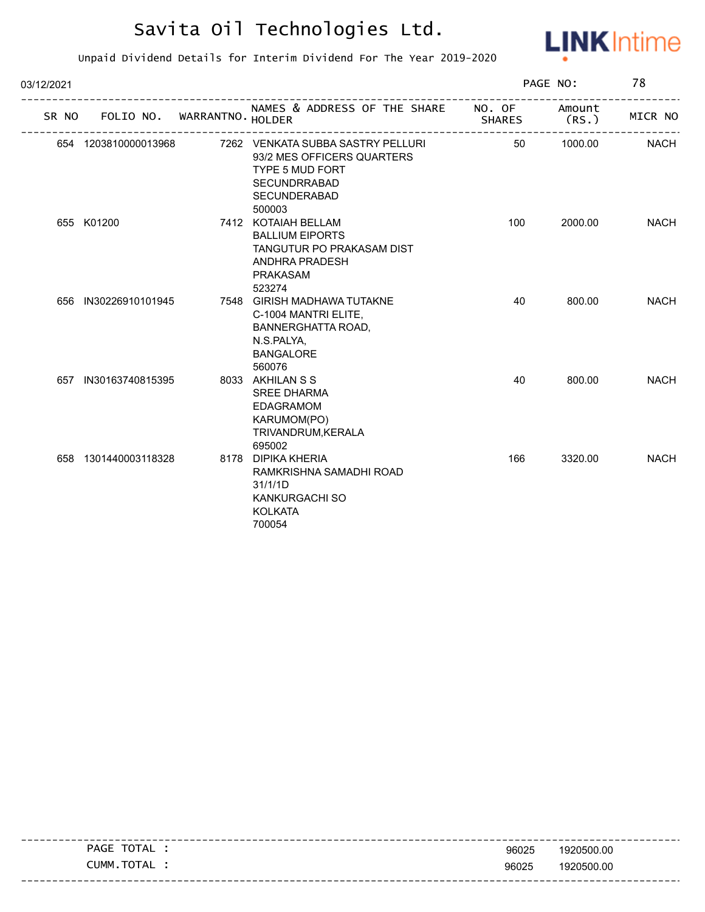# Savita Oil Technologies Ltd.

Unpaid Dividend Details for Interim Dividend For The Year 2019-2020

03/12/2021

| SR NO | FOLIO NO. | WARRANTNO. | NAMES & ADDRESS OF THE SHARE HOLDER | NO. OF SHARES | Amount (RS.) | MICR NO |
|---|---|---|---|---|---|---|
| 654 | 1203810000013968 | 7262 | VENKATA SUBBA SASTRY PELLURI<br>93/2 MES OFFICERS QUARTERS<br>TYPE 5 MUD FORT<br>SECUNDRRABAD<br>SECUNDERABAD<br>500003 | 50 | 1000.00 | NACH |
| 655 | K01200 | 7412 | KOTAIAH BELLAM<br>BALLIUM EIPORTS<br>TANGUTUR PO PRAKASAM DIST<br>ANDHRA PRADESH<br>PRAKASAM<br>523274 | 100 | 2000.00 | NACH |
| 656 | IN30226910101945 | 7548 | GIRISH MADHAWA TUTAKNE<br>C-1004 MANTRI ELITE,<br>BANNERGHATTA ROAD,<br>N.S.PALYA,<br>BANGALORE<br>560076 | 40 | 800.00 | NACH |
| 657 | IN30163740815395 | 8033 | AKHILAN S S<br>SREE DHARMA<br>EDAGRAMOM<br>KARUMOM(PO)<br>TRIVANDRUM,KERALA<br>695002 | 40 | 800.00 | NACH |
| 658 | 1301440003118328 | 8178 | DIPIKA KHERIA<br>RAMKRISHNA SAMADHI ROAD<br>31/1/1D<br>KANKURGACHI SO<br>KOLKATA<br>700054 | 166 | 3320.00 | NACH |

| | | |
|---|---|---|
| PAGE TOTAL : | 96025 | 1920500.00 |
| CUMM.TOTAL : | 96025 | 1920500.00 |